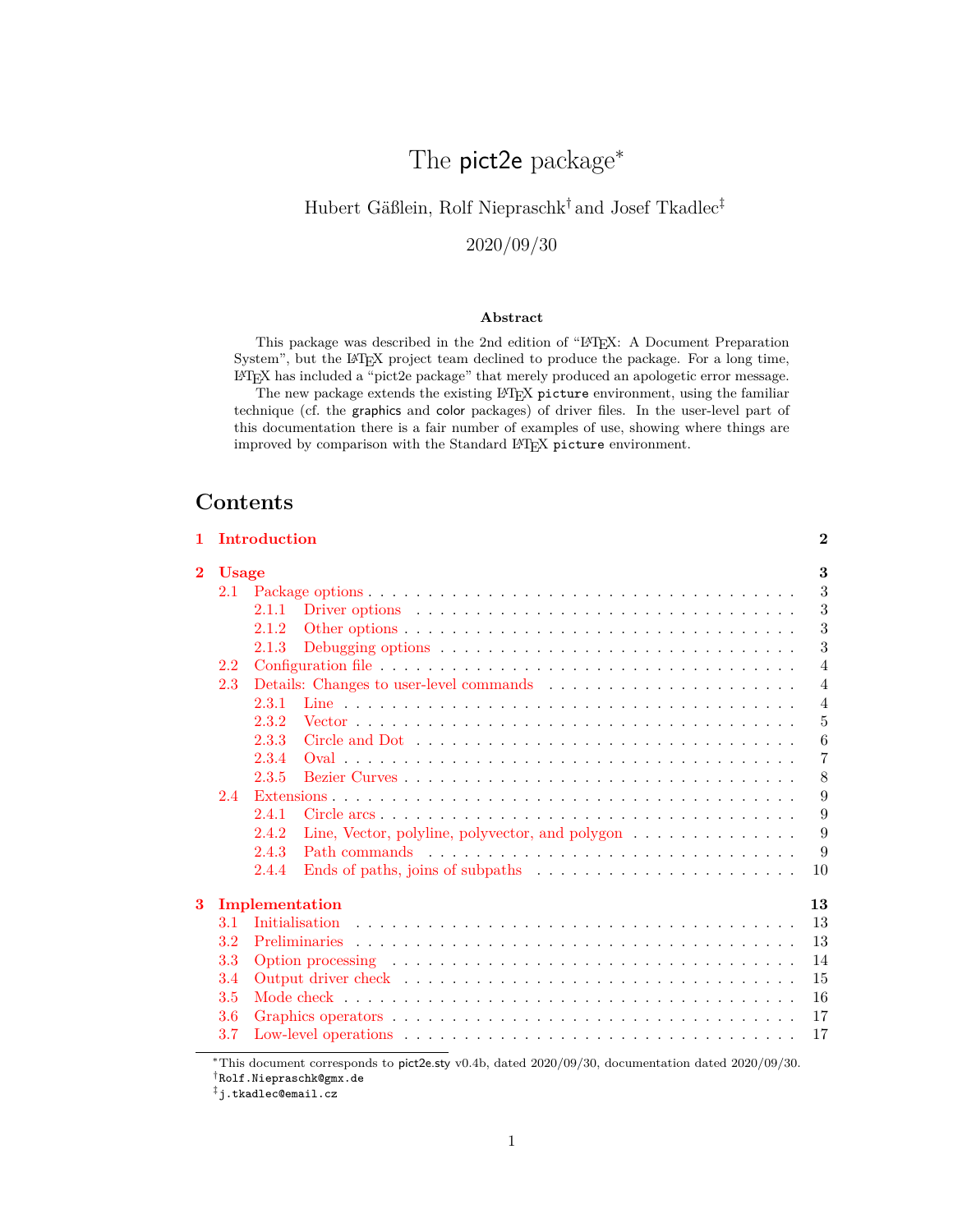# The pict2e package*

Hubert Gäßlein, Rolf Niepraschk[†] and Josef Tkadlec[‡]

2020/09/30

**Abstract**

This package was described in the 2nd edition of "LaTeX: A Document Preparation System", but the LaTeX project team declined to produce the package. For a long time, LaTeX has included a "pict2e package" that merely produced an apologetic error message.

The new package extends the existing LaTeX `picture` environment, using the familiar technique (cf. the graphics and color packages) of driver files. In the user-level part of this documentation there is a fair number of examples of use, showing where things are improved by comparison with the Standard LaTeX `picture` environment.

## Contents

- **1 Introduction** — 2
- **2 Usage** — 3
  - 2.1 Package options — 3
    - 2.1.1 Driver options — 3
    - 2.1.2 Other options — 3
    - 2.1.3 Debugging options — 3
  - 2.2 Configuration file — 4
  - 2.3 Details: Changes to user-level commands — 4
    - 2.3.1 Line — 4
    - 2.3.2 Vector — 5
    - 2.3.3 Circle and Dot — 6
    - 2.3.4 Oval — 7
    - 2.3.5 Bezier Curves — 8
  - 2.4 Extensions — 9
    - 2.4.1 Circle arcs — 9
    - 2.4.2 Line, Vector, polyline, polyvector, and polygon — 9
    - 2.4.3 Path commands — 9
    - 2.4.4 Ends of paths, joins of subpaths — 10
- **3 Implementation** — 13
  - 3.1 Initialisation — 13
  - 3.2 Preliminaries — 13
  - 3.3 Option processing — 14
  - 3.4 Output driver check — 15
  - 3.5 Mode check — 16
  - 3.6 Graphics operators — 17
  - 3.7 Low-level operations — 17

---

*This document corresponds to pict2e.sty v0.4b, dated 2020/09/30, documentation dated 2020/09/30.

[†] `Rolf.Niepraschk@gmx.de`

[‡] `j.tkadlec@email.cz`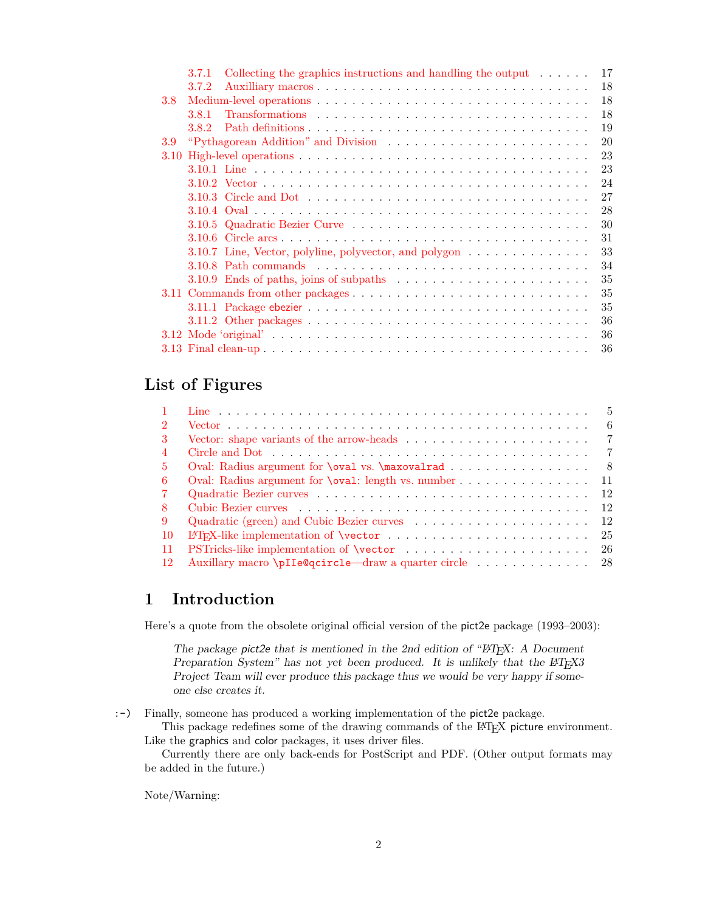3.7.1 Collecting the graphics instructions and handling the output . . . . . . 17
3.7.2 Auxilliary macros . . . . . . . . . . . . . . . . . . . . . . . . . . . . . . 18
3.8 Medium-level operations . . . . . . . . . . . . . . . . . . . . . . . . . . . . . 18
3.8.1 Transformations . . . . . . . . . . . . . . . . . . . . . . . . . . . . . . 18
3.8.2 Path definitions . . . . . . . . . . . . . . . . . . . . . . . . . . . . . . 19
3.9 "Pythagorean Addition" and Division . . . . . . . . . . . . . . . . . . . . . 20
3.10 High-level operations . . . . . . . . . . . . . . . . . . . . . . . . . . . . . . 23
3.10.1 Line . . . . . . . . . . . . . . . . . . . . . . . . . . . . . . . . . . . . 23
3.10.2 Vector . . . . . . . . . . . . . . . . . . . . . . . . . . . . . . . . . . . 24
3.10.3 Circle and Dot . . . . . . . . . . . . . . . . . . . . . . . . . . . . . . 27
3.10.4 Oval . . . . . . . . . . . . . . . . . . . . . . . . . . . . . . . . . . . . 28
3.10.5 Quadratic Bezier Curve . . . . . . . . . . . . . . . . . . . . . . . . . 30
3.10.6 Circle arcs . . . . . . . . . . . . . . . . . . . . . . . . . . . . . . . . . 31
3.10.7 Line, Vector, polyline, polyvector, and polygon . . . . . . . . . . . . 33
3.10.8 Path commands . . . . . . . . . . . . . . . . . . . . . . . . . . . . . . 34
3.10.9 Ends of paths, joins of subpaths . . . . . . . . . . . . . . . . . . . . 35
3.11 Commands from other packages . . . . . . . . . . . . . . . . . . . . . . . . 35
3.11.1 Package ebezier . . . . . . . . . . . . . . . . . . . . . . . . . . . . . . 35
3.11.2 Other packages . . . . . . . . . . . . . . . . . . . . . . . . . . . . . . 36
3.12 Mode 'original' . . . . . . . . . . . . . . . . . . . . . . . . . . . . . . . . . . 36
3.13 Final clean-up . . . . . . . . . . . . . . . . . . . . . . . . . . . . . . . . . . 36

## List of Figures

1 Line . . . . . . . . . . . . . . . . . . . . . . . . . . . . . . . . . . . . . . . 5
2 Vector . . . . . . . . . . . . . . . . . . . . . . . . . . . . . . . . . . . . . . 6
3 Vector: shape variants of the arrow-heads . . . . . . . . . . . . . . . . . . . 7
4 Circle and Dot . . . . . . . . . . . . . . . . . . . . . . . . . . . . . . . . . . 7
5 Oval: Radius argument for `\oval` vs. `\maxovalrad` . . . . . . . . . . . . . . . 8
6 Oval: Radius argument for `\oval`: length vs. number . . . . . . . . . . . . . . 11
7 Quadratic Bezier curves . . . . . . . . . . . . . . . . . . . . . . . . . . . . . 12
8 Cubic Bezier curves . . . . . . . . . . . . . . . . . . . . . . . . . . . . . . . 12
9 Quadratic (green) and Cubic Bezier curves . . . . . . . . . . . . . . . . . . . 12
10 LaTeX-like implementation of `\vector` . . . . . . . . . . . . . . . . . . . . . 25
11 PSTricks-like implementation of `\vector` . . . . . . . . . . . . . . . . . . . 26
12 Auxillary macro `\pIIe@qcircle`—draw a quarter circle . . . . . . . . . . . . . 28

# 1 Introduction

Here's a quote from the obsolete original official version of the pict2e package (1993–2003):

> *The package pict2e that is mentioned in the 2nd edition of "LaTeX: A Document Preparation System" has not yet been produced. It is unlikely that the LaTeX3 Project Team will ever produce this package thus we would be very happy if someone else creates it.*

:-) Finally, someone has produced a working implementation of the pict2e package.

This package redefines some of the drawing commands of the LaTeX picture environment. Like the graphics and color packages, it uses driver files.

Currently there are only back-ends for PostScript and PDF. (Other output formats may be added in the future.)

Note/Warning: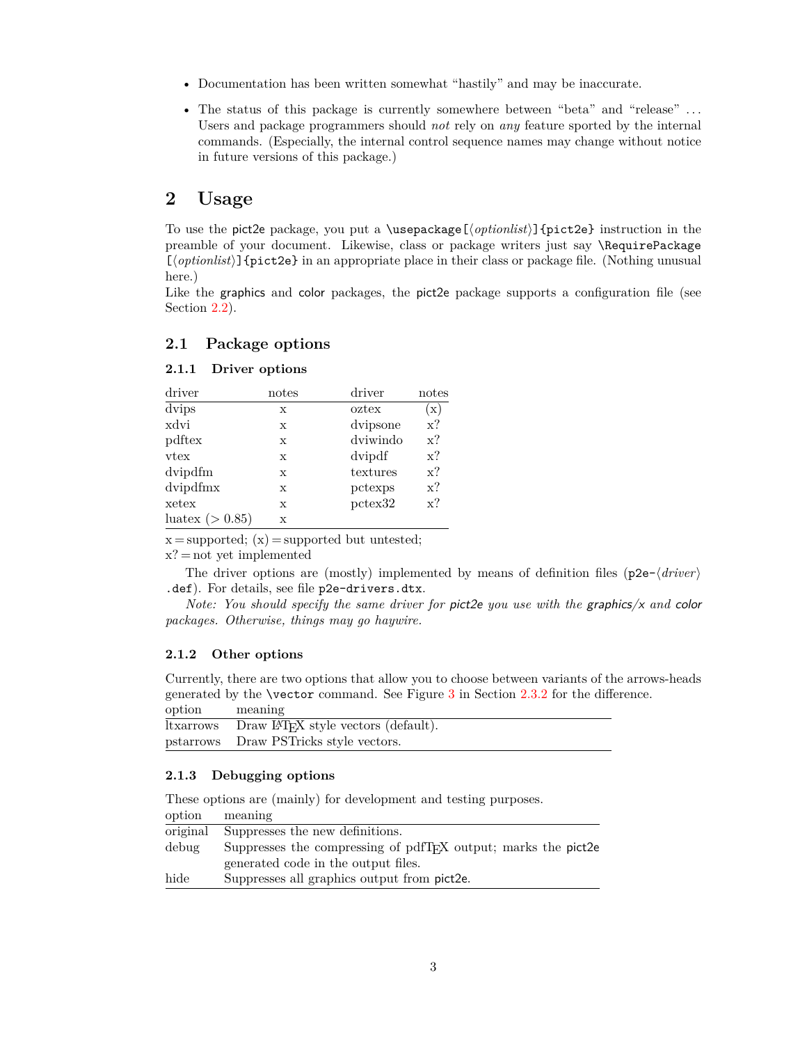- Documentation has been written somewhat "hastily" and may be inaccurate.
- The status of this package is currently somewhere between "beta" and "release" ... Users and package programmers should *not* rely on *any* feature sported by the internal commands. (Especially, the internal control sequence names may change without notice in future versions of this package.)

# 2 Usage

To use the pict2e package, you put a `\usepackage[⟨optionlist⟩]{pict2e}` instruction in the preamble of your document. Likewise, class or package writers just say `\RequirePackage [⟨optionlist⟩]{pict2e}` in an appropriate place in their class or package file. (Nothing unusual here.)
Like the graphics and color packages, the pict2e package supports a configuration file (see Section 2.2).

## 2.1 Package options

### 2.1.1 Driver options

| driver | notes | driver | notes |
|---|---|---|---|
| dvips | x | oztex | (x) |
| xdvi | x | dvipsone | x? |
| pdftex | x | dviwindo | x? |
| vtex | x | dvipdf | x? |
| dvipdfm | x | textures | x? |
| dvipdfmx | x | pctexps | x? |
| xetex | x | pctex32 | x? |
| luatex (> 0.85) | x | | |

x = supported; (x) = supported but untested;
x? = not yet implemented

The driver options are (mostly) implemented by means of definition files (`p2e-⟨driver⟩.def`). For details, see file `p2e-drivers.dtx`.

*Note: You should specify the same driver for pict2e you use with the graphics/x and color packages. Otherwise, things may go haywire.*

### 2.1.2 Other options

Currently, there are two options that allow you to choose between variants of the arrows-heads generated by the `\vector` command. See Figure 3 in Section 2.3.2 for the difference.

| option | meaning |
|---|---|
| ltxarrows | Draw LaTeX style vectors (default). |
| pstarrows | Draw PSTricks style vectors. |

### 2.1.3 Debugging options

These options are (mainly) for development and testing purposes.

| option | meaning |
|---|---|
| original | Suppresses the new definitions. |
| debug | Suppresses the compressing of pdfTeX output; marks the pict2e generated code in the output files. |
| hide | Suppresses all graphics output from pict2e. |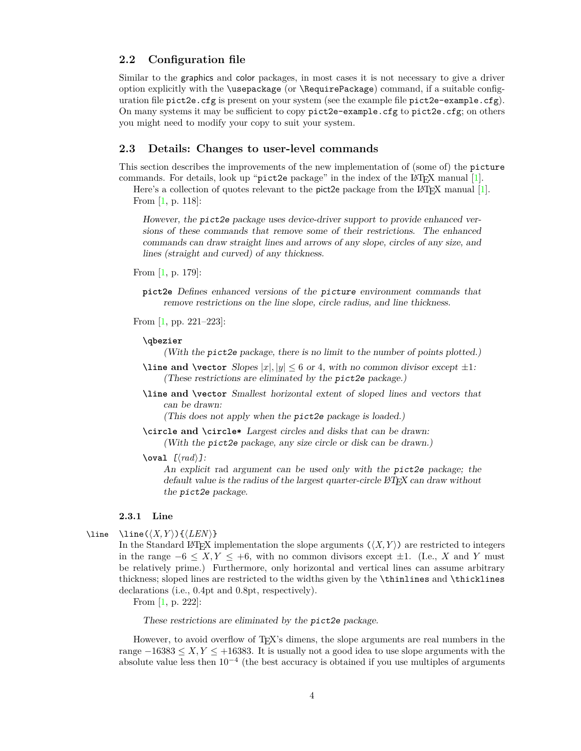## 2.2 Configuration file

Similar to the graphics and color packages, in most cases it is not necessary to give a driver option explicitly with the `\usepackage` (or `\RequirePackage`) command, if a suitable configuration file `pict2e.cfg` is present on your system (see the example file `pict2e-example.cfg`). On many systems it may be sufficient to copy `pict2e-example.cfg` to `pict2e.cfg`; on others you might need to modify your copy to suit your system.

## 2.3 Details: Changes to user-level commands

This section describes the improvements of the new implementation of (some of) the `picture` commands. For details, look up "pict2e package" in the index of the LaTeX manual [1].

Here's a collection of quotes relevant to the pict2e package from the LaTeX manual [1]. From [1, p. 118]:

> *However, the `pict2e` package uses device-driver support to provide enhanced versions of these commands that remove some of their restrictions. The enhanced commands can draw straight lines and arrows of any slope, circles of any size, and lines (straight and curved) of any thickness.*

From [1, p. 179]:

> **`pict2e`** *Defines enhanced versions of the `picture` environment commands that remove restrictions on the line slope, circle radius, and line thickness.*

From [1, pp. 221–223]:

> **`\qbezier`**
> *(With the `pict2e` package, there is no limit to the number of points plotted.)*
>
> **`\line` and `\vector`** *Slopes $|x|, |y| \leq 6$ or 4, with no common divisor except $\pm 1$:*
> *(These restrictions are eliminated by the `pict2e` package.)*
>
> **`\line` and `\vector`** *Smallest horizontal extent of sloped lines and vectors that can be drawn:*
> *(This does not apply when the `pict2e` package is loaded.)*
>
> **`\circle` and `\circle*`** *Largest circles and disks that can be drawn:*
> *(With the `pict2e` package, any size circle or disk can be drawn.)*
>
> **`\oval`** *[⟨rad⟩]:*
> *An explicit* rad *argument can be used only with the `pict2e` package; the default value is the radius of the largest quarter-circle LaTeX can draw without the `pict2e` package.*

### 2.3.1 Line

`\line` `\line(⟨X,Y⟩){⟨LEN⟩}`

In the Standard LaTeX implementation the slope arguments (⟨X,Y⟩) are restricted to integers in the range $-6 \leq X, Y \leq +6$, with no common divisors except $\pm 1$. (I.e., $X$ and $Y$ must be relatively prime.) Furthermore, only horizontal and vertical lines can assume arbitrary thickness; sloped lines are restricted to the widths given by the `\thinlines` and `\thicklines` declarations (i.e., 0.4pt and 0.8pt, respectively).

From [1, p. 222]:

> *These restrictions are eliminated by the `pict2e` package.*

However, to avoid overflow of TeX's dimens, the slope arguments are real numbers in the range $-16383 \leq X, Y \leq +16383$. It is usually not a good idea to use slope arguments with the absolute value less then $10^{-4}$ (the best accuracy is obtained if you use multiples of arguments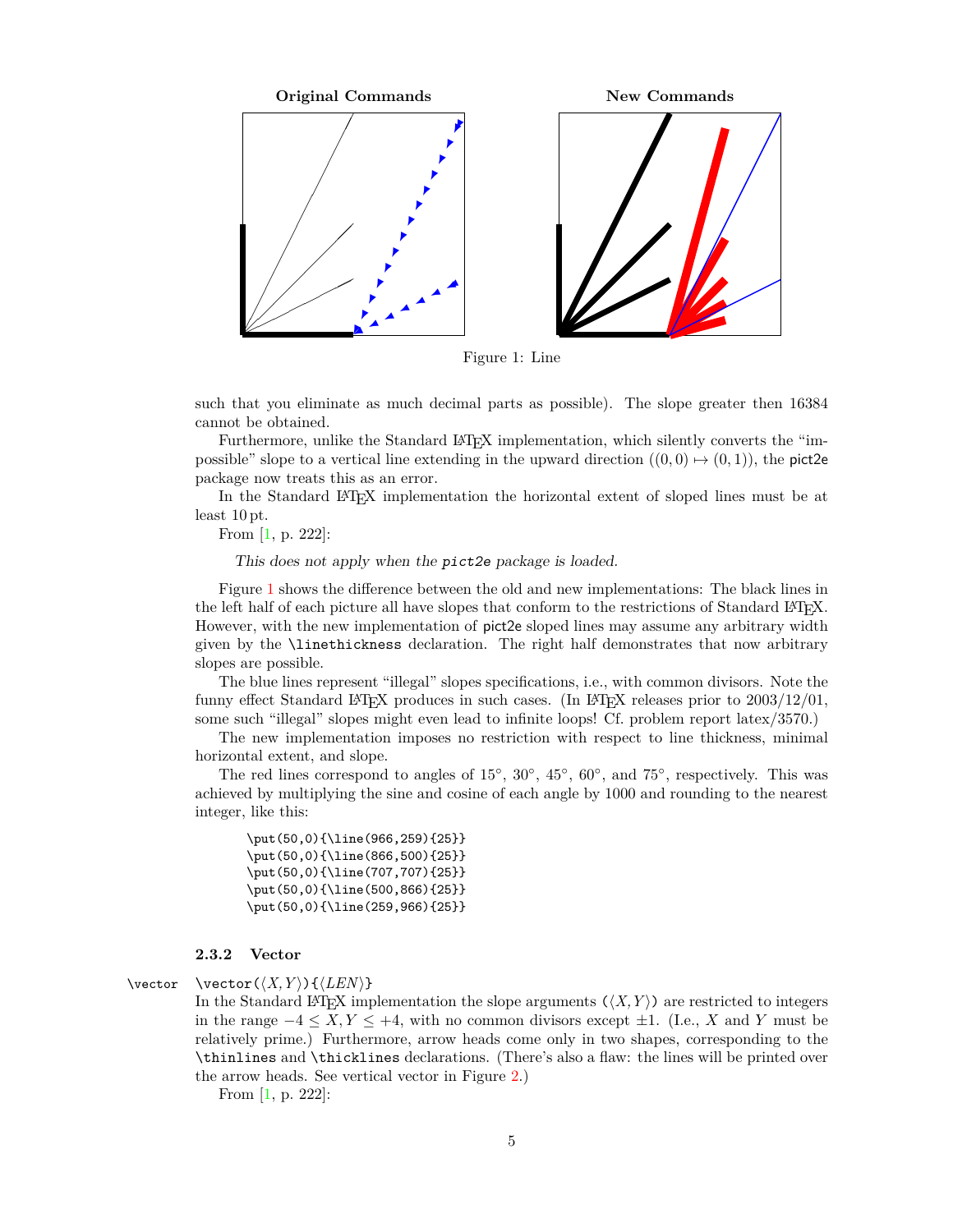**Original Commands** **New Commands**

Figure 1: Line

such that you eliminate as much decimal parts as possible). The slope greater then 16384 cannot be obtained.

Furthermore, unlike the Standard LaTeX implementation, which silently converts the "impossible" slope to a vertical line extending in the upward direction ($(0,0) \mapsto (0,1)$), the pict2e package now treats this as an error.

In the Standard LaTeX implementation the horizontal extent of sloped lines must be at least 10 pt.

From [1, p. 222]:

> *This does not apply when the* `pict2e` *package is loaded.*

Figure 1 shows the difference between the old and new implementations: The black lines in the left half of each picture all have slopes that conform to the restrictions of Standard LaTeX. However, with the new implementation of pict2e sloped lines may assume any arbitrary width given by the `\linethickness` declaration. The right half demonstrates that now arbitrary slopes are possible.

The blue lines represent "illegal" slopes specifications, i.e., with common divisors. Note the funny effect Standard LaTeX produces in such cases. (In LaTeX releases prior to 2003/12/01, some such "illegal" slopes might even lead to infinite loops! Cf. problem report latex/3570.)

The new implementation imposes no restriction with respect to line thickness, minimal horizontal extent, and slope.

The red lines correspond to angles of 15°, 30°, 45°, 60°, and 75°, respectively. This was achieved by multiplying the sine and cosine of each angle by 1000 and rounding to the nearest integer, like this:

```
\put(50,0){\line(966,259){25}}
\put(50,0){\line(866,500){25}}
\put(50,0){\line(707,707){25}}
\put(50,0){\line(500,866){25}}
\put(50,0){\line(259,966){25}}
```

### 2.3.2 Vector

`\vector` `\vector(⟨X,Y⟩){⟨LEN⟩}`

In the Standard LaTeX implementation the slope arguments (⟨$X,Y$⟩) are restricted to integers in the range $-4 \leq X, Y \leq +4$, with no common divisors except $\pm 1$. (I.e., $X$ and $Y$ must be relatively prime.) Furthermore, arrow heads come only in two shapes, corresponding to the `\thinlines` and `\thicklines` declarations. (There's also a flaw: the lines will be printed over the arrow heads. See vertical vector in Figure 2.)

From [1, p. 222]: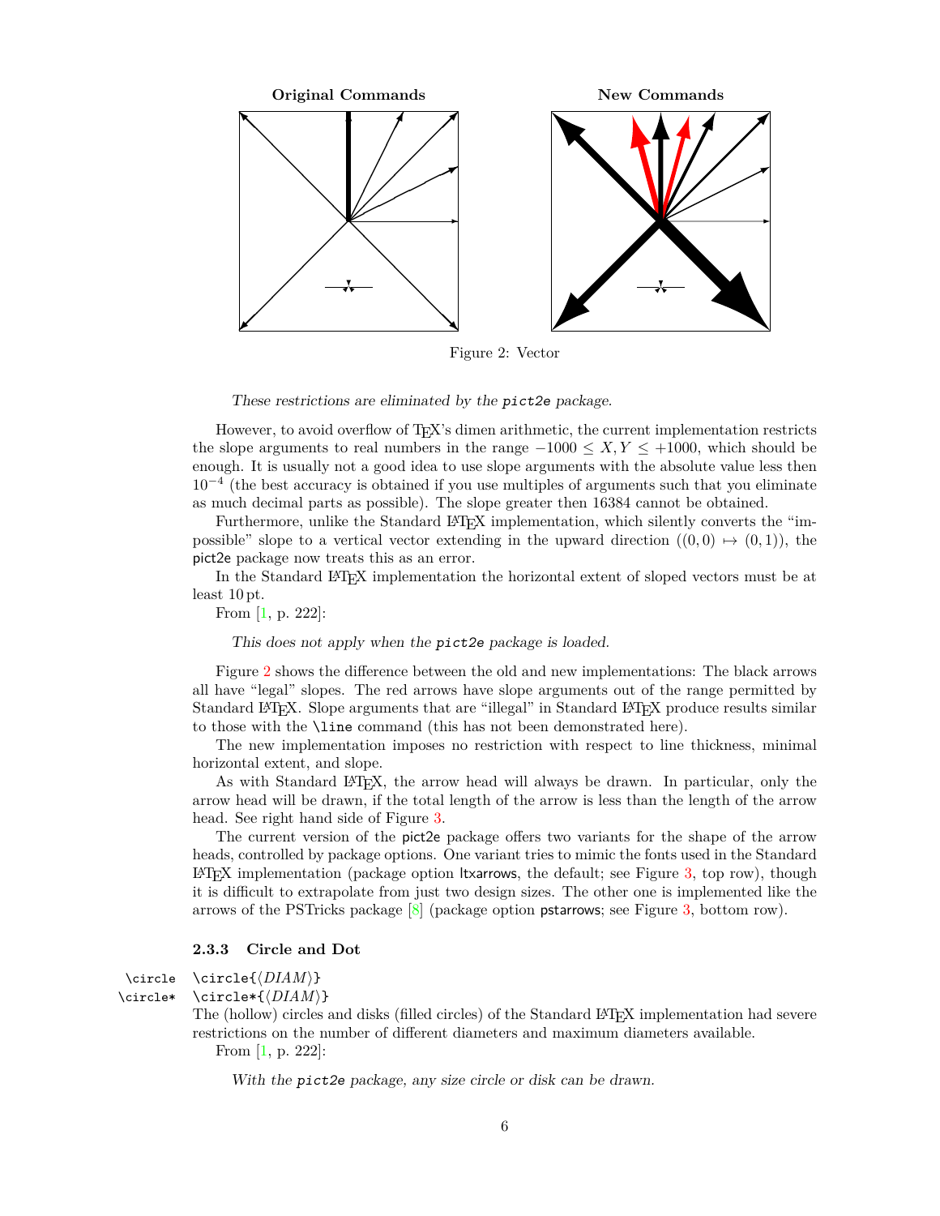**Original Commands** **New Commands**

Figure 2: Vector

> *These restrictions are eliminated by the* `pict2e` *package.*

However, to avoid overflow of TeX's dimen arithmetic, the current implementation restricts the slope arguments to real numbers in the range $-1000 \leq X, Y \leq +1000$, which should be enough. It is usually not a good idea to use slope arguments with the absolute value less then $10^{-4}$ (the best accuracy is obtained if you use multiples of arguments such that you eliminate as much decimal parts as possible). The slope greater then 16384 cannot be obtained.

Furthermore, unlike the Standard LaTeX implementation, which silently converts the "impossible" slope to a vertical vector extending in the upward direction ($(0,0) \mapsto (0,1)$), the pict2e package now treats this as an error.

In the Standard LaTeX implementation the horizontal extent of sloped vectors must be at least 10 pt.

From [1, p. 222]:

> *This does not apply when the* `pict2e` *package is loaded.*

Figure 2 shows the difference between the old and new implementations: The black arrows all have "legal" slopes. The red arrows have slope arguments out of the range permitted by Standard LaTeX. Slope arguments that are "illegal" in Standard LaTeX produce results similar to those with the `\line` command (this has not been demonstrated here).

The new implementation imposes no restriction with respect to line thickness, minimal horizontal extent, and slope.

As with Standard LaTeX, the arrow head will always be drawn. In particular, only the arrow head will be drawn, if the total length of the arrow is less than the length of the arrow head. See right hand side of Figure 3.

The current version of the pict2e package offers two variants for the shape of the arrow heads, controlled by package options. One variant tries to mimic the fonts used in the Standard LaTeX implementation (package option ltxarrows, the default; see Figure 3, top row), though it is difficult to extrapolate from just two design sizes. The other one is implemented like the arrows of the PSTricks package [8] (package option pstarrows; see Figure 3, bottom row).

### 2.3.3 Circle and Dot

`\circle` `\circle{⟨DIAM⟩}`

`\circle*` `\circle*{⟨DIAM⟩}`

The (hollow) circles and disks (filled circles) of the Standard LaTeX implementation had severe restrictions on the number of different diameters and maximum diameters available.

From [1, p. 222]:

> *With the* `pict2e` *package, any size circle or disk can be drawn.*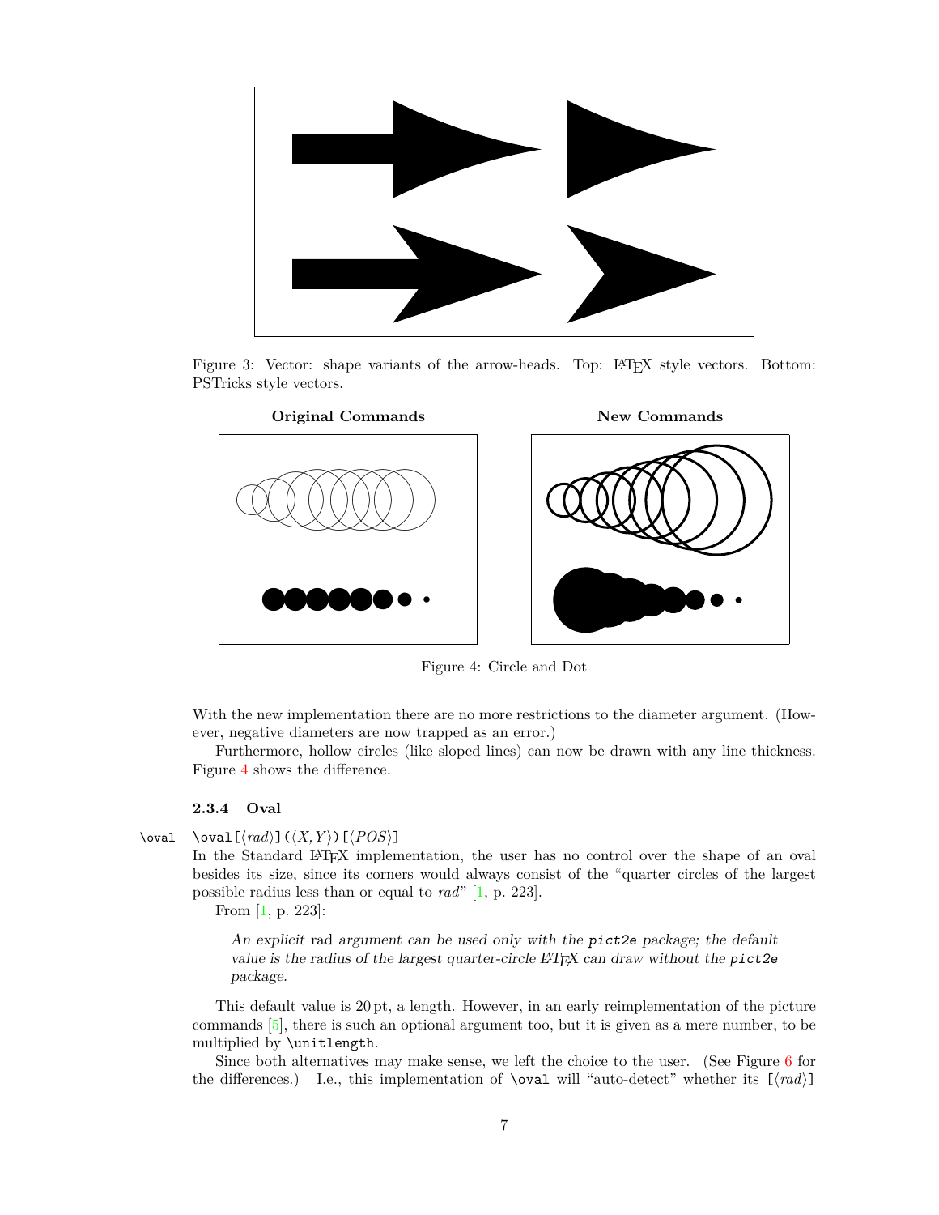Figure 3: Vector: shape variants of the arrow-heads. Top: LaTeX style vectors. Bottom: PSTricks style vectors.

**Original Commands** **New Commands**

Figure 4: Circle and Dot

With the new implementation there are no more restrictions to the diameter argument. (However, negative diameters are now trapped as an error.)

Furthermore, hollow circles (like sloped lines) can now be drawn with any line thickness. Figure 4 shows the difference.

### 2.3.4 Oval

`\oval` `\oval[⟨rad⟩](⟨X,Y⟩)[⟨POS⟩]`

In the Standard LaTeX implementation, the user has no control over the shape of an oval besides its size, since its corners would always consist of the "quarter circles of the largest possible radius less than or equal to *rad*" [1, p. 223].

From [1, p. 223]:

> *An explicit* rad *argument can be used only with the* `pict2e` *package; the default value is the radius of the largest quarter-circle LaTeX can draw without the* `pict2e` *package.*

This default value is 20 pt, a length. However, in an early reimplementation of the picture commands [5], there is such an optional argument too, but it is given as a mere number, to be multiplied by `\unitlength`.

Since both alternatives may make sense, we left the choice to the user. (See Figure 6 for the differences.) I.e., this implementation of `\oval` will "auto-detect" whether its `[⟨rad⟩]`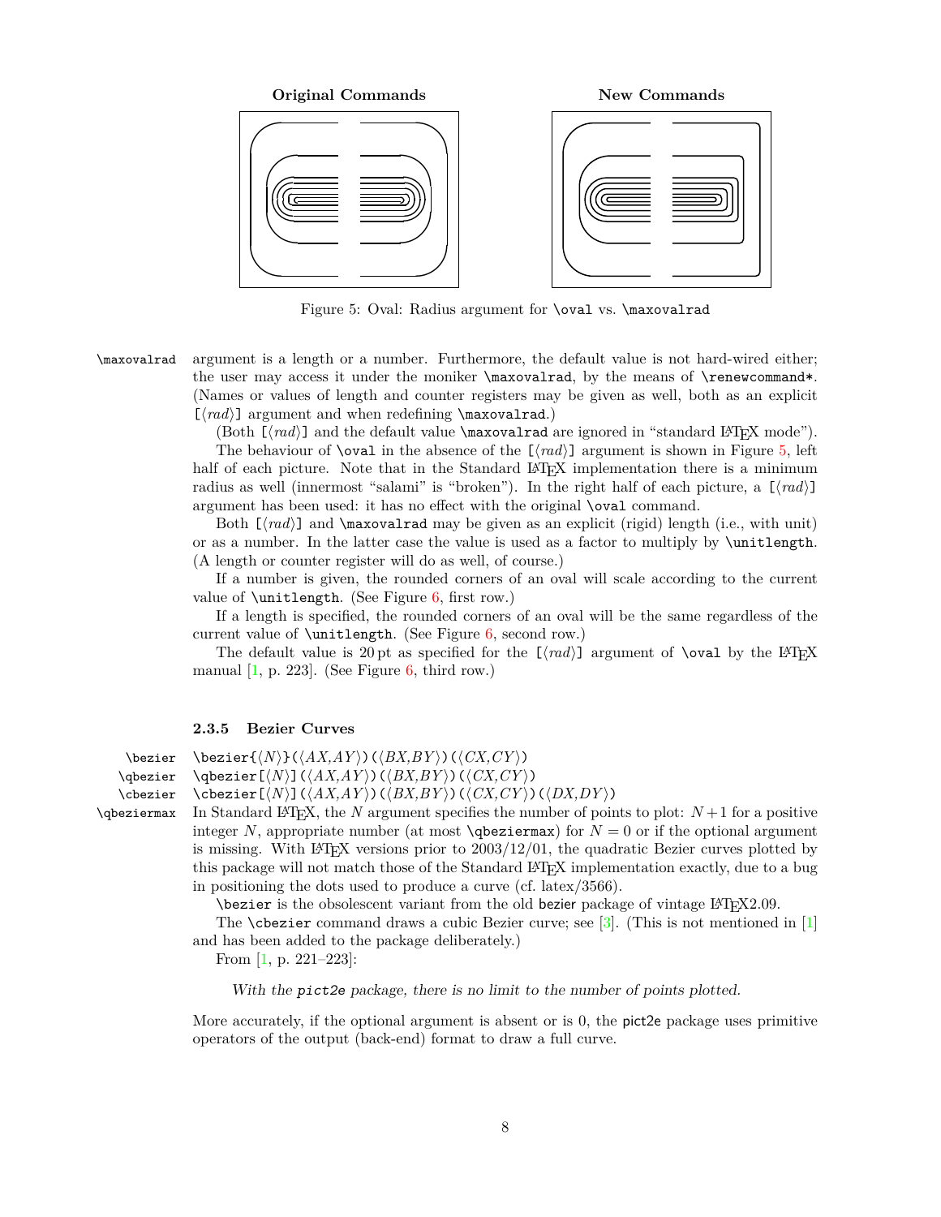**Original Commands** **New Commands**

Figure 5: Oval: Radius argument for `\oval` vs. `\maxovalrad`

`\maxovalrad` argument is a length or a number. Furthermore, the default value is not hard-wired either; the user may access it under the moniker `\maxovalrad`, by the means of `\renewcommand*`. (Names or values of length and counter registers may be given as well, both as an explicit `[⟨rad⟩]` argument and when redefining `\maxovalrad`.)

(Both `[⟨rad⟩]` and the default value `\maxovalrad` are ignored in "standard LaTeX mode").

The behaviour of `\oval` in the absence of the `[⟨rad⟩]` argument is shown in Figure 5, left half of each picture. Note that in the Standard LaTeX implementation there is a minimum radius as well (innermost "salami" is "broken"). In the right half of each picture, a `[⟨rad⟩]` argument has been used: it has no effect with the original `\oval` command.

Both `[⟨rad⟩]` and `\maxovalrad` may be given as an explicit (rigid) length (i.e., with unit) or as a number. In the latter case the value is used as a factor to multiply by `\unitlength`. (A length or counter register will do as well, of course.)

If a number is given, the rounded corners of an oval will scale according to the current value of `\unitlength`. (See Figure 6, first row.)

If a length is specified, the rounded corners of an oval will be the same regardless of the current value of `\unitlength`. (See Figure 6, second row.)

The default value is 20 pt as specified for the `[⟨rad⟩]` argument of `\oval` by the LaTeX manual [1, p. 223]. (See Figure 6, third row.)

### 2.3.5 Bezier Curves

`\bezier` `\bezier{⟨N⟩}(⟨AX,AY⟩)(⟨BX,BY⟩)(⟨CX,CY⟩)`
`\qbezier` `\qbezier[⟨N⟩](⟨AX,AY⟩)(⟨BX,BY⟩)(⟨CX,CY⟩)`
`\cbezier` `\cbezier[⟨N⟩](⟨AX,AY⟩)(⟨BX,BY⟩)(⟨CX,CY⟩)(⟨DX,DY⟩)`
`\qbeziermax` In Standard LaTeX, the $N$ argument specifies the number of points to plot: $N+1$ for a positive integer $N$, appropriate number (at most `\qbeziermax`) for $N = 0$ or if the optional argument is missing. With LaTeX versions prior to 2003/12/01, the quadratic Bezier curves plotted by this package will not match those of the Standard LaTeX implementation exactly, due to a bug in positioning the dots used to produce a curve (cf. latex/3566).

`\bezier` is the obsolescent variant from the old bezier package of vintage LaTeX2.09.

The `\cbezier` command draws a cubic Bezier curve; see [3]. (This is not mentioned in [1] and has been added to the package deliberately.)

From [1, p. 221–223]:

> *With the pict2e package, there is no limit to the number of points plotted.*

More accurately, if the optional argument is absent or is 0, the pict2e package uses primitive operators of the output (back-end) format to draw a full curve.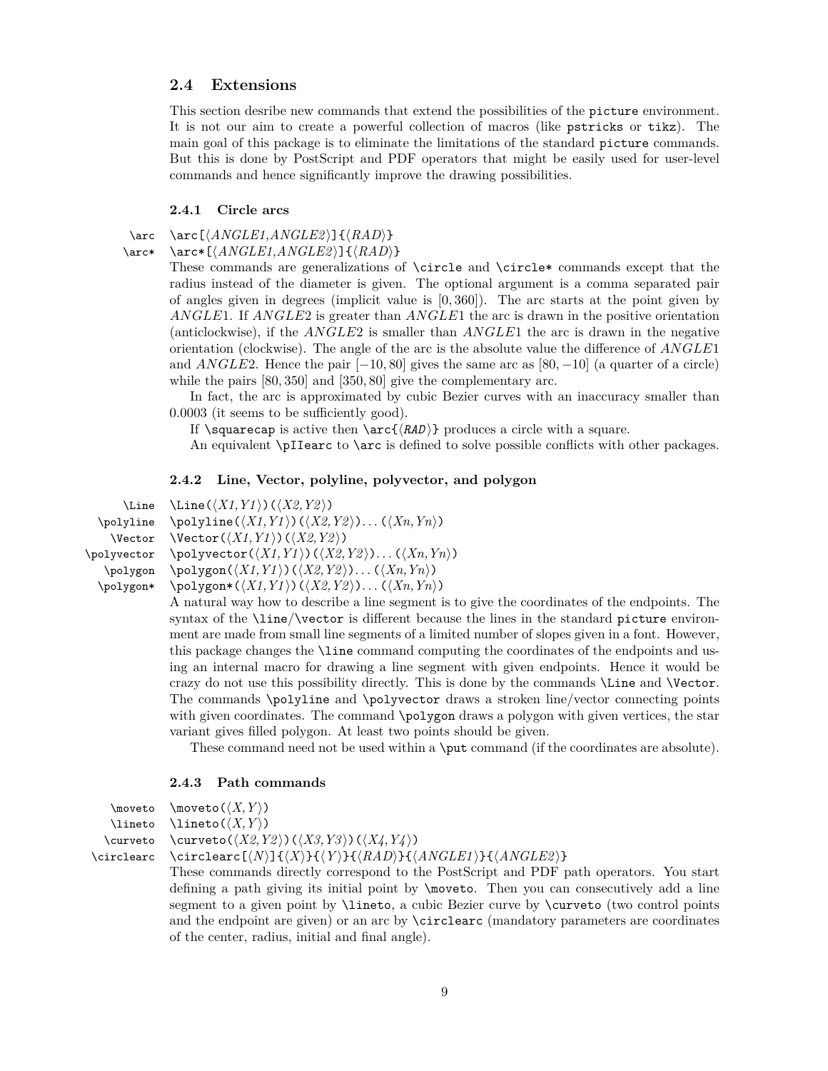### 2.4 Extensions

This section desribe new commands that extend the possibilities of the `picture` environment. It is not our aim to create a powerful collection of macros (like `pstricks` or `tikz`). The main goal of this package is to eliminate the limitations of the standard `picture` commands. But this is done by PostScript and PDF operators that might be easily used for user-level commands and hence significantly improve the drawing possibilities.

#### 2.4.1 Circle arcs

`\arc` `\arc[⟨ANGLE1,ANGLE2⟩]{⟨RAD⟩}`

`\arc*` `\arc*[⟨ANGLE1,ANGLE2⟩]{⟨RAD⟩}`

These commands are generalizations of `\circle` and `\circle*` commands except that the radius instead of the diameter is given. The optional argument is a comma separated pair of angles given in degrees (implicit value is $[0, 360]$). The arc starts at the point given by $ANGLE1$. If $ANGLE2$ is greater than $ANGLE1$ the arc is drawn in the positive orientation (anticlockwise), if the $ANGLE2$ is smaller than $ANGLE1$ the arc is drawn in the negative orientation (clockwise). The angle of the arc is the absolute value the difference of $ANGLE1$ and $ANGLE2$. Hence the pair $[-10, 80]$ gives the same arc as $[80, -10]$ (a quarter of a circle) while the pairs $[80, 350]$ and $[350, 80]$ give the complementary arc.

In fact, the arc is approximated by cubic Bezier curves with an inaccuracy smaller than 0.0003 (it seems to be sufficiently good).

If `\squarecap` is active then `\arc{⟨RAD⟩}` produces a circle with a square.

An equivalent `\pIIearc` to `\arc` is defined to solve possible conflicts with other packages.

#### 2.4.2 Line, Vector, polyline, polyvector, and polygon

`\Line` `\Line(⟨X1,Y1⟩)(⟨X2,Y2⟩)`

`\polyline` `\polyline(⟨X1,Y1⟩)(⟨X2,Y2⟩)...(⟨Xn,Yn⟩)`

`\Vector` `\Vector(⟨X1,Y1⟩)(⟨X2,Y2⟩)`

`\polyvector` `\polyvector(⟨X1,Y1⟩)(⟨X2,Y2⟩)...(⟨Xn,Yn⟩)`

`\polygon` `\polygon(⟨X1,Y1⟩)(⟨X2,Y2⟩)...(⟨Xn,Yn⟩)`

`\polygon*` `\polygon*(⟨X1,Y1⟩)(⟨X2,Y2⟩)...(⟨Xn,Yn⟩)`

A natural way how to describe a line segment is to give the coordinates of the endpoints. The syntax of the `\line`/`\vector` is different because the lines in the standard `picture` environment are made from small line segments of a limited number of slopes given in a font. However, this package changes the `\line` command computing the coordinates of the endpoints and using an internal macro for drawing a line segment with given endpoints. Hence it would be crazy do not use this possibility directly. This is done by the commands `\Line` and `\Vector`. The commands `\polyline` and `\polyvector` draws a stroken line/vector connecting points with given coordinates. The command `\polygon` draws a polygon with given vertices, the star variant gives filled polygon. At least two points should be given.

These command need not be used within a `\put` command (if the coordinates are absolute).

#### 2.4.3 Path commands

`\moveto` `\moveto(⟨X,Y⟩)`

`\lineto` `\lineto(⟨X,Y⟩)`

`\curveto` `\curveto(⟨X2,Y2⟩)(⟨X3,Y3⟩)(⟨X4,Y4⟩)`

`\circlearc` `\circlearc[⟨N⟩]{⟨X⟩}{⟨Y⟩}{⟨RAD⟩}{⟨ANGLE1⟩}{⟨ANGLE2⟩}`

These commands directly correspond to the PostScript and PDF path operators. You start defining a path giving its initial point by `\moveto`. Then you can consecutively add a line segment to a given point by `\lineto`, a cubic Bezier curve by `\curveto` (two control points and the endpoint are given) or an arc by `\circlearc` (mandatory parameters are coordinates of the center, radius, initial and final angle).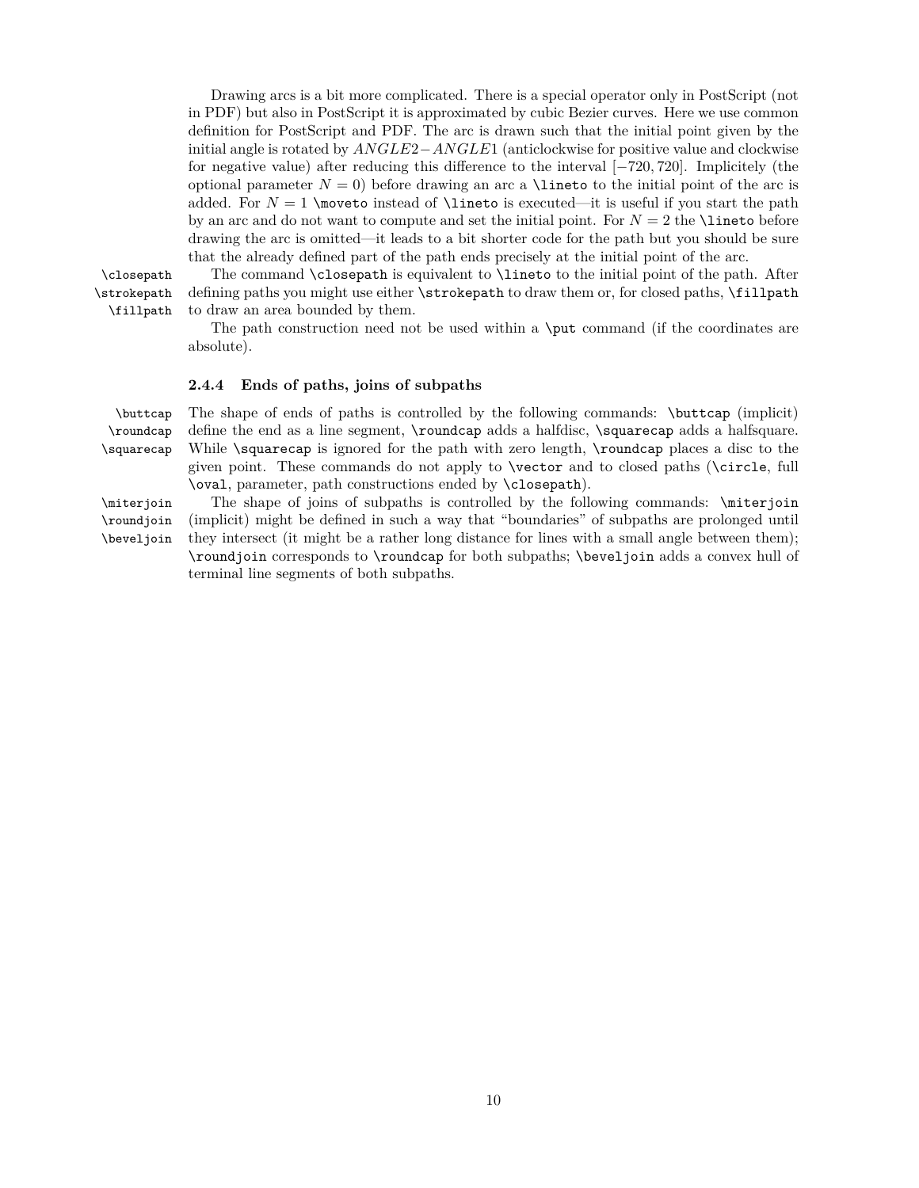Drawing arcs is a bit more complicated. There is a special operator only in PostScript (not in PDF) but also in PostScript it is approximated by cubic Bezier curves. Here we use common definition for PostScript and PDF. The arc is drawn such that the initial point given by the initial angle is rotated by $ANGLE2-ANGLE1$ (anticlockwise for positive value and clockwise for negative value) after reducing this difference to the interval $[-720, 720]$. Implicitely (the optional parameter $N=0$) before drawing an arc a `\lineto` to the initial point of the arc is added. For $N=1$ `\moveto` instead of `\lineto` is executed—it is useful if you start the path by an arc and do not want to compute and set the initial point. For $N=2$ the `\lineto` before drawing the arc is omitted—it leads to a bit shorter code for the path but you should be sure that the already defined part of the path ends precisely at the initial point of the arc.

`\closepath` `\strokepath` `\fillpath`

The command `\closepath` is equivalent to `\lineto` to the initial point of the path. After defining paths you might use either `\strokepath` to draw them or, for closed paths, `\fillpath` to draw an area bounded by them.

The path construction need not be used within a `\put` command (if the coordinates are absolute).

### 2.4.4 Ends of paths, joins of subpaths

`\buttcap` `\roundcap` `\squarecap`

The shape of ends of paths is controlled by the following commands: `\buttcap` (implicit) define the end as a line segment, `\roundcap` adds a halfdisc, `\squarecap` adds a halfsquare. While `\squarecap` is ignored for the path with zero length, `\roundcap` places a disc to the given point. These commands do not apply to `\vector` and to closed paths (`\circle`, full `\oval`, parameter, path constructions ended by `\closepath`).

`\miterjoin` `\roundjoin` `\beveljoin`

The shape of joins of subpaths is controlled by the following commands: `\miterjoin` (implicit) might be defined in such a way that “boundaries” of subpaths are prolonged until they intersect (it might be a rather long distance for lines with a small angle between them); `\roundjoin` corresponds to `\roundcap` for both subpaths; `\beveljoin` adds a convex hull of terminal line segments of both subpaths.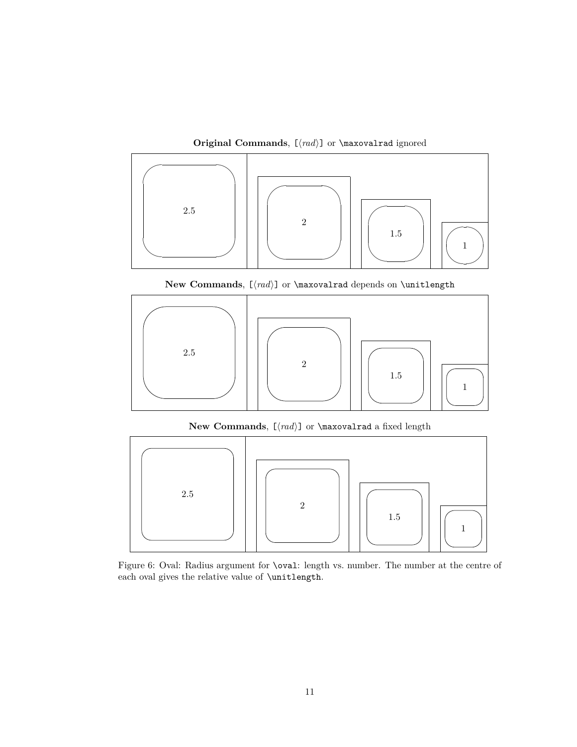**Original Commands**, `[⟨rad⟩]` or `\maxovalrad` ignored

2.5

2

1.5

1

**New Commands**, `[⟨rad⟩]` or `\maxovalrad` depends on `\unitlength`

2.5

2

1.5

1

**New Commands**, `[⟨rad⟩]` or `\maxovalrad` a fixed length

2.5

2

1.5

1

Figure 6: Oval: Radius argument for `\oval`: length vs. number. The number at the centre of each oval gives the relative value of `\unitlength`.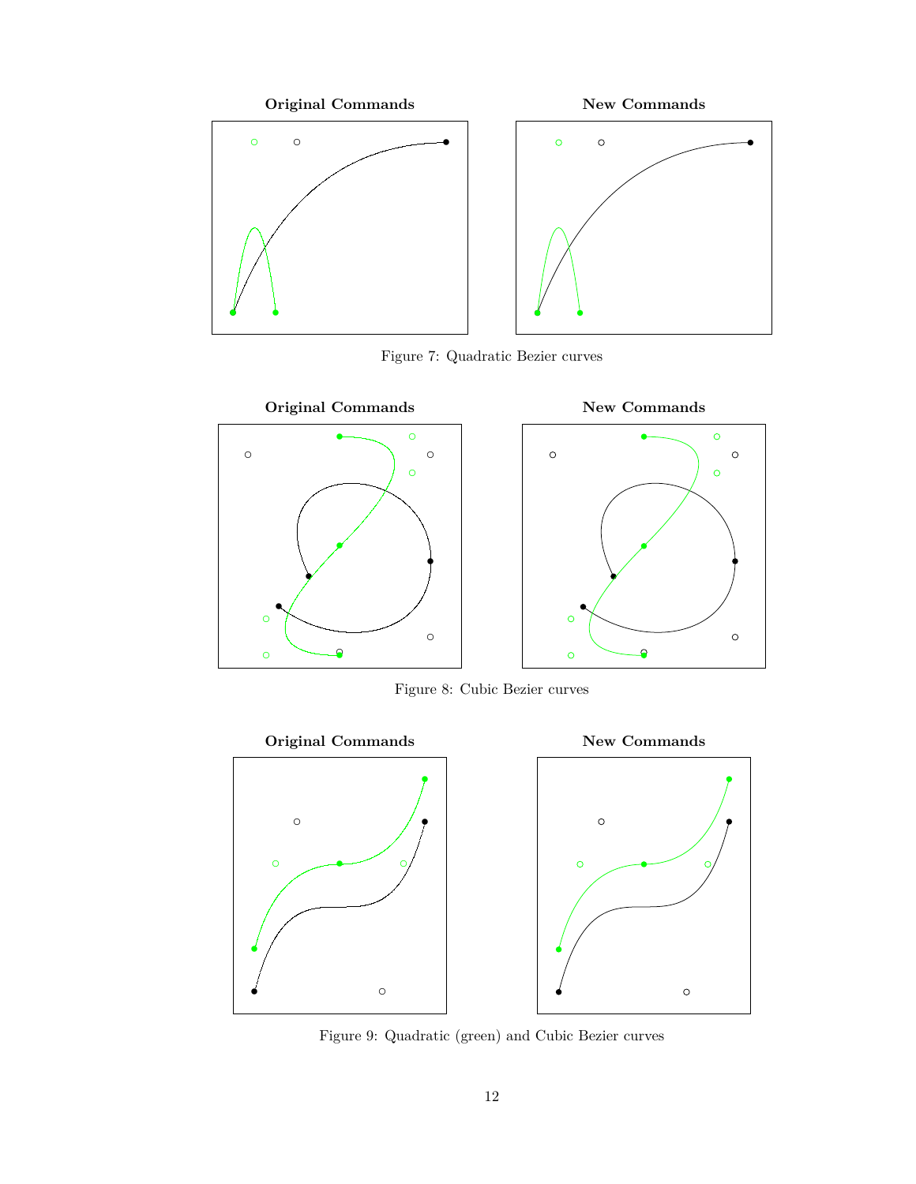**Original Commands** **New Commands**

Figure 7: Quadratic Bezier curves

**Original Commands** **New Commands**

Figure 8: Cubic Bezier curves

**Original Commands** **New Commands**

Figure 9: Quadratic (green) and Cubic Bezier curves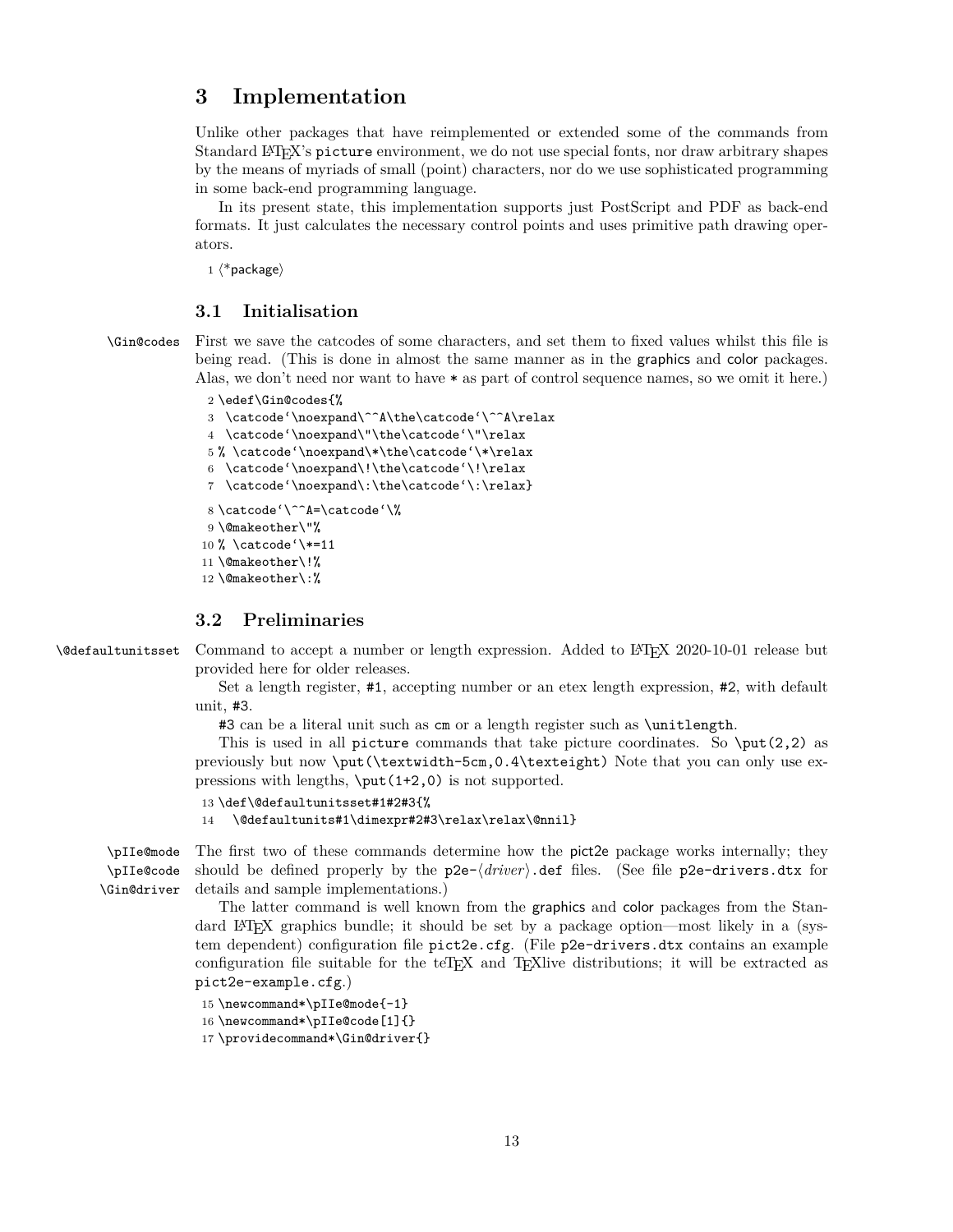# 3 Implementation

Unlike other packages that have reimplemented or extended some of the commands from Standard LaTeX's `picture` environment, we do not use special fonts, nor draw arbitrary shapes by the means of myriads of small (point) characters, nor do we use sophisticated programming in some back-end programming language.

In its present state, this implementation supports just PostScript and PDF as back-end formats. It just calculates the necessary control points and uses primitive path drawing operators.

```
1 ⟨*package⟩
```

## 3.1 Initialisation

`\Gin@codes` First we save the catcodes of some characters, and set them to fixed values whilst this file is being read. (This is done in almost the same manner as in the graphics and color packages. Alas, we don't need nor want to have * as part of control sequence names, so we omit it here.)

```
2 \edef\Gin@codes{%
3   \catcode`\noexpand\^^A\the\catcode`\^^A\relax
4   \catcode`\noexpand\"\the\catcode`\"\relax
5 % \catcode`\noexpand\*\the\catcode`\*\relax
6   \catcode`\noexpand\!\the\catcode`\!\relax
7   \catcode`\noexpand\:\the\catcode`\:\relax}
8 \catcode`\^^A=\catcode`\%
9 \@makeother\"%
10 % \catcode`\*=11
11 \@makeother\!%
12 \@makeother\:%
```

## 3.2 Preliminaries

`\@defaultunitsset` Command to accept a number or length expression. Added to LaTeX 2020-10-01 release but provided here for older releases.

Set a length register, `#1`, accepting number or an etex length expression, `#2`, with default unit, `#3`.

`#3` can be a literal unit such as `cm` or a length register such as `\unitlength`.

This is used in all `picture` commands that take picture coordinates. So `\put(2,2)` as previously but now `\put(\textwidth-5cm,0.4\texteight)` Note that you can only use expressions with lengths, `\put(1+2,0)` is not supported.

```
13 \def\@defaultunitsset#1#2#3{%
14   \@defaultunits#1\dimexpr#2#3\relax\relax\@nnil}
```

`\pIIe@mode` `\pIIe@code` `\Gin@driver` The first two of these commands determine how the pict2e package works internally; they should be defined properly by the `p2e-`⟨*driver*⟩`.def` files. (See file `p2e-drivers.dtx` for details and sample implementations.)

The latter command is well known from the graphics and color packages from the Standard LaTeX graphics bundle; it should be set by a package option—most likely in a (system dependent) configuration file `pict2e.cfg`. (File `p2e-drivers.dtx` contains an example configuration file suitable for the teTeX and TeXlive distributions; it will be extracted as `pict2e-example.cfg`.)

```
15 \newcommand*\pIIe@mode{-1}
16 \newcommand*\pIIe@code[1]{}
17 \providecommand*\Gin@driver{}
```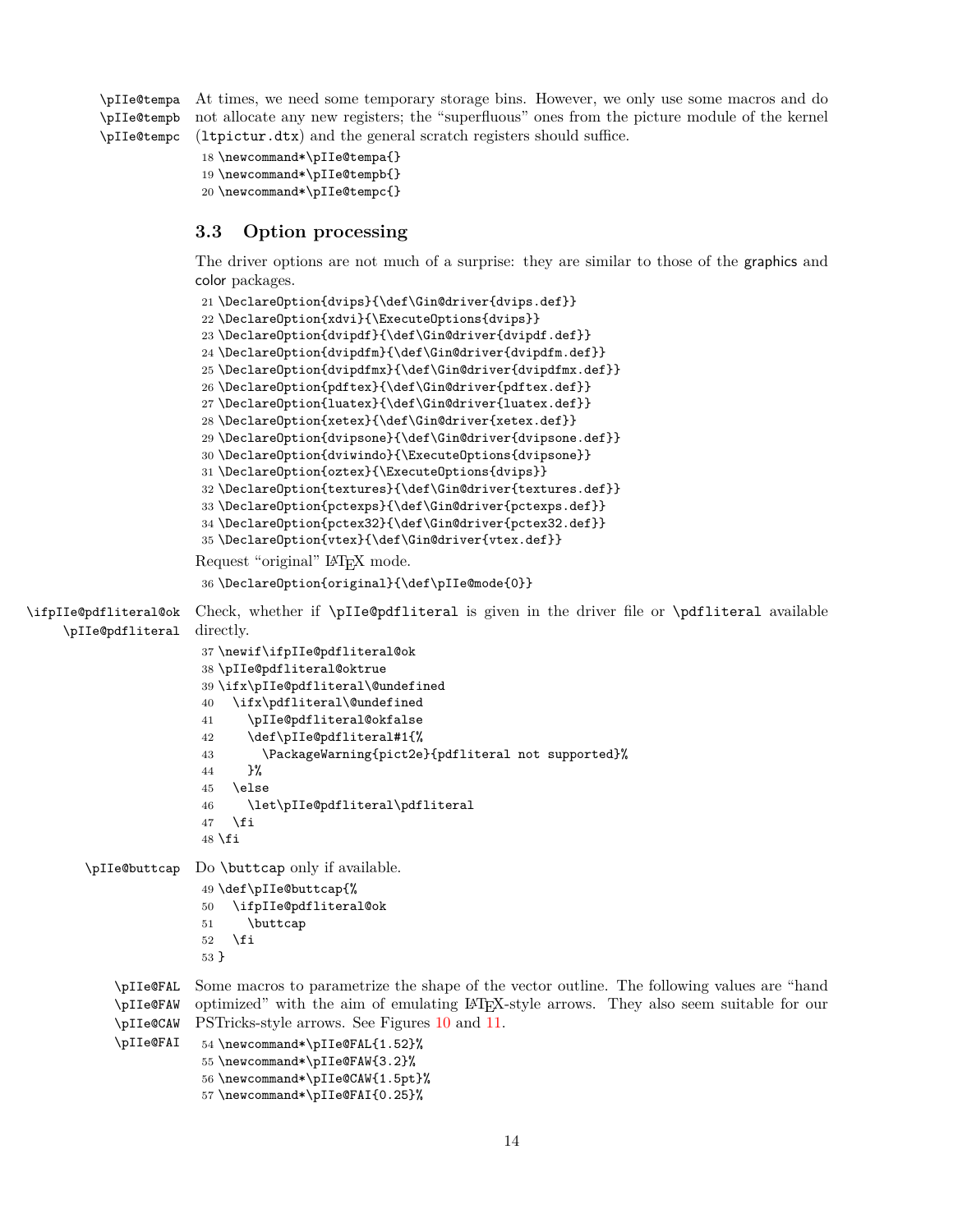\pIIe@tempa
\pIIe@tempb
\pIIe@tempc

At times, we need some temporary storage bins. However, we only use some macros and do not allocate any new registers; the "superfluous" ones from the picture module of the kernel (`ltpictur.dtx`) and the general scratch registers should suffice.

```
18 \newcommand*\pIIe@tempa{}
19 \newcommand*\pIIe@tempb{}
20 \newcommand*\pIIe@tempc{}
```

### 3.3 Option processing

The driver options are not much of a surprise: they are similar to those of the graphics and color packages.

```
21 \DeclareOption{dvips}{\def\Gin@driver{dvips.def}}
22 \DeclareOption{xdvi}{\ExecuteOptions{dvips}}
23 \DeclareOption{dvipdf}{\def\Gin@driver{dvipdf.def}}
24 \DeclareOption{dvipdfm}{\def\Gin@driver{dvipdfm.def}}
25 \DeclareOption{dvipdfmx}{\def\Gin@driver{dvipdfmx.def}}
26 \DeclareOption{pdftex}{\def\Gin@driver{pdftex.def}}
27 \DeclareOption{luatex}{\def\Gin@driver{luatex.def}}
28 \DeclareOption{xetex}{\def\Gin@driver{xetex.def}}
29 \DeclareOption{dvipsone}{\def\Gin@driver{dvipsone.def}}
30 \DeclareOption{dviwindo}{\ExecuteOptions{dvipsone}}
31 \DeclareOption{oztex}{\ExecuteOptions{dvips}}
32 \DeclareOption{textures}{\def\Gin@driver{textures.def}}
33 \DeclareOption{pctexps}{\def\Gin@driver{pctexps.def}}
34 \DeclareOption{pctex32}{\def\Gin@driver{pctex32.def}}
35 \DeclareOption{vtex}{\def\Gin@driver{vtex.def}}
```

Request "original" LaTeX mode.

```
36 \DeclareOption{original}{\def\pIIe@mode{0}}
```

\ifpIIe@pdfliteral@ok
\pIIe@pdfliteral

Check, whether if `\pIIe@pdfliteral` is given in the driver file or `\pdfliteral` available directly.

```
37 \newif\ifpIIe@pdfliteral@ok
38 \pIIe@pdfliteral@oktrue
39 \ifx\pIIe@pdfliteral\@undefined
40   \ifx\pdfliteral\@undefined
41     \pIIe@pdfliteral@okfalse
42     \def\pIIe@pdfliteral#1{%
43       \PackageWarning{pict2e}{pdfliteral not supported}%
44     }%
45   \else
46     \let\pIIe@pdfliteral\pdfliteral
47   \fi
48 \fi
```

\pIIe@buttcap

Do `\buttcap` only if available.

```
49 \def\pIIe@buttcap{%
50   \ifpIIe@pdfliteral@ok
51     \buttcap
52   \fi
53 }
```

\pIIe@FAL
\pIIe@FAW
\pIIe@CAW
\pIIe@FAI

Some macros to parametrize the shape of the vector outline. The following values are "hand optimized" with the aim of emulating LaTeX-style arrows. They also seem suitable for our PSTricks-style arrows. See Figures 10 and 11.

```
54 \newcommand*\pIIe@FAL{1.52}%
55 \newcommand*\pIIe@FAW{3.2}%
56 \newcommand*\pIIe@CAW{1.5pt}%
57 \newcommand*\pIIe@FAI{0.25}%
```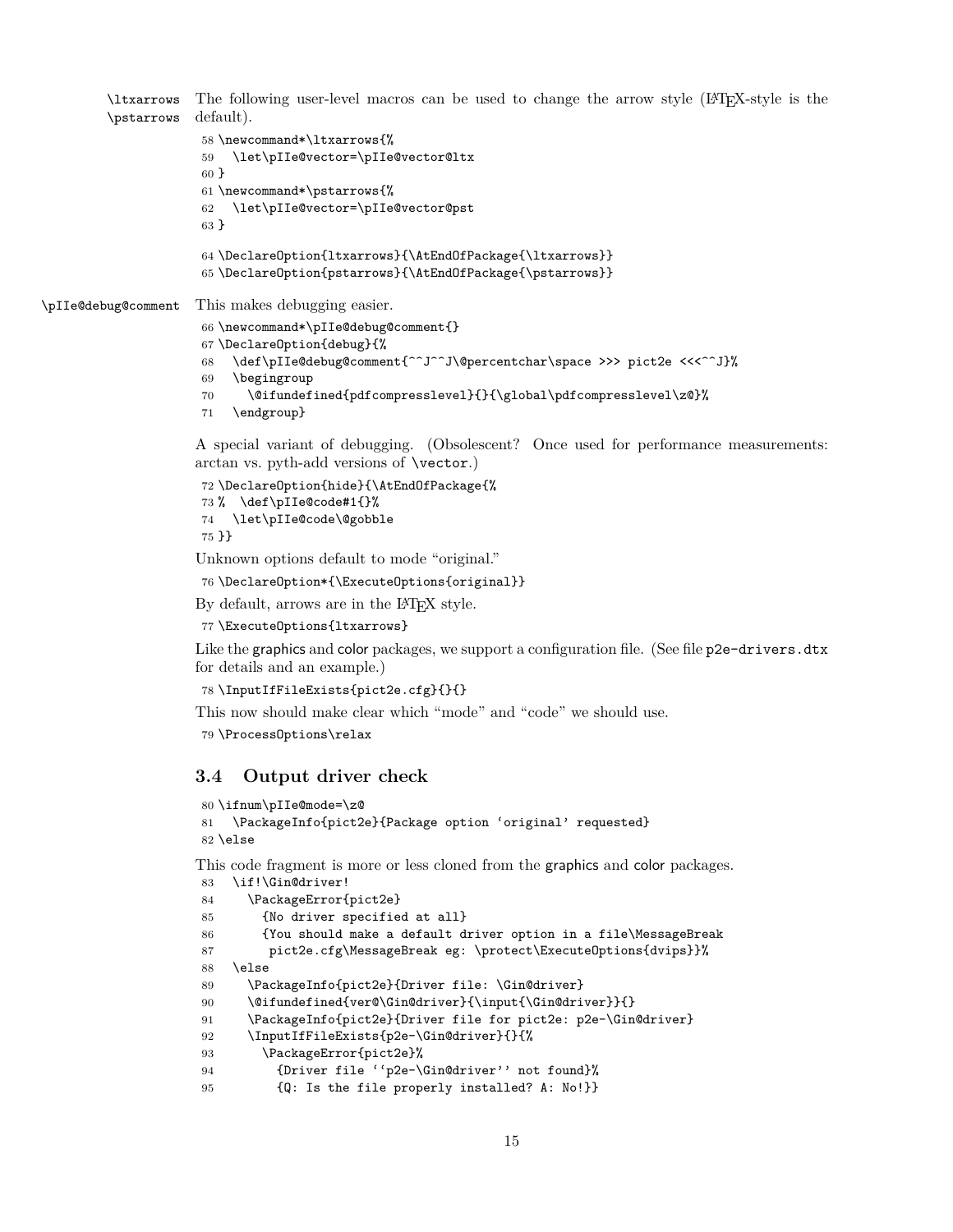\ltxarrows
\pstarrows

The following user-level macros can be used to change the arrow style (LaTeX-style is the default).

```
58 \newcommand*\ltxarrows{%
59   \let\pIIe@vector=\pIIe@vector@ltx
60 }
61 \newcommand*\pstarrows{%
62   \let\pIIe@vector=\pIIe@vector@pst
63 }
```

```
64 \DeclareOption{ltxarrows}{\AtEndOfPackage{\ltxarrows}}
65 \DeclareOption{pstarrows}{\AtEndOfPackage{\pstarrows}}
```

\pIIe@debug@comment

This makes debugging easier.

```
66 \newcommand*\pIIe@debug@comment{}
67 \DeclareOption{debug}{%
68   \def\pIIe@debug@comment{^^J^^J\@percentchar\space >>> pict2e <<<^^J}%
69   \begingroup
70     \@ifundefined{pdfcompresslevel}{}{\global\pdfcompresslevel\z@}%
71   \endgroup}
```

A special variant of debugging. (Obsolescent? Once used for performance measurements: arctan vs. pyth-add versions of \vector.)

```
72 \DeclareOption{hide}{\AtEndOfPackage{%
73 %  \def\pIIe@code#1{}%
74   \let\pIIe@code\@gobble
75 }}
```

Unknown options default to mode "original."

```
76 \DeclareOption*{\ExecuteOptions{original}}
```

By default, arrows are in the LaTeX style.

```
77 \ExecuteOptions{ltxarrows}
```

Like the graphics and color packages, we support a configuration file. (See file p2e-drivers.dtx for details and an example.)

```
78 \InputIfFileExists{pict2e.cfg}{}{}
```

This now should make clear which "mode" and "code" we should use.

```
79 \ProcessOptions\relax
```

### 3.4 Output driver check

```
80 \ifnum\pIIe@mode=\z@
81   \PackageInfo{pict2e}{Package option `original' requested}
82 \else
```

This code fragment is more or less cloned from the graphics and color packages.

```
83   \if!\Gin@driver!
84     \PackageError{pict2e}
85       {No driver specified at all}
86       {You should make a default driver option in a file\MessageBreak
87        pict2e.cfg\MessageBreak eg: \protect\ExecuteOptions{dvips}}%
88   \else
89     \PackageInfo{pict2e}{Driver file: \Gin@driver}
90     \@ifundefined{ver@\Gin@driver}{\input{\Gin@driver}}{}
91     \PackageInfo{pict2e}{Driver file for pict2e: p2e-\Gin@driver}
92     \InputIfFileExists{p2e-\Gin@driver}{}{%
93       \PackageError{pict2e}%
94         {Driver file ``p2e-\Gin@driver'' not found}%
95         {Q: Is the file properly installed? A: No!}}
```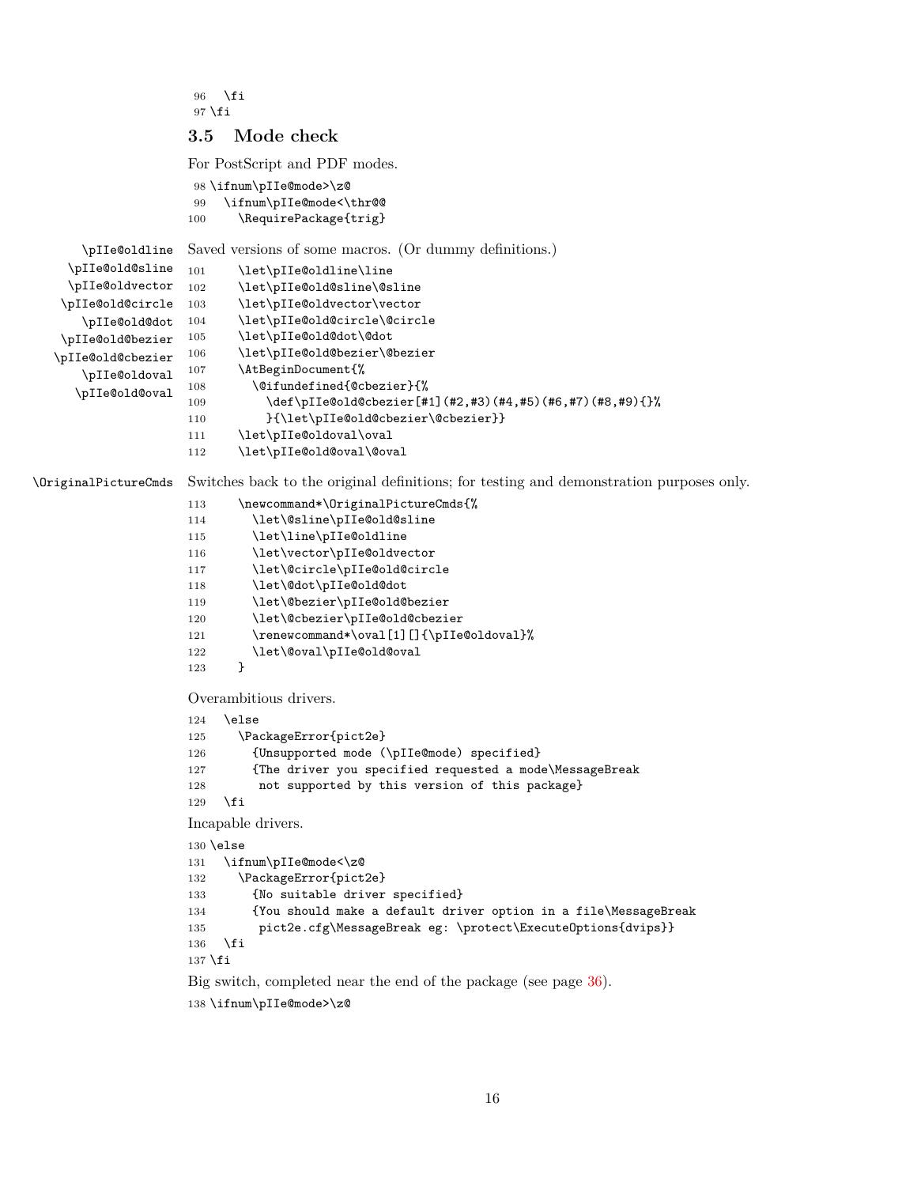```
96   \fi
97 \fi
```

### 3.5 Mode check

For PostScript and PDF modes.

```
98 \ifnum\pIIe@mode>\z@
99   \ifnum\pIIe@mode<\thr@@
100     \RequirePackage{trig}
```

\pIIe@oldline \pIIe@old@sline \pIIe@oldvector \pIIe@old@circle \pIIe@old@dot \pIIe@old@bezier \pIIe@old@cbezier \pIIe@oldoval \pIIe@old@oval

Saved versions of some macros. (Or dummy definitions.)

```
101     \let\pIIe@oldline\line
102     \let\pIIe@old@sline\@sline
103     \let\pIIe@oldvector\vector
104     \let\pIIe@old@circle\@circle
105     \let\pIIe@old@dot\@dot
106     \let\pIIe@old@bezier\@bezier
107     \AtBeginDocument{%
108       \@ifundefined{@cbezier}{%
109         \def\pIIe@old@cbezier[#1](#2,#3)(#4,#5)(#6,#7)(#8,#9){}%
110         }{\let\pIIe@old@cbezier\@cbezier}}
111     \let\pIIe@oldoval\oval
112     \let\pIIe@old@oval\@oval
```

\OriginalPictureCmds

Switches back to the original definitions; for testing and demonstration purposes only.

```
113     \newcommand*\OriginalPictureCmds{%
114       \let\@sline\pIIe@old@sline
115       \let\line\pIIe@oldline
116       \let\vector\pIIe@oldvector
117       \let\@circle\pIIe@old@circle
118       \let\@dot\pIIe@old@dot
119       \let\@bezier\pIIe@old@bezier
120       \let\@cbezier\pIIe@old@cbezier
121       \renewcommand*\oval[1][]{\pIIe@oldoval}%
122       \let\@oval\pIIe@old@oval
123     }
```

Overambitious drivers.

```
124   \else
125     \PackageError{pict2e}
126       {Unsupported mode (\pIIe@mode) specified}
127       {The driver you specified requested a mode\MessageBreak
128        not supported by this version of this package}
129   \fi
```

Incapable drivers.

```
130 \else
131   \ifnum\pIIe@mode<\z@
132     \PackageError{pict2e}
133       {No suitable driver specified}
134       {You should make a default driver option in a file\MessageBreak
135        pict2e.cfg\MessageBreak eg: \protect\ExecuteOptions{dvips}}
136   \fi
137 \fi
```

Big switch, completed near the end of the package (see page 36).

```
138 \ifnum\pIIe@mode>\z@
```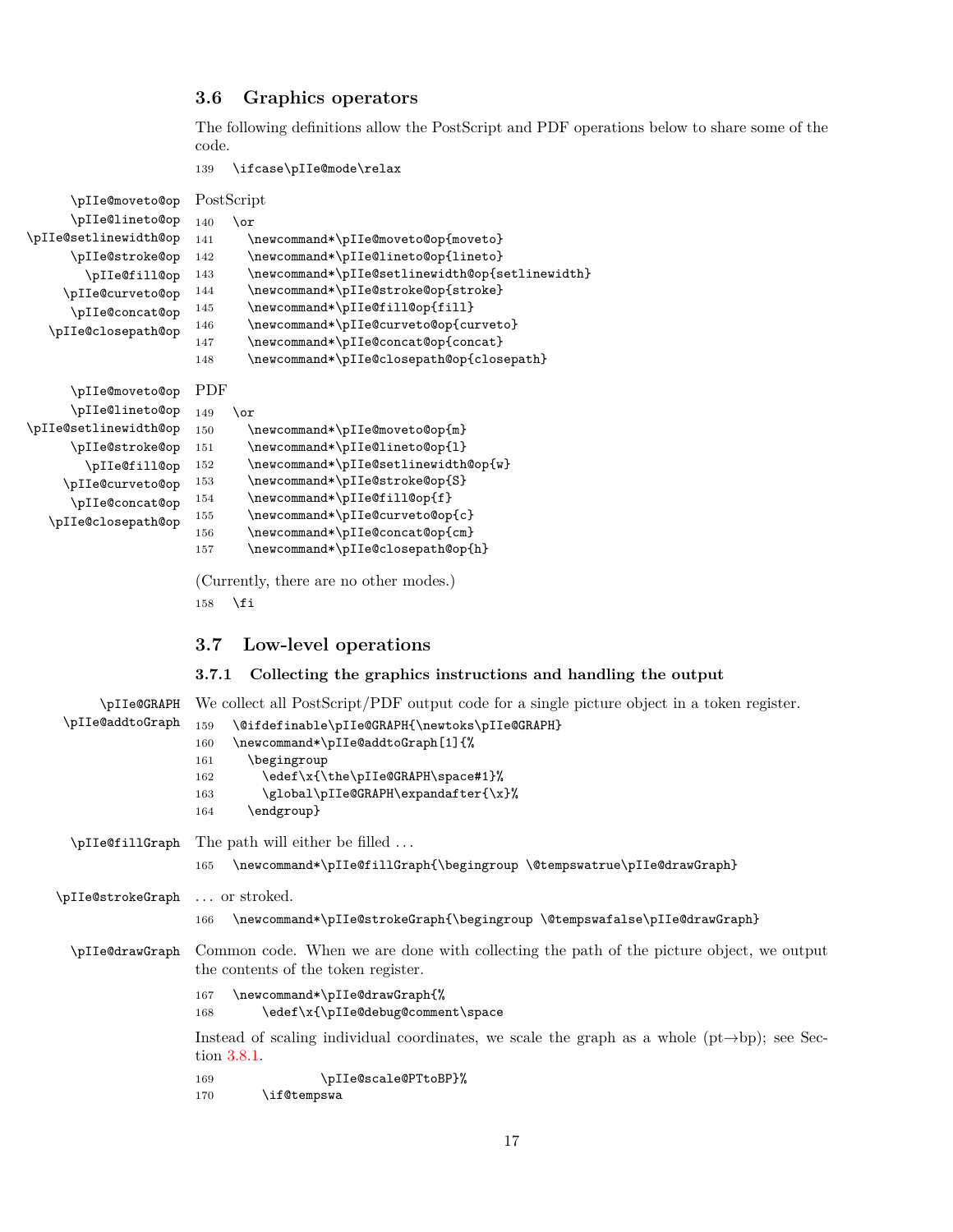### 3.6 Graphics operators

The following definitions allow the PostScript and PDF operations below to share some of the code.

```
139 \ifcase\pIIe@mode\relax
```

`\pIIe@moveto@op` `\pIIe@lineto@op` `\pIIe@setlinewidth@op` `\pIIe@stroke@op` `\pIIe@fill@op` `\pIIe@curveto@op` `\pIIe@concat@op` `\pIIe@closepath@op`

PostScript

```
140 \or
141   \newcommand*\pIIe@moveto@op{moveto}
142   \newcommand*\pIIe@lineto@op{lineto}
143   \newcommand*\pIIe@setlinewidth@op{setlinewidth}
144   \newcommand*\pIIe@stroke@op{stroke}
145   \newcommand*\pIIe@fill@op{fill}
146   \newcommand*\pIIe@curveto@op{curveto}
147   \newcommand*\pIIe@concat@op{concat}
148   \newcommand*\pIIe@closepath@op{closepath}
```

`\pIIe@moveto@op` `\pIIe@lineto@op` `\pIIe@setlinewidth@op` `\pIIe@stroke@op` `\pIIe@fill@op` `\pIIe@curveto@op` `\pIIe@concat@op` `\pIIe@closepath@op`

PDF

```
149 \or
150   \newcommand*\pIIe@moveto@op{m}
151   \newcommand*\pIIe@lineto@op{l}
152   \newcommand*\pIIe@setlinewidth@op{w}
153   \newcommand*\pIIe@stroke@op{S}
154   \newcommand*\pIIe@fill@op{f}
155   \newcommand*\pIIe@curveto@op{c}
156   \newcommand*\pIIe@concat@op{cm}
157   \newcommand*\pIIe@closepath@op{h}
```

(Currently, there are no other modes.)

```
158 \fi
```

### 3.7 Low-level operations

#### 3.7.1 Collecting the graphics instructions and handling the output

`\pIIe@GRAPH` `\pIIe@addtoGraph`

We collect all PostScript/PDF output code for a single picture object in a token register.

```
159 \@ifdefinable\pIIe@GRAPH{\newtoks\pIIe@GRAPH}
160 \newcommand*\pIIe@addtoGraph[1]{%
161   \begingroup
162     \edef\x{\the\pIIe@GRAPH\space#1}%
163     \global\pIIe@GRAPH\expandafter{\x}%
164   \endgroup}
```

`\pIIe@fillGraph`

The path will either be filled …

```
165 \newcommand*\pIIe@fillGraph{\begingroup \@tempswatrue\pIIe@drawGraph}
```

`\pIIe@strokeGraph`

… or stroked.

```
166 \newcommand*\pIIe@strokeGraph{\begingroup \@tempswafalse\pIIe@drawGraph}
```

`\pIIe@drawGraph`

Common code. When we are done with collecting the path of the picture object, we output the contents of the token register.

```
167 \newcommand*\pIIe@drawGraph{%
168     \edef\x{\pIIe@debug@comment\space
```

Instead of scaling individual coordinates, we scale the graph as a whole (pt→bp); see Section 3.8.1.

```
169             \pIIe@scale@PTtoBP}%
170     \if@tempswa
```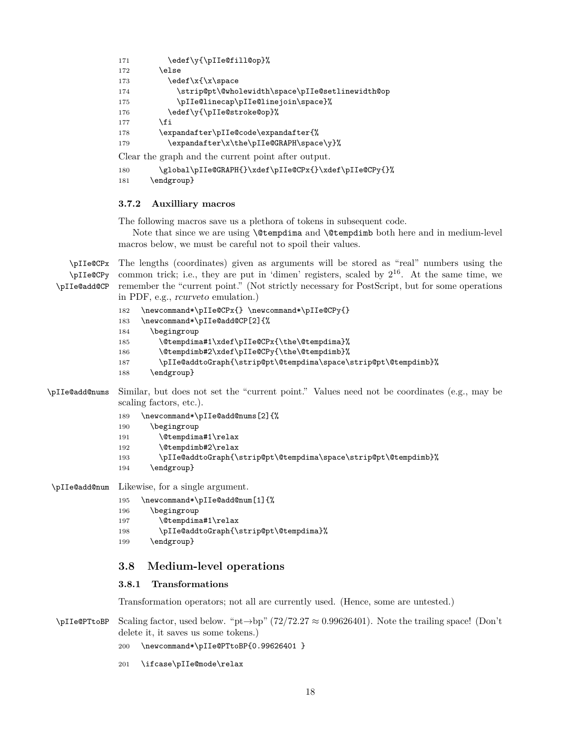```
171         \edef\y{\pIIe@fill@op}%
172       \else
173         \edef\x{\x\space
174           \strip@pt\@wholewidth\space\pIIe@setlinewidth@op
175           \pIIe@linecap\pIIe@linejoin\space}%
176         \edef\y{\pIIe@stroke@op}%
177       \fi
178       \expandafter\pIIe@code\expandafter{%
179         \expandafter\x\the\pIIe@GRAPH\space\y}%
```

Clear the graph and the current point after output.

```
180       \global\pIIe@GRAPH{}\xdef\pIIe@CPx{}\xdef\pIIe@CPy{}%
181     \endgroup}
```

### 3.7.2 Auxilliary macros

The following macros save us a plethora of tokens in subsequent code.

Note that since we are using `\@tempdima` and `\@tempdimb` both here and in medium-level macros below, we must be careful not to spoil their values.

`\pIIe@CPx` `\pIIe@CPy` `\pIIe@add@CP` The lengths (coordinates) given as arguments will be stored as "real" numbers using the common trick; i.e., they are put in 'dimen' registers, scaled by $2^{16}$. At the same time, we remember the "current point." (Not strictly necessary for PostScript, but for some operations in PDF, e.g., *rcurveto* emulation.)

```
182   \newcommand*\pIIe@CPx{} \newcommand*\pIIe@CPy{}
183   \newcommand*\pIIe@add@CP[2]{%
184     \begingroup
185       \@tempdima#1\xdef\pIIe@CPx{\the\@tempdima}%
186       \@tempdimb#2\xdef\pIIe@CPy{\the\@tempdimb}%
187       \pIIe@addtoGraph{\strip@pt\@tempdima\space\strip@pt\@tempdimb}%
188     \endgroup}
```

`\pIIe@add@nums` Similar, but does not set the "current point." Values need not be coordinates (e.g., may be scaling factors, etc.).

```
189   \newcommand*\pIIe@add@nums[2]{%
190     \begingroup
191       \@tempdima#1\relax
192       \@tempdimb#2\relax
193       \pIIe@addtoGraph{\strip@pt\@tempdima\space\strip@pt\@tempdimb}%
194     \endgroup}
```

`\pIIe@add@num` Likewise, for a single argument.

```
195   \newcommand*\pIIe@add@num[1]{%
196     \begingroup
197       \@tempdima#1\relax
198       \pIIe@addtoGraph{\strip@pt\@tempdima}%
199     \endgroup}
```

## 3.8 Medium-level operations

### 3.8.1 Transformations

Transformation operators; not all are currently used. (Hence, some are untested.)

`\pIIe@PTtoBP` Scaling factor, used below. "pt→bp" ($72/72.27 \approx 0.99626401$). Note the trailing space! (Don't delete it, it saves us some tokens.)

```
200   \newcommand*\pIIe@PTtoBP{0.99626401 }
```

```
201   \ifcase\pIIe@mode\relax
```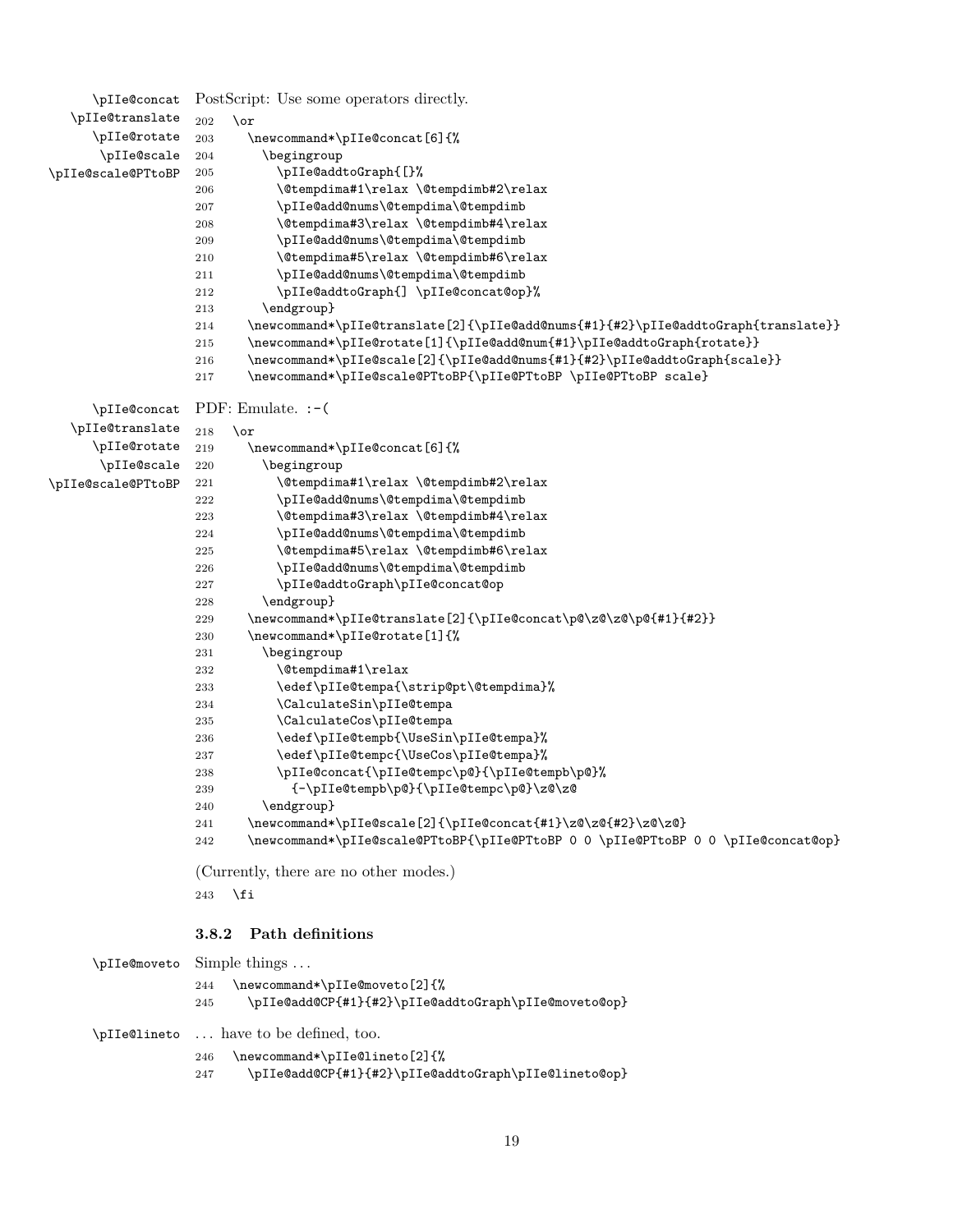\pIIe@concat \pIIe@translate \pIIe@rotate \pIIe@scale \pIIe@scale@PTtoBP

PostScript: Use some operators directly.

```
202 \or
203   \newcommand*\pIIe@concat[6]{%
204     \begingroup
205       \pIIe@addtoGraph{[]%
206       \@tempdima#1\relax \@tempdimb#2\relax
207       \pIIe@add@nums\@tempdima\@tempdimb
208       \@tempdima#3\relax \@tempdimb#4\relax
209       \pIIe@add@nums\@tempdima\@tempdimb
210       \@tempdima#5\relax \@tempdimb#6\relax
211       \pIIe@add@nums\@tempdima\@tempdimb
212       \pIIe@addtoGraph{] \pIIe@concat@op}%
213     \endgroup}
214   \newcommand*\pIIe@translate[2]{\pIIe@add@nums{#1}{#2}\pIIe@addtoGraph{translate}}
215   \newcommand*\pIIe@rotate[1]{\pIIe@add@num{#1}\pIIe@addtoGraph{rotate}}
216   \newcommand*\pIIe@scale[2]{\pIIe@add@nums{#1}{#2}\pIIe@addtoGraph{scale}}
217   \newcommand*\pIIe@scale@PTtoBP{\pIIe@PTtoBP \pIIe@PTtoBP scale}
```

\pIIe@concat \pIIe@translate \pIIe@rotate \pIIe@scale \pIIe@scale@PTtoBP

PDF: Emulate. :-(

```
218 \or
219   \newcommand*\pIIe@concat[6]{%
220     \begingroup
221       \@tempdima#1\relax \@tempdimb#2\relax
222       \pIIe@add@nums\@tempdima\@tempdimb
223       \@tempdima#3\relax \@tempdimb#4\relax
224       \pIIe@add@nums\@tempdima\@tempdimb
225       \@tempdima#5\relax \@tempdimb#6\relax
226       \pIIe@add@nums\@tempdima\@tempdimb
227       \pIIe@addtoGraph\pIIe@concat@op
228     \endgroup}
229   \newcommand*\pIIe@translate[2]{\pIIe@concat\p@\z@\z@\p@{#1}{#2}}
230   \newcommand*\pIIe@rotate[1]{%
231     \begingroup
232       \@tempdima#1\relax
233       \edef\pIIe@tempa{\strip@pt\@tempdima}%
234       \CalculateSin\pIIe@tempa
235       \CalculateCos\pIIe@tempa
236       \edef\pIIe@tempb{\UseSin\pIIe@tempa}%
237       \edef\pIIe@tempc{\UseCos\pIIe@tempa}%
238       \pIIe@concat{\pIIe@tempc\p@}{\pIIe@tempb\p@}%
239         {-\pIIe@tempb\p@}{\pIIe@tempc\p@}\z@\z@
240     \endgroup}
241   \newcommand*\pIIe@scale[2]{\pIIe@concat{#1}\z@\z@{#2}\z@\z@}
242   \newcommand*\pIIe@scale@PTtoBP{\pIIe@PTtoBP 0 0 \pIIe@PTtoBP 0 0 \pIIe@concat@op}
```

(Currently, there are no other modes.)

```
243 \fi
```

### 3.8.2 Path definitions

\pIIe@moveto

Simple things ...

```
244 \newcommand*\pIIe@moveto[2]{%
245   \pIIe@add@CP{#1}{#2}\pIIe@addtoGraph\pIIe@moveto@op}
```

\pIIe@lineto

... have to be defined, too.

```
246 \newcommand*\pIIe@lineto[2]{%
247   \pIIe@add@CP{#1}{#2}\pIIe@addtoGraph\pIIe@lineto@op}
```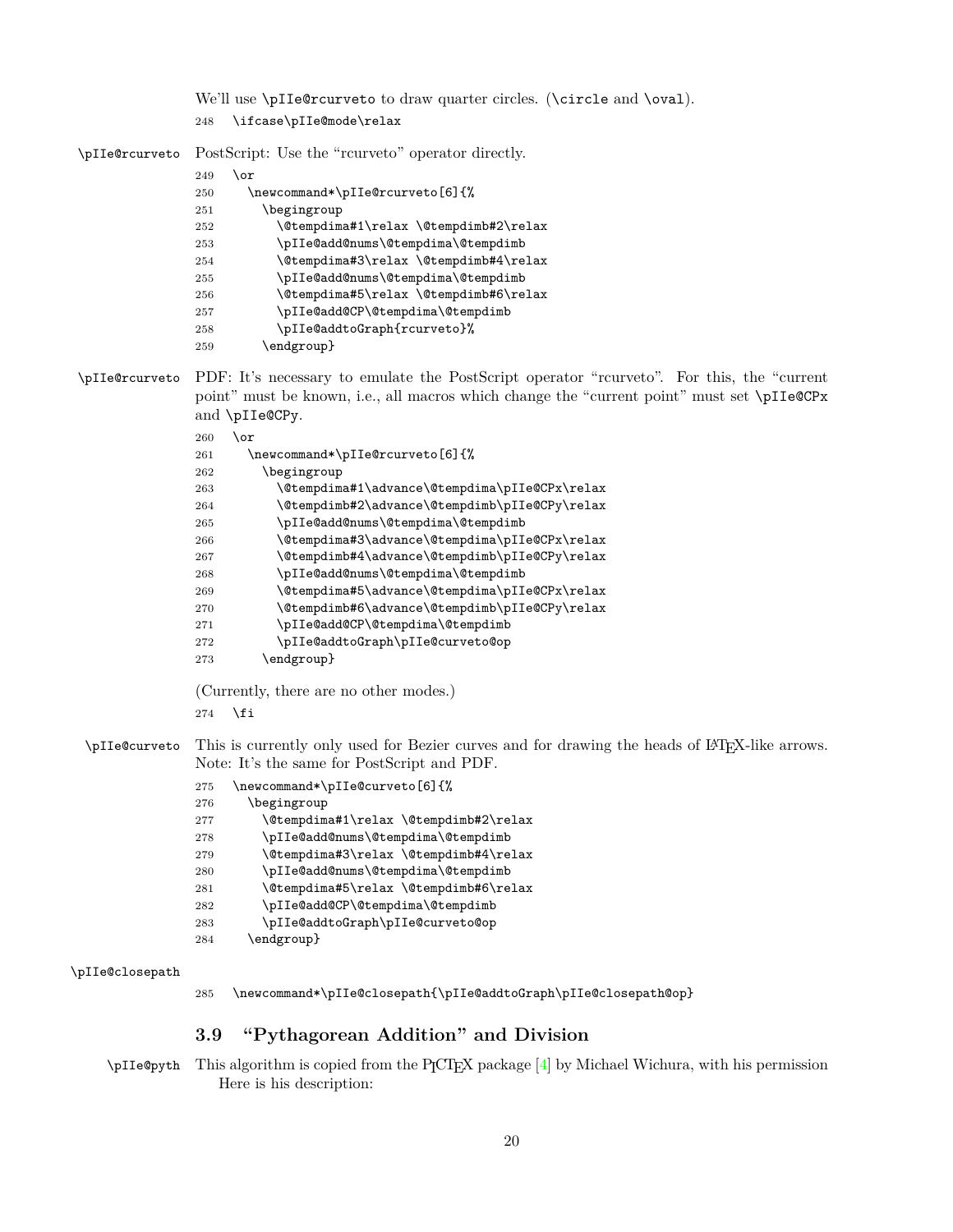We'll use `\pIIe@rcurveto` to draw quarter circles. (`\circle` and `\oval`).

```
248   \ifcase\pIIe@mode\relax
```

`\pIIe@rcurveto` PostScript: Use the "rcurveto" operator directly.

```
249   \or
250     \newcommand*\pIIe@rcurveto[6]{%
251       \begingroup
252         \@tempdima#1\relax \@tempdimb#2\relax
253         \pIIe@add@nums\@tempdima\@tempdimb
254         \@tempdima#3\relax \@tempdimb#4\relax
255         \pIIe@add@nums\@tempdima\@tempdimb
256         \@tempdima#5\relax \@tempdimb#6\relax
257         \pIIe@add@CP\@tempdima\@tempdimb
258         \pIIe@addtoGraph{rcurveto}%
259       \endgroup}
```

`\pIIe@rcurveto` PDF: It's necessary to emulate the PostScript operator "rcurveto". For this, the "current point" must be known, i.e., all macros which change the "current point" must set `\pIIe@CPx` and `\pIIe@CPy`.

```
260   \or
261     \newcommand*\pIIe@rcurveto[6]{%
262       \begingroup
263         \@tempdima#1\advance\@tempdima\pIIe@CPx\relax
264         \@tempdimb#2\advance\@tempdimb\pIIe@CPy\relax
265         \pIIe@add@nums\@tempdima\@tempdimb
266         \@tempdima#3\advance\@tempdima\pIIe@CPx\relax
267         \@tempdimb#4\advance\@tempdimb\pIIe@CPy\relax
268         \pIIe@add@nums\@tempdima\@tempdimb
269         \@tempdima#5\advance\@tempdima\pIIe@CPx\relax
270         \@tempdimb#6\advance\@tempdimb\pIIe@CPy\relax
271         \pIIe@add@CP\@tempdima\@tempdimb
272         \pIIe@addtoGraph\pIIe@curveto@op
273       \endgroup}
```

(Currently, there are no other modes.)

```
274   \fi
```

`\pIIe@curveto` This is currently only used for Bezier curves and for drawing the heads of LaTeX-like arrows. Note: It's the same for PostScript and PDF.

```
275   \newcommand*\pIIe@curveto[6]{%
276     \begingroup
277       \@tempdima#1\relax \@tempdimb#2\relax
278       \pIIe@add@nums\@tempdima\@tempdimb
279       \@tempdima#3\relax \@tempdimb#4\relax
280       \pIIe@add@nums\@tempdima\@tempdimb
281       \@tempdima#5\relax \@tempdimb#6\relax
282       \pIIe@add@CP\@tempdima\@tempdimb
283       \pIIe@addtoGraph\pIIe@curveto@op
284     \endgroup}
```

`\pIIe@closepath`

```
285   \newcommand*\pIIe@closepath{\pIIe@addtoGraph\pIIe@closepath@op}
```

### 3.9 "Pythagorean Addition" and Division

`\pIIe@pyth` This algorithm is copied from the PICTeX package [4] by Michael Wichura, with his permission Here is his description: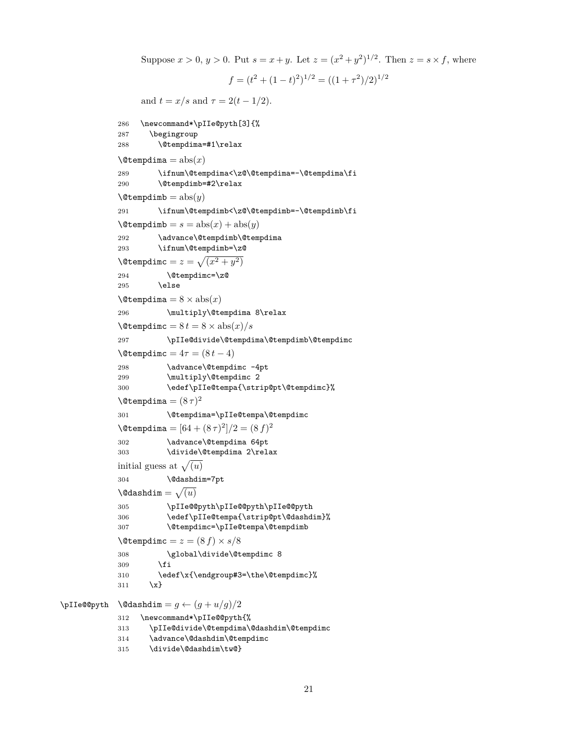Suppose $x > 0$, $y > 0$. Put $s = x + y$. Let $z = (x^2 + y^2)^{1/2}$. Then $z = s \times f$, where

$$f = (t^2 + (1-t)^2)^{1/2} = ((1 + \tau^2)/2)^{1/2}$$

and $t = x/s$ and $\tau = 2(t - 1/2)$.

```
286 \newcommand*\pIIe@pyth[3]{%
287   \begingroup
288     \@tempdima=#1\relax
```

`\@tempdima` $= \mathrm{abs}(x)$

```
289     \ifnum\@tempdima<\z@\@tempdima=-\@tempdima\fi
290     \@tempdimb=#2\relax
```

`\@tempdimb` $= \mathrm{abs}(y)$

```
291     \ifnum\@tempdimb<\z@\@tempdimb=-\@tempdimb\fi
```

`\@tempdimb` $= s = \mathrm{abs}(x) + \mathrm{abs}(y)$

```
292     \advance\@tempdimb\@tempdima
293     \ifnum\@tempdimb=\z@
```

`\@tempdimc` $= z = \sqrt{(x^2 + y^2)}$

```
294       \@tempdimc=\z@
295     \else
```

`\@tempdima` $= 8 \times \mathrm{abs}(x)$

```
296       \multiply\@tempdima 8\relax
```

`\@tempdimc` $= 8\,t = 8 \times \mathrm{abs}(x)/s$

```
297       \pIIe@divide\@tempdima\@tempdimb\@tempdimc
```

`\@tempdimc` $= 4\tau = (8\,t - 4)$

```
298       \advance\@tempdimc -4pt
299       \multiply\@tempdimc 2
300       \edef\pIIe@tempa{\strip@pt\@tempdimc}%
```

`\@tempdima` $= (8\,\tau)^2$

```
301       \@tempdima=\pIIe@tempa\@tempdimc
```

`\@tempdima` $= [64 + (8\,\tau)^2]/2 = (8\,f)^2$

```
302       \advance\@tempdima 64pt
303       \divide\@tempdima 2\relax
```

initial guess at $\sqrt{(u)}$

```
304       \@dashdim=7pt
```

`\@dashdim` $= \sqrt{(u)}$

```
305       \pIIe@@pyth\pIIe@@pyth\pIIe@@pyth
306       \edef\pIIe@tempa{\strip@pt\@dashdim}%
307       \@tempdimc=\pIIe@tempa\@tempdimb
```

`\@tempdimc` $= z = (8\,f) \times s/8$

```
308       \global\divide\@tempdimc 8
309     \fi
310     \edef\x{\endgroup#3=\the\@tempdimc}%
311   \x}
```

`\pIIe@@pyth` — `\@dashdim` $= g \leftarrow (g + u/g)/2$

```
312 \newcommand*\pIIe@@pyth{%
313   \pIIe@divide\@tempdima\@dashdim\@tempdimc
314   \advance\@dashdim\@tempdimc
315   \divide\@dashdim\tw@}
```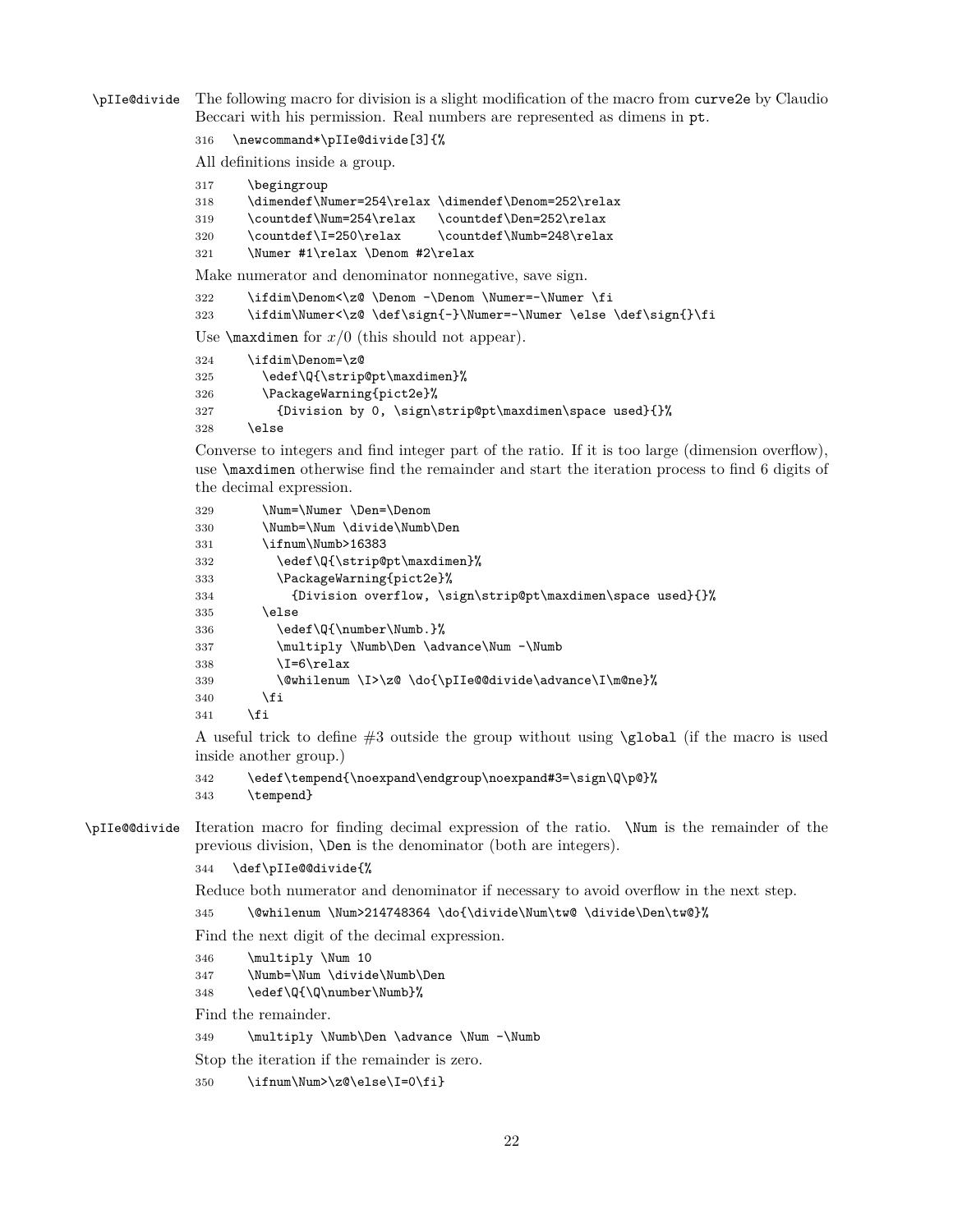`\pIIe@divide` The following macro for division is a slight modification of the macro from `curve2e` by Claudio Beccari with his permission. Real numbers are represented as dimens in `pt`.

```
316 \newcommand*\pIIe@divide[3]{%
```

All definitions inside a group.

```
317   \begingroup
318   \dimendef\Numer=254\relax \dimendef\Denom=252\relax
319   \countdef\Num=254\relax   \countdef\Den=252\relax
320   \countdef\I=250\relax     \countdef\Numb=248\relax
321   \Numer #1\relax \Denom #2\relax
```

Make numerator and denominator nonnegative, save sign.

```
322   \ifdim\Denom<\z@ \Denom -\Denom \Numer=-\Numer \fi
323   \ifdim\Numer<\z@ \def\sign{-}\Numer=-\Numer \else \def\sign{}\fi
```

Use `\maxdimen` for $x/0$ (this should not appear).

```
324   \ifdim\Denom=\z@
325     \edef\Q{\strip@pt\maxdimen}%
326     \PackageWarning{pict2e}%
327       {Division by 0, \sign\strip@pt\maxdimen\space used}{}%
328   \else
```

Converse to integers and find integer part of the ratio. If it is too large (dimension overflow), use `\maxdimen` otherwise find the remainder and start the iteration process to find 6 digits of the decimal expression.

```
329     \Num=\Numer \Den=\Denom
330     \Numb=\Num \divide\Numb\Den
331     \ifnum\Numb>16383
332       \edef\Q{\strip@pt\maxdimen}%
333       \PackageWarning{pict2e}%
334         {Division overflow, \sign\strip@pt\maxdimen\space used}{}%
335     \else
336       \edef\Q{\number\Numb.}%
337       \multiply \Numb\Den \advance\Num -\Numb
338       \I=6\relax
339       \@whilenum \I>\z@ \do{\pIIe@@divide\advance\I\m@ne}%
340     \fi
341   \fi
```

A useful trick to define #3 outside the group without using `\global` (if the macro is used inside another group.)

```
342   \edef\tempend{\noexpand\endgroup\noexpand#3=\sign\Q\p@}%
343   \tempend}
```

`\pIIe@@divide` Iteration macro for finding decimal expression of the ratio. `\Num` is the remainder of the previous division, `\Den` is the denominator (both are integers).

```
344 \def\pIIe@@divide{%
```

Reduce both numerator and denominator if necessary to avoid overflow in the next step.

```
345   \@whilenum \Num>214748364 \do{\divide\Num\tw@ \divide\Den\tw@}%
```

Find the next digit of the decimal expression.

```
346   \multiply \Num 10
347   \Numb=\Num \divide\Numb\Den
348   \edef\Q{\Q\number\Numb}%
```

Find the remainder.

```
349   \multiply \Numb\Den \advance \Num -\Numb
```

Stop the iteration if the remainder is zero.

```
350   \ifnum\Num>\z@\else\I=0\fi}
```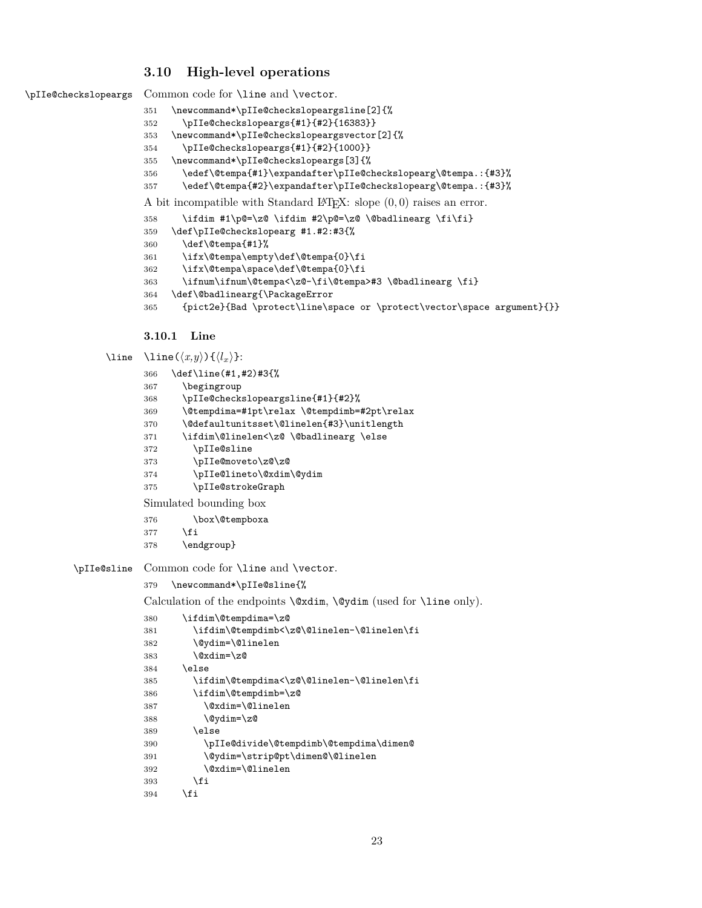### 3.10 High-level operations

\pIIe@checkslopeargs Common code for \line and \vector.

```
351 \newcommand*\pIIe@checkslopeargsline[2]{%
352   \pIIe@checkslopeargs{#1}{#2}{16383}}
353 \newcommand*\pIIe@checkslopeargsvector[2]{%
354   \pIIe@checkslopeargs{#1}{#2}{1000}}
355 \newcommand*\pIIe@checkslopeargs[3]{%
356   \edef\@tempa{#1}\expandafter\pIIe@checkslopearg\@tempa.:{#3}%
357   \edef\@tempa{#2}\expandafter\pIIe@checkslopearg\@tempa.:{#3}%
```

A bit incompatible with Standard LaTeX: slope $(0, 0)$ raises an error.

```
358   \ifdim #1\p@=\z@ \ifdim #2\p@=\z@ \@badlinearg \fi\fi}
359 \def\pIIe@checkslopearg #1.#2:#3{%
360   \def\@tempa{#1}%
361   \ifx\@tempa\empty\def\@tempa{0}\fi
362   \ifx\@tempa\space\def\@tempa{0}\fi
363   \ifnum\ifnum\@tempa<\z@-\fi\@tempa>#3 \@badlinearg \fi}
364 \def\@badlinearg{\PackageError
365   {pict2e}{Bad \protect\line\space or \protect\vector\space argument}{}}
```

#### 3.10.1 Line

\line \line($\langle x,y \rangle$){$\langle l_x \rangle$}:

```
366 \def\line(#1,#2)#3{%
367   \begingroup
368   \pIIe@checkslopeargsline{#1}{#2}%
369   \@tempdima=#1pt\relax \@tempdimb=#2pt\relax
370   \@defaultunitsset\@linelen{#3}\unitlength
371   \ifdim\@linelen<\z@ \@badlinearg \else
372     \pIIe@sline
373     \pIIe@moveto\z@\z@
374     \pIIe@lineto\@xdim\@ydim
375     \pIIe@strokeGraph
```

Simulated bounding box

```
376     \box\@tempboxa
377   \fi
378   \endgroup}
```

\pIIe@sline Common code for \line and \vector.

```
379 \newcommand*\pIIe@sline{%
```

Calculation of the endpoints \@xdim, \@ydim (used for \line only).

```
380   \ifdim\@tempdima=\z@
381     \ifdim\@tempdimb<\z@\@linelen-\@linelen\fi
382     \@ydim=\@linelen
383     \@xdim=\z@
384   \else
385     \ifdim\@tempdima<\z@\@linelen-\@linelen\fi
386     \ifdim\@tempdimb=\z@
387       \@xdim=\@linelen
388       \@ydim=\z@
389     \else
390       \pIIe@divide\@tempdimb\@tempdima\dimen@
391       \@ydim=\strip@pt\dimen@\@linelen
392       \@xdim=\@linelen
393     \fi
394   \fi
```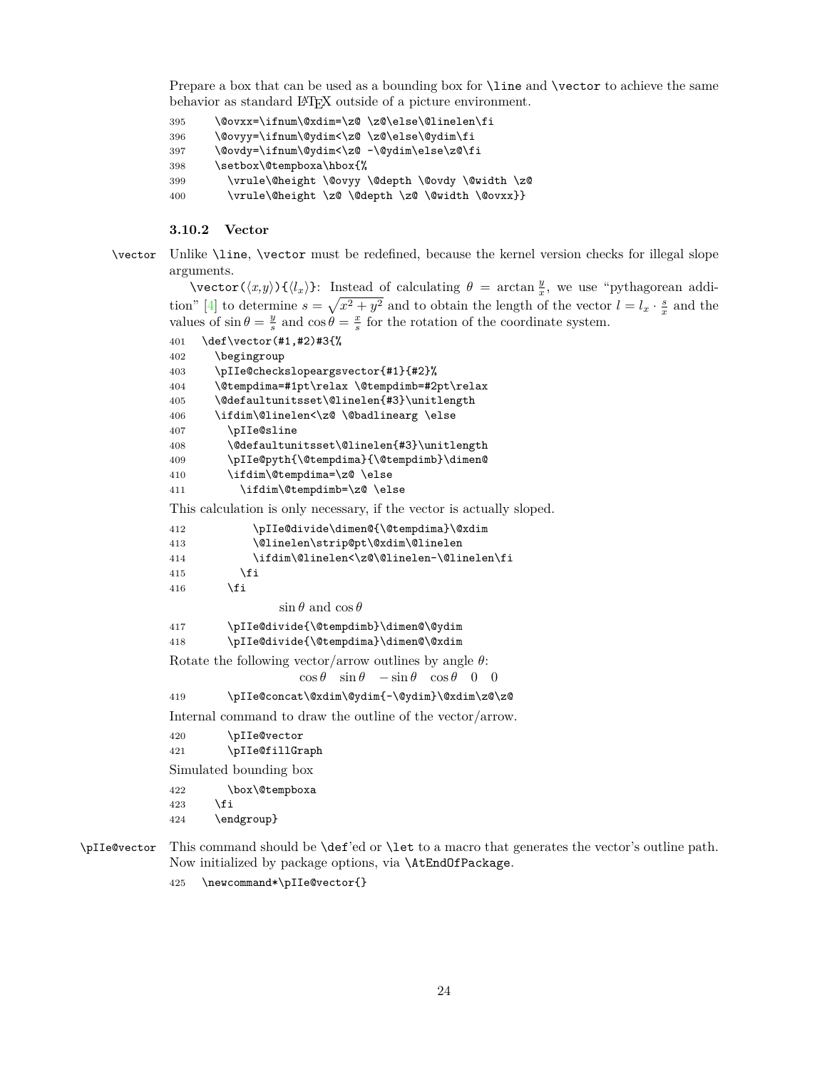Prepare a box that can be used as a bounding box for `\line` and `\vector` to achieve the same behavior as standard LaTeX outside of a picture environment.

```
395     \@ovxx=\ifnum\@xdim=\z@ \z@\else\@linelen\fi
396     \@ovyy=\ifnum\@ydim<\z@ \z@\else\@ydim\fi
397     \@ovdy=\ifnum\@ydim<\z@ -\@ydim\else\z@\fi
398     \setbox\@tempboxa\hbox{%
399       \vrule\@height \@ovyy \@depth \@ovdy \@width \z@
400       \vrule\@height \z@ \@depth \z@ \@width \@ovxx}}
```

### 3.10.2 Vector

`\vector` Unlike `\line`, `\vector` must be redefined, because the kernel version checks for illegal slope arguments.

`\vector(`⟨*x,y*⟩`){`⟨$l_x$⟩`}`: Instead of calculating $\theta = \arctan\frac{y}{x}$, we use "pythagorean addition" [4] to determine $s = \sqrt{x^2 + y^2}$ and to obtain the length of the vector $l = l_x \cdot \frac{s}{x}$ and the values of $\sin\theta = \frac{y}{s}$ and $\cos\theta = \frac{x}{s}$ for the rotation of the coordinate system.

```
401   \def\vector(#1,#2)#3{%
402     \begingroup
403     \pIIe@checkslopeargsvector{#1}{#2}%
404     \@tempdima=#1pt\relax \@tempdimb=#2pt\relax
405     \@defaultunitsset\@linelen{#3}\unitlength
406     \ifdim\@linelen<\z@ \@badlinearg \else
407       \pIIe@sline
408       \@defaultunitsset\@linelen{#3}\unitlength
409       \pIIe@pyth{\@tempdima}{\@tempdimb}\dimen@
410       \ifdim\@tempdima=\z@ \else
411         \ifdim\@tempdimb=\z@ \else
```

This calculation is only necessary, if the vector is actually sloped.

```
412           \pIIe@divide\dimen@{\@tempdima}\@xdim
413           \@linelen\strip@pt\@xdim\@linelen
414           \ifdim\@linelen<\z@\@linelen-\@linelen\fi
415         \fi
416       \fi
```

$\sin\theta$ and $\cos\theta$

```
417       \pIIe@divide{\@tempdimb}\dimen@\@ydim
418       \pIIe@divide{\@tempdima}\dimen@\@xdim
```

Rotate the following vector/arrow outlines by angle $\theta$:

$\cos\theta \quad \sin\theta \quad -\sin\theta \quad \cos\theta \quad 0 \quad 0$

```
419       \pIIe@concat\@xdim\@ydim{-\@ydim}\@xdim\z@\z@
```

Internal command to draw the outline of the vector/arrow.

```
420       \pIIe@vector
421       \pIIe@fillGraph
```

Simulated bounding box

```
422       \box\@tempboxa
423     \fi
424     \endgroup}
```

`\pIIe@vector` This command should be `\def`'ed or `\let` to a macro that generates the vector's outline path. Now initialized by package options, via `\AtEndOfPackage`.

```
425   \newcommand*\pIIe@vector{}
```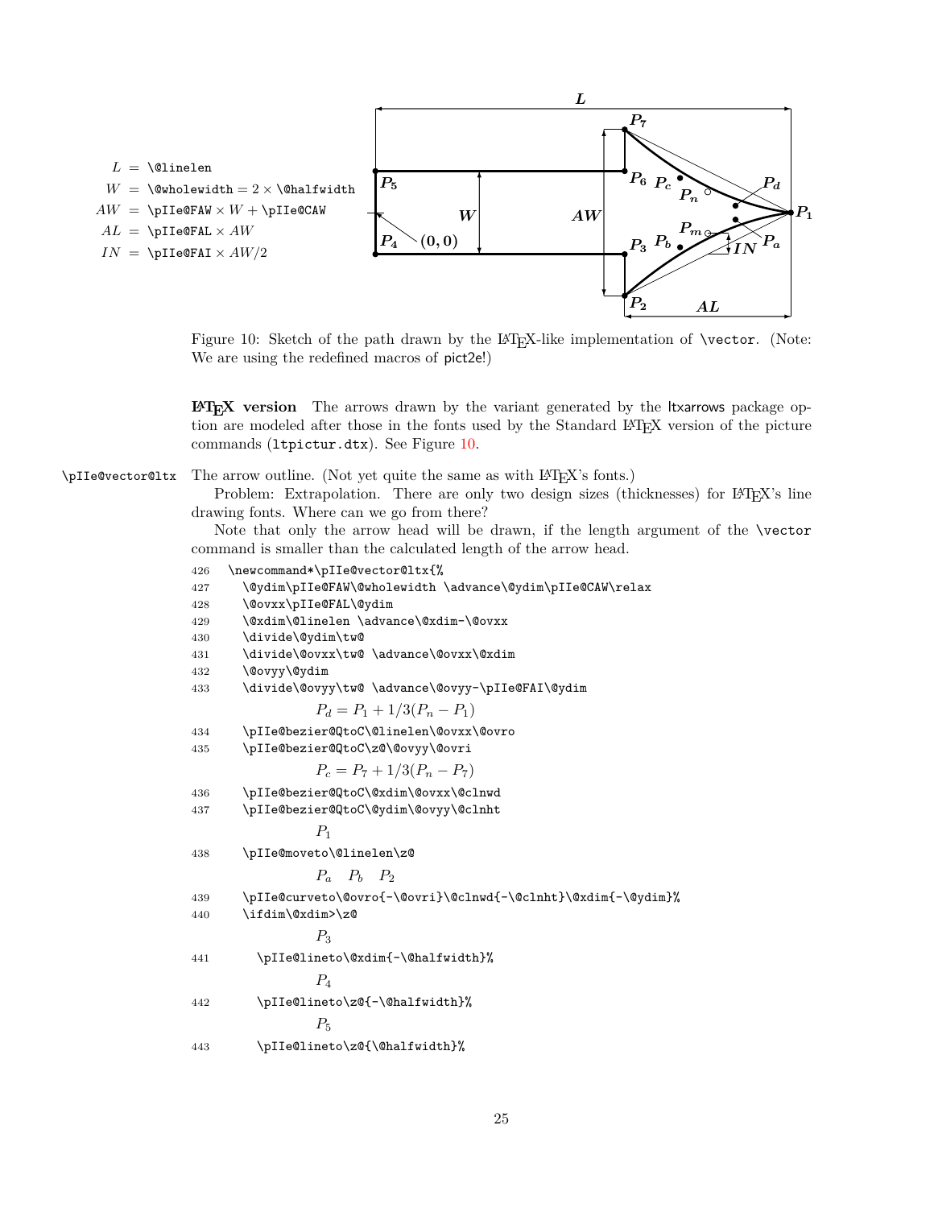$$L = \texttt{\textbackslash @linelen}$$
$$W = \texttt{\textbackslash @wholewidth} = 2 \times \texttt{\textbackslash @halfwidth}$$
$$AW = \texttt{\textbackslash pIIe@FAW} \times W + \texttt{\textbackslash pIIe@CAW}$$
$$AL = \texttt{\textbackslash pIIe@FAL} \times AW$$
$$IN = \texttt{\textbackslash pIIe@FAI} \times AW/2$$

Figure 10: Sketch of the path drawn by the LaTeX-like implementation of `\vector`. (Note: We are using the redefined macros of pict2e!)

**LaTeX version** The arrows drawn by the variant generated by the ltxarrows package option are modeled after those in the fonts used by the Standard LaTeX version of the picture commands (`ltpictur.dtx`). See Figure 10.

`\pIIe@vector@ltx` The arrow outline. (Not yet quite the same as with LaTeX's fonts.)

Problem: Extrapolation. There are only two design sizes (thicknesses) for LaTeX's line drawing fonts. Where can we go from there?

Note that only the arrow head will be drawn, if the length argument of the `\vector` command is smaller than the calculated length of the arrow head.

```
426 \newcommand*\pIIe@vector@ltx{%
427   \@ydim\pIIe@FAW\@wholewidth \advance\@ydim\pIIe@CAW\relax
428   \@ovxx\pIIe@FAL\@ydim
429   \@xdim\@linelen \advance\@xdim-\@ovxx
430   \divide\@ydim\tw@
431   \divide\@ovxx\tw@ \advance\@ovxx\@xdim
432   \@ovyy\@ydim
433   \divide\@ovyy\tw@ \advance\@ovyy-\pIIe@FAI\@ydim
```

$P_d = P_1 + 1/3(P_n - P_1)$

```
434   \pIIe@bezier@QtoC\@linelen\@ovxx\@ovro
435   \pIIe@bezier@QtoC\z@\@ovyy\@ovri
```

$P_c = P_7 + 1/3(P_n - P_7)$

```
436   \pIIe@bezier@QtoC\@xdim\@ovxx\@clnwd
437   \pIIe@bezier@QtoC\@ydim\@ovyy\@clnht
```

$P_1$

```
438   \pIIe@moveto\@linelen\z@
```

$P_a \quad P_b \quad P_2$

```
439   \pIIe@curveto\@ovro{-\@ovri}\@clnwd{-\@clnht}\@xdim{-\@ydim}%
440   \ifdim\@xdim>\z@
```

$P_3$

```
441     \pIIe@lineto\@xdim{-\@halfwidth}%
```

$P_4$

```
442     \pIIe@lineto\z@{-\@halfwidth}%
```

$P_5$

```
443     \pIIe@lineto\z@{\@halfwidth}%
```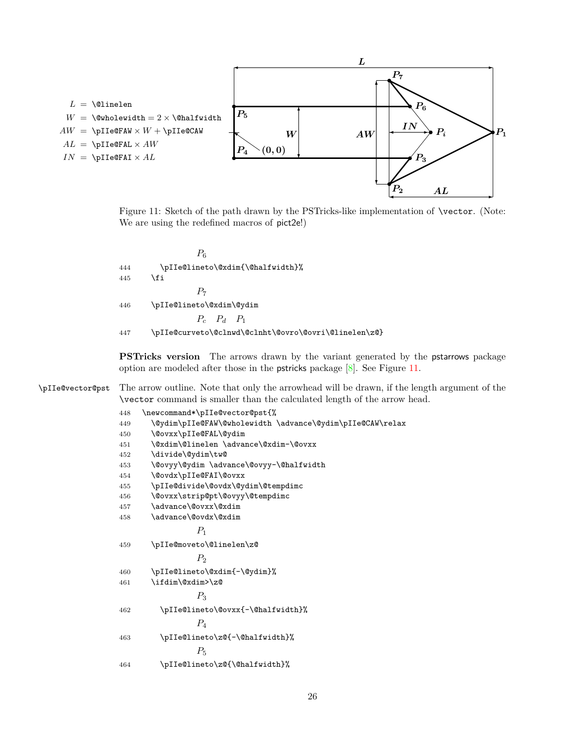$L$ = `\@linelen`
$W$ = `\@wholewidth` $= 2 \times$ `\@halfwidth`
$AW$ = `\pIIe@FAW` $\times W +$ `\pIIe@CAW`
$AL$ = `\pIIe@FAL` $\times AW$
$IN$ = `\pIIe@FAI` $\times AL$

Figure 11: Sketch of the path drawn by the PSTricks-like implementation of `\vector`. (Note: We are using the redefined macros of pict2e!)

$P_6$

```
444     \pIIe@lineto\@xdim{\@halfwidth}%
445   \fi
```

$P_7$

```
446   \pIIe@lineto\@xdim\@ydim
```

$P_c$ $P_d$ $P_1$

```
447   \pIIe@curveto\@clnwd\@clnht\@ovro\@ovri\@linelen\z@}
```

**PSTricks version** The arrows drawn by the variant generated by the pstarrows package option are modeled after those in the pstricks package [8]. See Figure 11.

`\pIIe@vector@pst` The arrow outline. Note that only the arrowhead will be drawn, if the length argument of the `\vector` command is smaller than the calculated length of the arrow head.

```
448 \newcommand*\pIIe@vector@pst{%
449   \@ydim\pIIe@FAW\@wholewidth \advance\@ydim\pIIe@CAW\relax
450   \@ovxx\pIIe@FAL\@ydim
451   \@xdim\@linelen \advance\@xdim-\@ovxx
452   \divide\@ydim\tw@
453   \@ovyy\@ydim \advance\@ovyy-\@halfwidth
454   \@ovdx\pIIe@FAI\@ovxx
455   \pIIe@divide\@ovdx\@ydim\@tempdimc
456   \@ovxx\strip@pt\@ovyy\@tempdimc
457   \advance\@ovxx\@xdim
458   \advance\@ovdx\@xdim
```

$P_1$

```
459   \pIIe@moveto\@linelen\z@
```

$P_2$

```
460   \pIIe@lineto\@xdim{-\@ydim}%
461   \ifdim\@xdim>\z@
```

$P_3$

```
462     \pIIe@lineto\@ovxx{-\@halfwidth}%
```

$P_4$

```
463     \pIIe@lineto\z@{-\@halfwidth}%
```

$P_5$

```
464     \pIIe@lineto\z@{\@halfwidth}%
```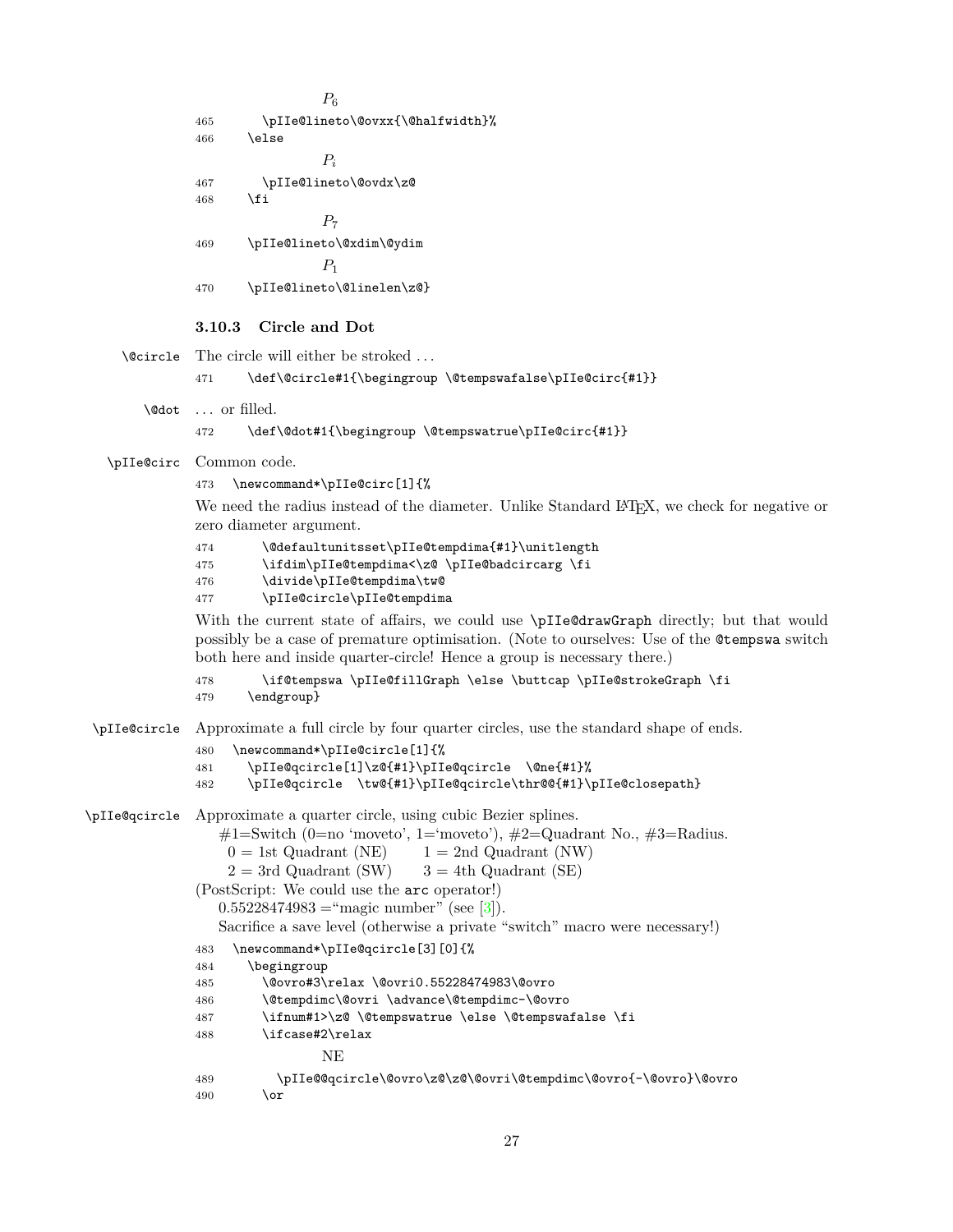$P_6$

```
465      \pIIe@lineto\@ovxx{\@halfwidth}%
466    \else
```

$P_i$

```
467      \pIIe@lineto\@ovdx\z@
468    \fi
```

$P_7$

```
469    \pIIe@lineto\@xdim\@ydim
```

$P_1$

```
470    \pIIe@lineto\@linelen\z@}
```

### 3.10.3 Circle and Dot

`\@circle` The circle will either be stroked ...

```
471    \def\@circle#1{\begingroup \@tempswafalse\pIIe@circ{#1}}
```

`\@dot` ... or filled.

```
472    \def\@dot#1{\begingroup \@tempswatrue\pIIe@circ{#1}}
```

`\pIIe@circ` Common code.

```
473  \newcommand*\pIIe@circ[1]{%
```

We need the radius instead of the diameter. Unlike Standard LaTeX, we check for negative or zero diameter argument.

```
474      \@defaultunitsset\pIIe@tempdima{#1}\unitlength
475      \ifdim\pIIe@tempdima<\z@ \pIIe@badcircarg \fi
476      \divide\pIIe@tempdima\tw@
477      \pIIe@circle\pIIe@tempdima
```

With the current state of affairs, we could use `\pIIe@drawGraph` directly; but that would possibly be a case of premature optimisation. (Note to ourselves: Use of the `@tempswa` switch both here and inside quarter-circle! Hence a group is necessary there.)

```
478      \if@tempswa \pIIe@fillGraph \else \buttcap \pIIe@strokeGraph \fi
479    \endgroup}
```

`\pIIe@circle` Approximate a full circle by four quarter circles, use the standard shape of ends.

```
480  \newcommand*\pIIe@circle[1]{%
481    \pIIe@qcircle[1]\z@{#1}\pIIe@qcircle  \@ne{#1}%
482    \pIIe@qcircle  \tw@{#1}\pIIe@qcircle\thr@@{#1}\pIIe@closepath}
```

`\pIIe@qcircle` Approximate a quarter circle, using cubic Bezier splines.

#1=Switch (0=no 'moveto', 1='moveto'), #2=Quadrant No., #3=Radius.

0 = 1st Quadrant (NE)    1 = 2nd Quadrant (NW)

2 = 3rd Quadrant (SW)    3 = 4th Quadrant (SE)

(PostScript: We could use the `arc` operator!)

0.55228474983 ="magic number" (see [3]).

Sacrifice a save level (otherwise a private "switch" macro were necessary!)

```
483  \newcommand*\pIIe@qcircle[3][0]{%
484    \begingroup
485      \@ovro#3\relax \@ovri0.55228474983\@ovro
486      \@tempdimc\@ovri \advance\@tempdimc-\@ovro
487      \ifnum#1>\z@ \@tempswatrue \else \@tempswafalse \fi
488      \ifcase#2\relax
```

NE

```
489        \pIIe@@qcircle\@ovro\z@\z@\@ovri\@tempdimc\@ovro{-\@ovro}\@ovro
490      \or
```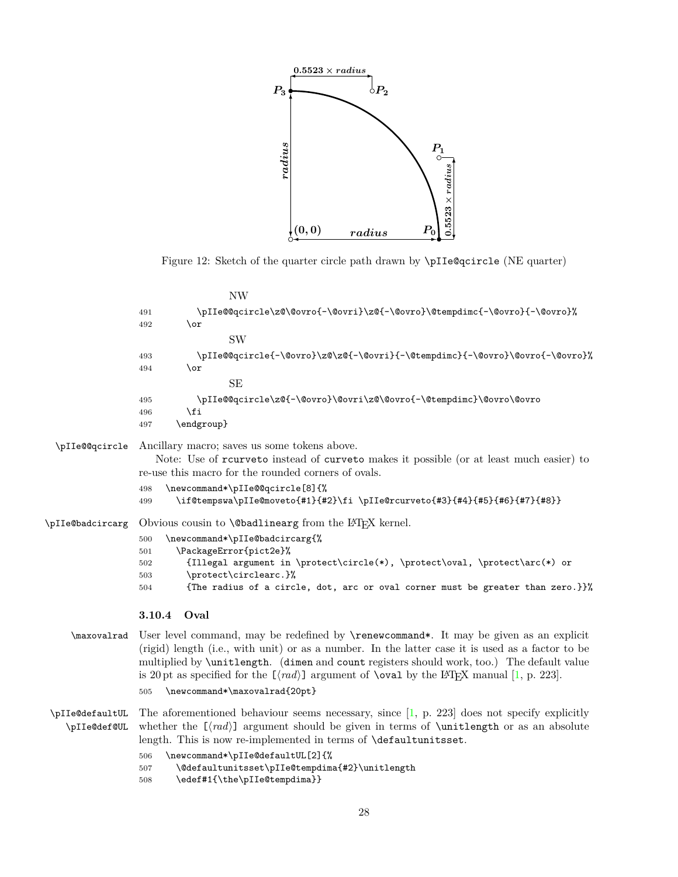Figure 12: Sketch of the quarter circle path drawn by `\pIIe@qcircle` (NE quarter)

NW

```
491      \pIIe@@qcircle\z@\@ovro{-\@ovri}\z@{-\@ovro}\@tempdimc{-\@ovro}{-\@ovro}%
492    \or
```

SW

```
493      \pIIe@@qcircle{-\@ovro}\z@\z@{-\@ovri}{-\@tempdimc}{-\@ovro}\@ovro{-\@ovro}%
494    \or
```

SE

```
495      \pIIe@@qcircle\z@{-\@ovro}\@ovri\z@\@ovro{-\@tempdimc}\@ovro\@ovro
496    \fi
497   \endgroup}
```

`\pIIe@@qcircle` Ancillary macro; saves us some tokens above.

Note: Use of `rcurveto` instead of `curveto` makes it possible (or at least much easier) to re-use this macro for the rounded corners of ovals.

```
498 \newcommand*\pIIe@@qcircle[8]{%
499   \if@tempswa\pIIe@moveto{#1}{#2}\fi \pIIe@rcurveto{#3}{#4}{#5}{#6}{#7}{#8}}
```

`\pIIe@badcircarg` Obvious cousin to `\@badlinearg` from the LaTeX kernel.

```
500 \newcommand*\pIIe@badcircarg{%
501   \PackageError{pict2e}%
502     {Illegal argument in \protect\circle(*), \protect\oval, \protect\arc(*) or
503     \protect\circlearc.}%
504     {The radius of a circle, dot, arc or oval corner must be greater than zero.}}%
```

### 3.10.4 Oval

`\maxovalrad` User level command, may be redefined by `\renewcommand*`. It may be given as an explicit (rigid) length (i.e., with unit) or as a number. In the latter case it is used as a factor to be multiplied by `\unitlength`. (`dimen` and `count` registers should work, too.) The default value is 20 pt as specified for the [⟨*rad*⟩] argument of `\oval` by the LaTeX manual [1, p. 223].

```
505 \newcommand*\maxovalrad{20pt}
```

`\pIIe@defaultUL` `\pIIe@def@UL` The aforementioned behaviour seems necessary, since [1, p. 223] does not specify explicitly whether the [⟨*rad*⟩] argument should be given in terms of `\unitlength` or as an absolute length. This is now re-implemented in terms of `\defaultunitsset`.

```
506 \newcommand*\pIIe@defaultUL[2]{%
507   \@defaultunitsset\pIIe@tempdima{#2}\unitlength
508   \edef#1{\the\pIIe@tempdima}}
```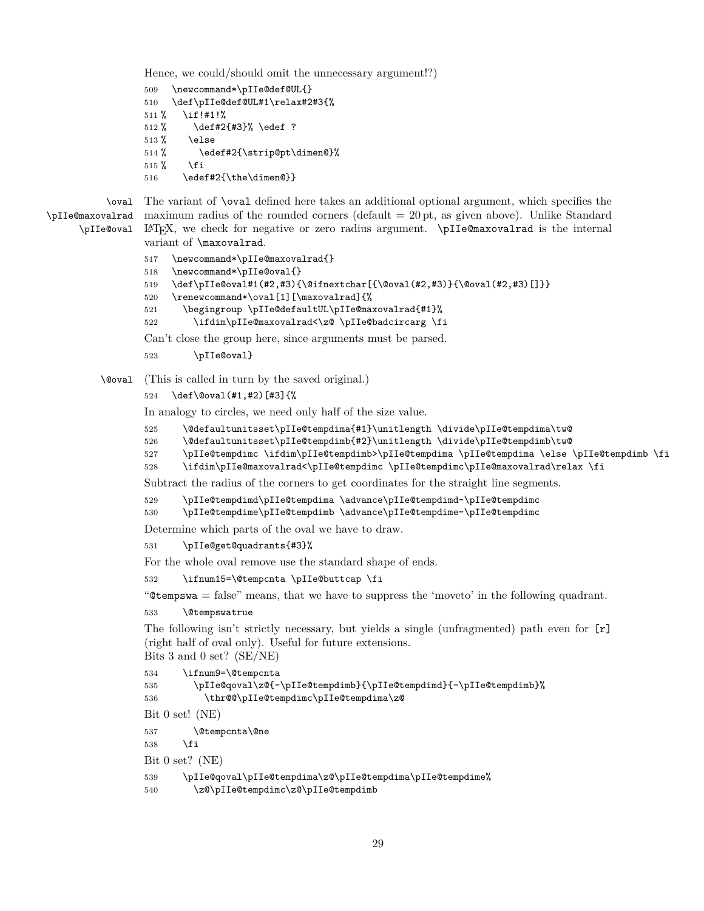Hence, we could/should omit the unnecessary argument!?)

```
509   \newcommand*\pIIe@def@UL{}
510   \def\pIIe@def@UL#1\relax#2#3{%
511 %   \if!#1!%
512 %     \def#2{#3}% \edef ?
513 %   \else
514 %     \edef#2{\strip@pt\dimen@}%
515 %   \fi
516     \edef#2{\the\dimen@}}
```

`\oval` `\pIIe@maxovalrad` `\pIIe@oval` The variant of `\oval` defined here takes an additional optional argument, which specifies the maximum radius of the rounded corners (default = 20 pt, as given above). Unlike Standard LaTeX, we check for negative or zero radius argument. `\pIIe@maxovalrad` is the internal variant of `\maxovalrad`.

```
517   \newcommand*\pIIe@maxovalrad{}
518   \newcommand*\pIIe@oval{}
519   \def\pIIe@oval#1(#2,#3){\@ifnextchar[{\@oval(#2,#3)}{\@oval(#2,#3)[]}}
520   \renewcommand*\oval[1][\maxovalrad]{%
521     \begingroup \pIIe@defaultUL\pIIe@maxovalrad{#1}%
522       \ifdim\pIIe@maxovalrad<\z@ \pIIe@badcircarg \fi
```

Can't close the group here, since arguments must be parsed.

```
523       \pIIe@oval}
```

`\@oval` (This is called in turn by the saved original.)

```
524   \def\@oval(#1,#2)[#3]{%
```

In analogy to circles, we need only half of the size value.

```
525     \@defaultunitsset\pIIe@tempdima{#1}\unitlength \divide\pIIe@tempdima\tw@
526     \@defaultunitsset\pIIe@tempdimb{#2}\unitlength \divide\pIIe@tempdimb\tw@
527     \pIIe@tempdimc \ifdim\pIIe@tempdimb>\pIIe@tempdima \pIIe@tempdima \else \pIIe@tempdimb \fi
528     \ifdim\pIIe@maxovalrad<\pIIe@tempdimc \pIIe@tempdimc\pIIe@maxovalrad\relax \fi
```

Subtract the radius of the corners to get coordinates for the straight line segments.

```
529     \pIIe@tempdimd\pIIe@tempdima \advance\pIIe@tempdimd-\pIIe@tempdimc
530     \pIIe@tempdime\pIIe@tempdimb \advance\pIIe@tempdime-\pIIe@tempdimc
```

Determine which parts of the oval we have to draw.

```
531     \pIIe@get@quadrants{#3}%
```

For the whole oval remove use the standard shape of ends.

```
532     \ifnum15=\@tempcnta \pIIe@buttcap \fi
```

"`@tempswa` = false" means, that we have to suppress the 'moveto' in the following quadrant.

```
533     \@tempswatrue
```

The following isn't strictly necessary, but yields a single (unfragmented) path even for `[r]` (right half of oval only). Useful for future extensions.
Bits 3 and 0 set? (SE/NE)

```
534     \ifnum9=\@tempcnta
535       \pIIe@qoval\z@{-\pIIe@tempdimb}{\pIIe@tempdimd}{-\pIIe@tempdimb}%
536         \thr@@\pIIe@tempdimc\pIIe@tempdima\z@
```

Bit 0 set! (NE)

```
537       \@tempcnta\@ne
538     \fi
```

Bit 0 set? (NE)

```
539     \pIIe@qoval\pIIe@tempdima\z@\pIIe@tempdima\pIIe@tempdime%
540       \z@\pIIe@tempdimc\z@\pIIe@tempdimb
```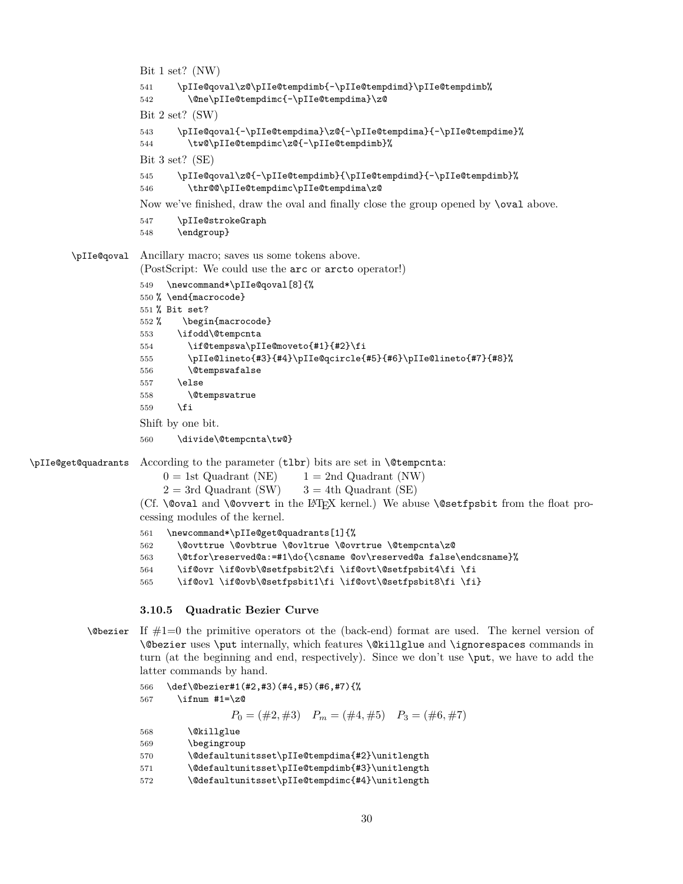Bit 1 set? (NW)

```
541     \pIIe@qoval\z@\pIIe@tempdimb{-\pIIe@tempdimd}\pIIe@tempdimb%
542       \@ne\pIIe@tempdimc{-\pIIe@tempdima}\z@
```

Bit 2 set? (SW)

```
543     \pIIe@qoval{-\pIIe@tempdima}\z@{-\pIIe@tempdima}{-\pIIe@tempdime}%
544       \tw@\pIIe@tempdimc\z@{-\pIIe@tempdimb}%
```

Bit 3 set? (SE)

```
545     \pIIe@qoval\z@{-\pIIe@tempdimb}{\pIIe@tempdimd}{-\pIIe@tempdimb}%
546       \thr@@\pIIe@tempdimc\pIIe@tempdima\z@
```

Now we've finished, draw the oval and finally close the group opened by `\oval` above.

```
547     \pIIe@strokeGraph
548     \endgroup}
```

`\pIIe@qoval` Ancillary macro; saves us some tokens above.
(PostScript: We could use the `arc` or `arcto` operator!)

```
549   \newcommand*\pIIe@qoval[8]{%
550 % \end{macrocode}
551 % Bit set?
552 %    \begin{macrocode}
553     \ifodd\@tempcnta
554       \if@tempswa\pIIe@moveto{#1}{#2}\fi
555       \pIIe@lineto{#3}{#4}\pIIe@qcircle{#5}{#6}\pIIe@lineto{#7}{#8}%
556       \@tempswafalse
557     \else
558       \@tempswatrue
559     \fi
```

Shift by one bit.

```
560     \divide\@tempcnta\tw@}
```

`\pIIe@get@quadrants` According to the parameter (`tlbr`) bits are set in `\@tempcnta`:

$0$ = 1st Quadrant (NE) $1$ = 2nd Quadrant (NW)
$2$ = 3rd Quadrant (SW) $3$ = 4th Quadrant (SE)

(Cf. `\@oval` and `\@ovvert` in the LaTeX kernel.) We abuse `\@setfpsbit` from the float processing modules of the kernel.

```
561   \newcommand*\pIIe@get@quadrants[1]{%
562     \@ovttrue \@ovbtrue \@ovltrue \@ovrtrue \@tempcnta\z@
563     \@tfor\reserved@a:=#1\do{\csname @ov\reserved@a false\endcsname}%
564     \if@ovr \if@ovb\@setfpsbit2\fi \if@ovt\@setfpsbit4\fi \fi
565     \if@ovl \if@ovb\@setfpsbit1\fi \if@ovt\@setfpsbit8\fi \fi}
```

### 3.10.5 Quadratic Bezier Curve

`\@bezier` If #1=0 the primitive operators ot the (back-end) format are used. The kernel version of `\@bezier` uses `\put` internally, which features `\@killglue` and `\ignorespaces` commands in turn (at the beginning and end, respectively). Since we don't use `\put`, we have to add the latter commands by hand.

```
566   \def\@bezier#1(#2,#3)(#4,#5)(#6,#7){%
567     \ifnum #1=\z@
```

$$P_0 = (\#2, \#3) \quad P_m = (\#4, \#5) \quad P_3 = (\#6, \#7)$$

```
568       \@killglue
569       \begingroup
570       \@defaultunitsset\pIIe@tempdima{#2}\unitlength
571       \@defaultunitsset\pIIe@tempdimb{#3}\unitlength
572       \@defaultunitsset\pIIe@tempdimc{#4}\unitlength
```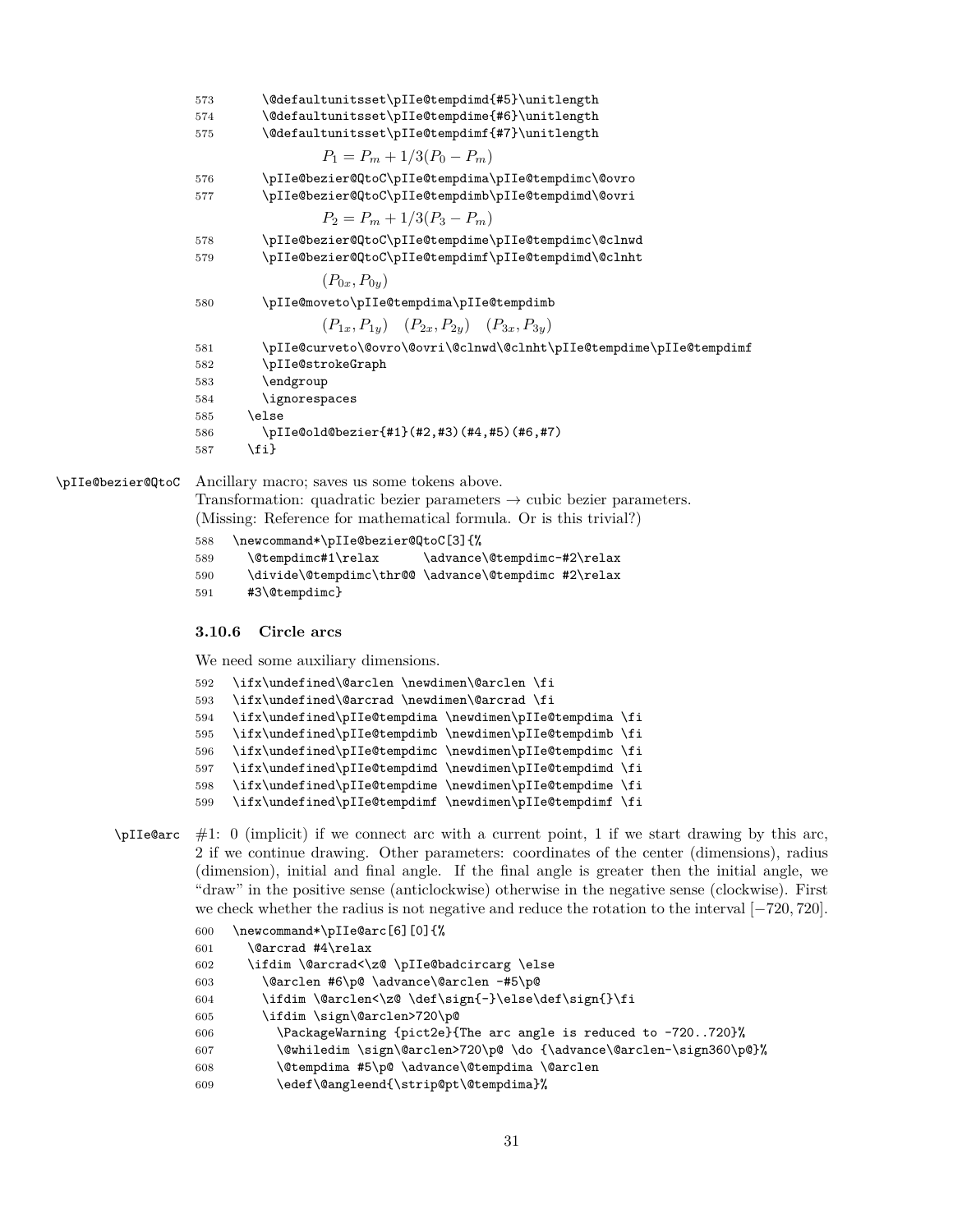```
573      \@defaultunitsset\pIIe@tempdimd{#5}\unitlength
574      \@defaultunitsset\pIIe@tempdime{#6}\unitlength
575      \@defaultunitsset\pIIe@tempdimf{#7}\unitlength
```

$P_1 = P_m + 1/3(P_0 - P_m)$

```
576      \pIIe@bezier@QtoC\pIIe@tempdima\pIIe@tempdimc\@ovro
577      \pIIe@bezier@QtoC\pIIe@tempdimb\pIIe@tempdimd\@ovri
```

$P_2 = P_m + 1/3(P_3 - P_m)$

```
578      \pIIe@bezier@QtoC\pIIe@tempdime\pIIe@tempdimc\@clnwd
579      \pIIe@bezier@QtoC\pIIe@tempdimf\pIIe@tempdimd\@clnht
```

$(P_{0x}, P_{0y})$

```
580      \pIIe@moveto\pIIe@tempdima\pIIe@tempdimb
```

$(P_{1x}, P_{1y})$ $(P_{2x}, P_{2y})$ $(P_{3x}, P_{3y})$

```
581      \pIIe@curveto\@ovro\@ovri\@clnwd\@clnht\pIIe@tempdime\pIIe@tempdimf
582      \pIIe@strokeGraph
583      \endgroup
584      \ignorespaces
585    \else
586      \pIIe@old@bezier{#1}(#2,#3)(#4,#5)(#6,#7)
587    \fi}
```

`\pIIe@bezier@QtoC` Ancillary macro; saves us some tokens above.
Transformation: quadratic bezier parameters → cubic bezier parameters.
(Missing: Reference for mathematical formula. Or is this trivial?)

```
588  \newcommand*\pIIe@bezier@QtoC[3]{%
589    \@tempdimc#1\relax      \advance\@tempdimc-#2\relax
590    \divide\@tempdimc\thr@@ \advance\@tempdimc #2\relax
591    #3\@tempdimc}
```

### 3.10.6 Circle arcs

We need some auxiliary dimensions.

```
592  \ifx\undefined\@arclen \newdimen\@arclen \fi
593  \ifx\undefined\@arcrad \newdimen\@arcrad \fi
594  \ifx\undefined\pIIe@tempdima \newdimen\pIIe@tempdima \fi
595  \ifx\undefined\pIIe@tempdimb \newdimen\pIIe@tempdimb \fi
596  \ifx\undefined\pIIe@tempdimc \newdimen\pIIe@tempdimc \fi
597  \ifx\undefined\pIIe@tempdimd \newdimen\pIIe@tempdimd \fi
598  \ifx\undefined\pIIe@tempdime \newdimen\pIIe@tempdime \fi
599  \ifx\undefined\pIIe@tempdimf \newdimen\pIIe@tempdimf \fi
```

`\pIIe@arc` #1: 0 (implicit) if we connect arc with a current point, 1 if we start drawing by this arc, 2 if we continue drawing. Other parameters: coordinates of the center (dimensions), radius (dimension), initial and final angle. If the final angle is greater then the initial angle, we "draw" in the positive sense (anticlockwise) otherwise in the negative sense (clockwise). First we check whether the radius is not negative and reduce the rotation to the interval $[-720, 720]$.

```
600  \newcommand*\pIIe@arc[6][0]{%
601    \@arcrad #4\relax
602    \ifdim \@arcrad<\z@ \pIIe@badcircarg \else
603      \@arclen #6\p@ \advance\@arclen -#5\p@
604      \ifdim \@arclen<\z@ \def\sign{-}\else\def\sign{}\fi
605      \ifdim \sign\@arclen>720\p@
606        \PackageWarning {pict2e}{The arc angle is reduced to -720..720}%
607        \@whiledim \sign\@arclen>720\p@ \do {\advance\@arclen-\sign360\p@}%
608        \@tempdima #5\p@ \advance\@tempdima \@arclen
609        \edef\@angleend{\strip@pt\@tempdima}%
```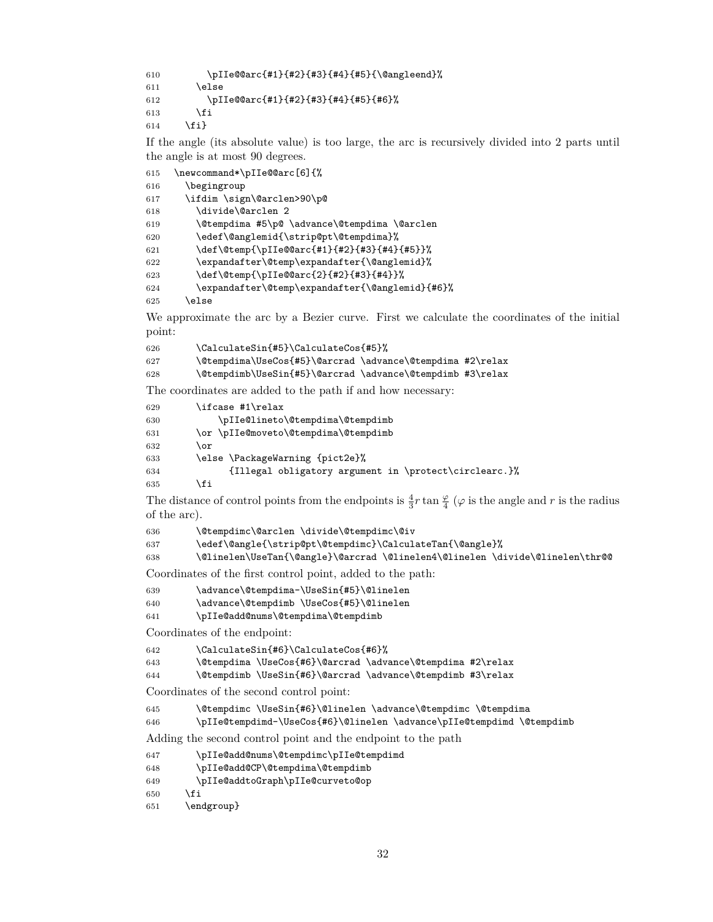```
610        \pIIe@@arc{#1}{#2}{#3}{#4}{#5}{\@angleend}%
611      \else
612        \pIIe@@arc{#1}{#2}{#3}{#4}{#5}{#6}%
613      \fi
614    \fi}
```

If the angle (its absolute value) is too large, the arc is recursively divided into 2 parts until the angle is at most 90 degrees.

```
615  \newcommand*\pIIe@@arc[6]{%
616    \begingroup
617    \ifdim \sign\@arclen>90\p@
618      \divide\@arclen 2
619      \@tempdima #5\p@ \advance\@tempdima \@arclen
620      \edef\@anglemid{\strip@pt\@tempdima}%
621      \def\@temp{\pIIe@@arc{#1}{#2}{#3}{#4}{#5}}%
622      \expandafter\@temp\expandafter{\@anglemid}%
623      \def\@temp{\pIIe@@arc{2}{#2}{#3}{#4}}%
624      \expandafter\@temp\expandafter{\@anglemid}{#6}%
625    \else
```

We approximate the arc by a Bezier curve. First we calculate the coordinates of the initial point:

```
626      \CalculateSin{#5}\CalculateCos{#5}%
627      \@tempdima\UseCos{#5}\@arcrad \advance\@tempdima #2\relax
628      \@tempdimb\UseSin{#5}\@arcrad \advance\@tempdimb #3\relax
```

The coordinates are added to the path if and how necessary:

```
629      \ifcase #1\relax
630          \pIIe@lineto\@tempdima\@tempdimb
631      \or \pIIe@moveto\@tempdima\@tempdimb
632      \or
633      \else \PackageWarning {pict2e}%
634            {Illegal obligatory argument in \protect\circlearc.}%
635      \fi
```

The distance of control points from the endpoints is $\frac{4}{3}r\tan\frac{\varphi}{4}$ ($\varphi$ is the angle and $r$ is the radius of the arc).

```
636      \@tempdimc\@arclen \divide\@tempdimc\@iv
637      \edef\@angle{\strip@pt\@tempdimc}\CalculateTan{\@angle}%
638      \@linelen\UseTan{\@angle}\@arcrad \@linelen4\@linelen \divide\@linelen\thr@@
```

Coordinates of the first control point, added to the path:

```
639      \advance\@tempdima-\UseSin{#5}\@linelen
640      \advance\@tempdimb \UseCos{#5}\@linelen
641      \pIIe@add@nums\@tempdima\@tempdimb
```

Coordinates of the endpoint:

```
642      \CalculateSin{#6}\CalculateCos{#6}%
643      \@tempdima \UseCos{#6}\@arcrad \advance\@tempdima #2\relax
644      \@tempdimb \UseSin{#6}\@arcrad \advance\@tempdimb #3\relax
```

Coordinates of the second control point:

```
645      \@tempdimc \UseSin{#6}\@linelen \advance\@tempdimc \@tempdima
646      \pIIe@tempdimd-\UseCos{#6}\@linelen \advance\pIIe@tempdimd \@tempdimb
```

Adding the second control point and the endpoint to the path

```
647      \pIIe@add@nums\@tempdimc\pIIe@tempdimd
648      \pIIe@add@CP\@tempdima\@tempdimb
649      \pIIe@addtoGraph\pIIe@curveto@op
650    \fi
651    \endgroup}
```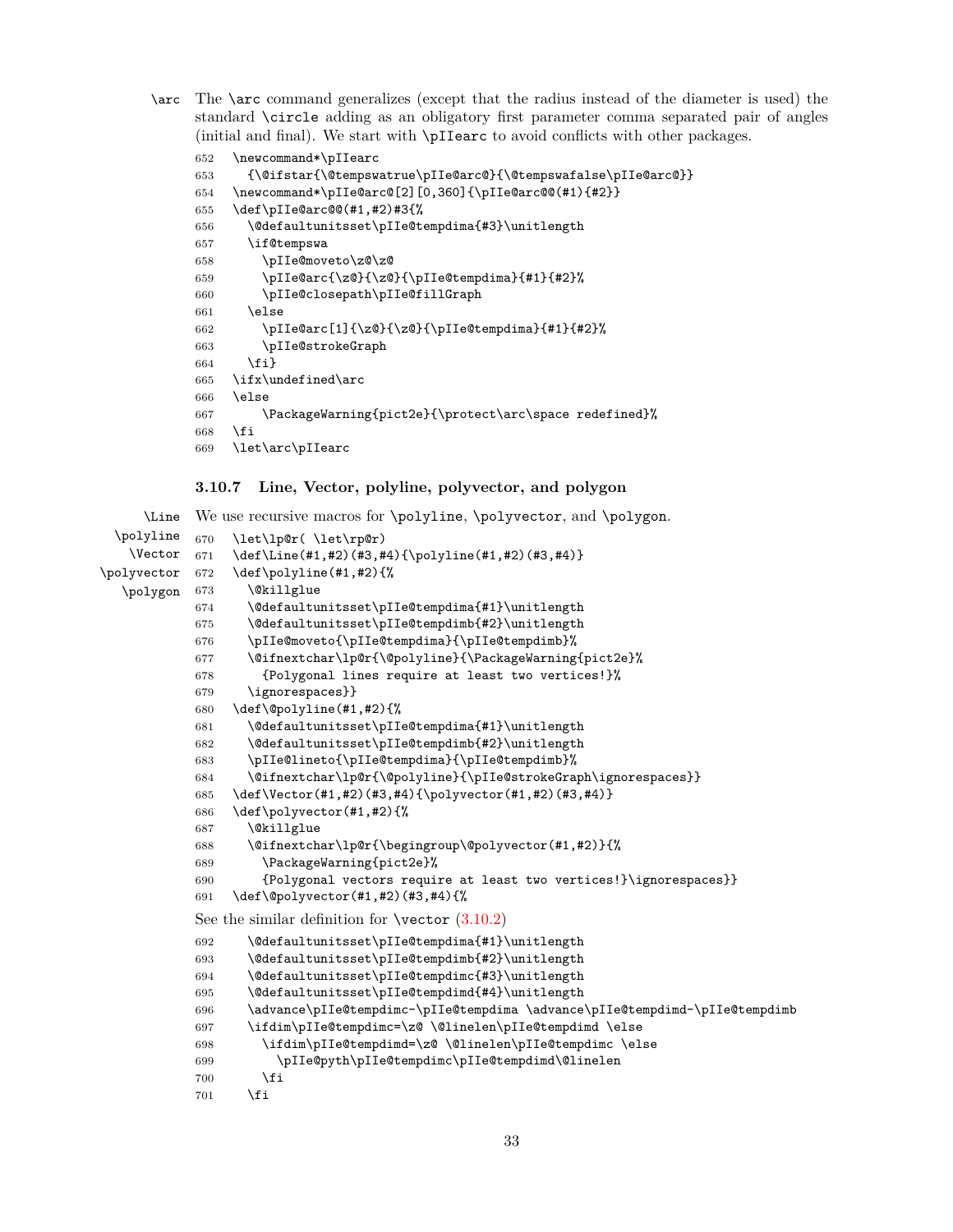`\arc` The `\arc` command generalizes (except that the radius instead of the diameter is used) the standard `\circle` adding as an obligatory first parameter comma separated pair of angles (initial and final). We start with `\pIIearc` to avoid conflicts with other packages.

```
652 \newcommand*\pIIearc
653   {\@ifstar{\@tempswatrue\pIIe@arc@}{\@tempswafalse\pIIe@arc@}}
654 \newcommand*\pIIe@arc@[2][0,360]{\pIIe@arc@@(#1){#2}}
655 \def\pIIe@arc@@(#1,#2)#3{%
656   \@defaultunitsset\pIIe@tempdima{#3}\unitlength
657   \if@tempswa
658     \pIIe@moveto\z@\z@
659     \pIIe@arc{\z@}{\z@}{\pIIe@tempdima}{#1}{#2}%
660     \pIIe@closepath\pIIe@fillGraph
661   \else
662     \pIIe@arc[1]{\z@}{\z@}{\pIIe@tempdima}{#1}{#2}%
663     \pIIe@strokeGraph
664   \fi}
665 \ifx\undefined\arc
666 \else
667     \PackageWarning{pict2e}{\protect\arc\space redefined}%
668 \fi
669 \let\arc\pIIearc
```

### 3.10.7 Line, Vector, polyline, polyvector, and polygon

`\Line` `\polyline` `\Vector` `\polyvector` `\polygon` We use recursive macros for `\polyline`, `\polyvector`, and `\polygon`.

```
670 \let\lp@r( \let\rp@r)
671 \def\Line(#1,#2)(#3,#4){\polyline(#1,#2)(#3,#4)}
672 \def\polyline(#1,#2){%
673   \@killglue
674   \@defaultunitsset\pIIe@tempdima{#1}\unitlength
675   \@defaultunitsset\pIIe@tempdimb{#2}\unitlength
676   \pIIe@moveto{\pIIe@tempdima}{\pIIe@tempdimb}%
677   \@ifnextchar\lp@r{\@polyline}{\PackageWarning{pict2e}%
678     {Polygonal lines require at least two vertices!}%
679   \ignorespaces}}
680 \def\@polyline(#1,#2){%
681   \@defaultunitsset\pIIe@tempdima{#1}\unitlength
682   \@defaultunitsset\pIIe@tempdimb{#2}\unitlength
683   \pIIe@lineto{\pIIe@tempdima}{\pIIe@tempdimb}%
684   \@ifnextchar\lp@r{\@polyline}{\pIIe@strokeGraph\ignorespaces}}
685 \def\Vector(#1,#2)(#3,#4){\polyvector(#1,#2)(#3,#4)}
686 \def\polyvector(#1,#2){%
687   \@killglue
688   \@ifnextchar\lp@r{\begingroup\@polyvector(#1,#2)}{%
689     \PackageWarning{pict2e}%
690     {Polygonal vectors require at least two vertices!}\ignorespaces}}
691 \def\@polyvector(#1,#2)(#3,#4){%
```

See the similar definition for `\vector` (3.10.2)

```
692   \@defaultunitsset\pIIe@tempdima{#1}\unitlength
693   \@defaultunitsset\pIIe@tempdimb{#2}\unitlength
694   \@defaultunitsset\pIIe@tempdimc{#3}\unitlength
695   \@defaultunitsset\pIIe@tempdimd{#4}\unitlength
696   \advance\pIIe@tempdimc-\pIIe@tempdima \advance\pIIe@tempdimd-\pIIe@tempdimb
697   \ifdim\pIIe@tempdimc=\z@ \@linelen\pIIe@tempdimd \else
698     \ifdim\pIIe@tempdimd=\z@ \@linelen\pIIe@tempdimc \else
699       \pIIe@pyth\pIIe@tempdimc\pIIe@tempdimd\@linelen
700     \fi
701   \fi
```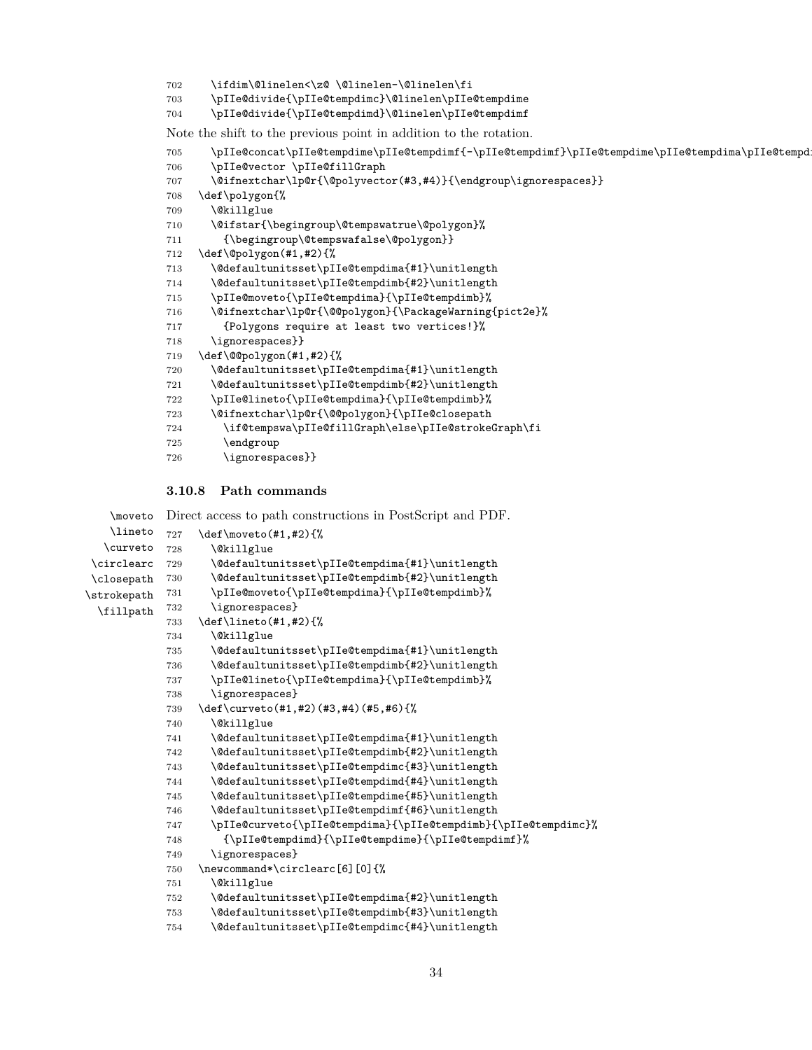```
702    \ifdim\@linelen<\z@ \@linelen-\@linelen\fi
703    \pIIe@divide{\pIIe@tempdimc}\@linelen\pIIe@tempdime
704    \pIIe@divide{\pIIe@tempdimd}\@linelen\pIIe@tempdimf
```

Note the shift to the previous point in addition to the rotation.

```
705    \pIIe@concat\pIIe@tempdime\pIIe@tempdimf{-\pIIe@tempdimf}\pIIe@tempdime\pIIe@tempdima\pIIe@tempd
706    \pIIe@vector \pIIe@fillGraph
707    \@ifnextchar\lp@r{\@polyvector(#3,#4)}{\endgroup\ignorespaces}}
708  \def\polygon{%
709    \@killglue
710    \@ifstar{\begingroup\@tempswatrue\@polygon}%
711      {\begingroup\@tempswafalse\@polygon}}
712  \def\@polygon(#1,#2){%
713    \@defaultunitsset\pIIe@tempdima{#1}\unitlength
714    \@defaultunitsset\pIIe@tempdimb{#2}\unitlength
715    \pIIe@moveto{\pIIe@tempdima}{\pIIe@tempdimb}%
716    \@ifnextchar\lp@r{\@@polygon}{\PackageWarning{pict2e}%
717      {Polygons require at least two vertices!}%
718    \ignorespaces}}
719  \def\@@polygon(#1,#2){%
720    \@defaultunitsset\pIIe@tempdima{#1}\unitlength
721    \@defaultunitsset\pIIe@tempdimb{#2}\unitlength
722    \pIIe@lineto{\pIIe@tempdima}{\pIIe@tempdimb}%
723    \@ifnextchar\lp@r{\@@polygon}{\pIIe@closepath
724      \if@tempswa\pIIe@fillGraph\else\pIIe@strokeGraph\fi
725      \endgroup
726      \ignorespaces}}
```

### 3.10.8 Path commands

\moveto \lineto \curveto \circlearc \closepath \strokepath \fillpath

Direct access to path constructions in PostScript and PDF.

```
727  \def\moveto(#1,#2){%
728    \@killglue
729    \@defaultunitsset\pIIe@tempdima{#1}\unitlength
730    \@defaultunitsset\pIIe@tempdimb{#2}\unitlength
731    \pIIe@moveto{\pIIe@tempdima}{\pIIe@tempdimb}%
732    \ignorespaces}
733  \def\lineto(#1,#2){%
734    \@killglue
735    \@defaultunitsset\pIIe@tempdima{#1}\unitlength
736    \@defaultunitsset\pIIe@tempdimb{#2}\unitlength
737    \pIIe@lineto{\pIIe@tempdima}{\pIIe@tempdimb}%
738    \ignorespaces}
739  \def\curveto(#1,#2)(#3,#4)(#5,#6){%
740    \@killglue
741    \@defaultunitsset\pIIe@tempdima{#1}\unitlength
742    \@defaultunitsset\pIIe@tempdimb{#2}\unitlength
743    \@defaultunitsset\pIIe@tempdimc{#3}\unitlength
744    \@defaultunitsset\pIIe@tempdimd{#4}\unitlength
745    \@defaultunitsset\pIIe@tempdime{#5}\unitlength
746    \@defaultunitsset\pIIe@tempdimf{#6}\unitlength
747    \pIIe@curveto{\pIIe@tempdima}{\pIIe@tempdimb}{\pIIe@tempdimc}%
748      {\pIIe@tempdimd}{\pIIe@tempdime}{\pIIe@tempdimf}%
749    \ignorespaces}
750  \newcommand*\circlearc[6][0]{%
751    \@killglue
752    \@defaultunitsset\pIIe@tempdima{#2}\unitlength
753    \@defaultunitsset\pIIe@tempdimb{#3}\unitlength
754    \@defaultunitsset\pIIe@tempdimc{#4}\unitlength
```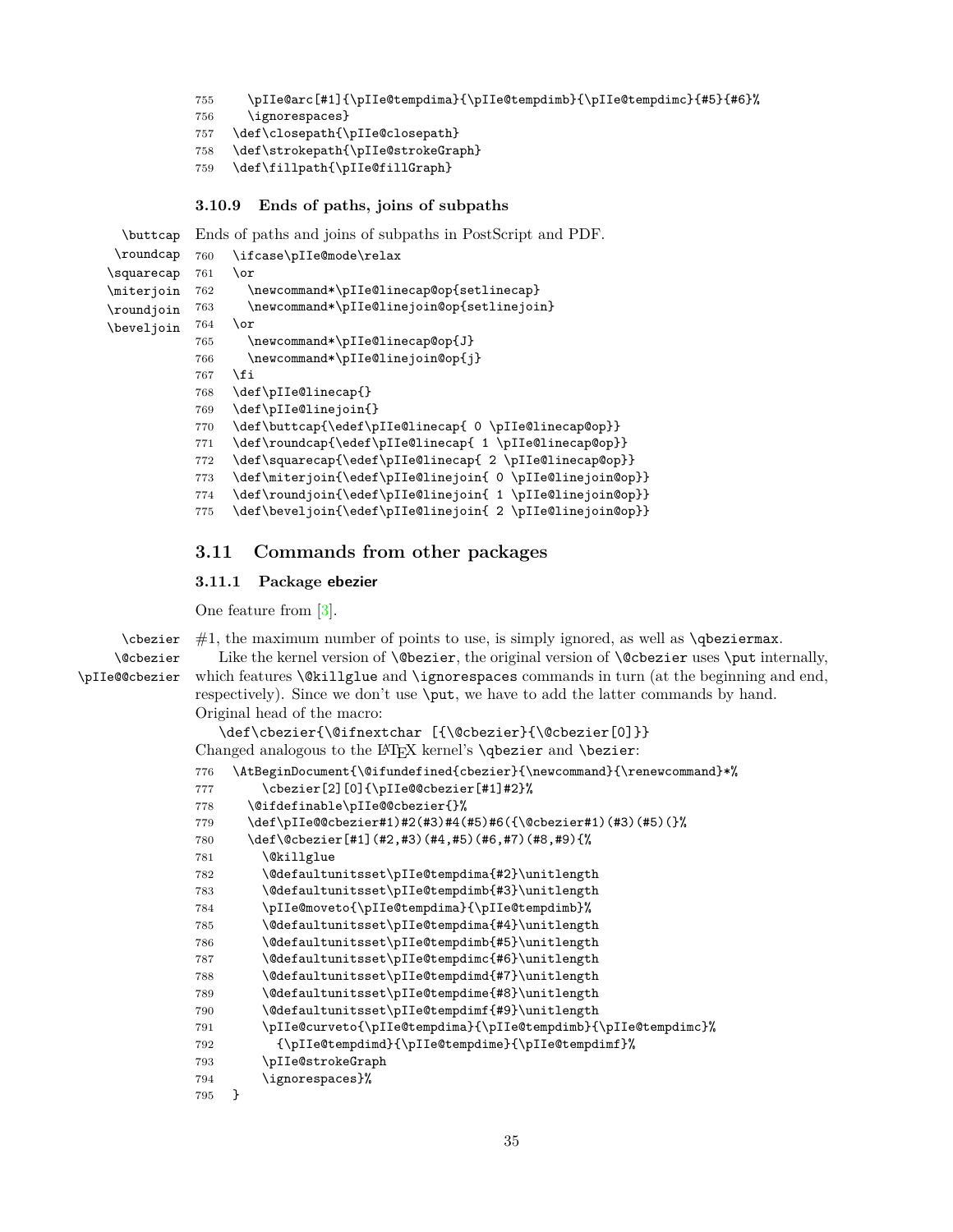```
755     \pIIe@arc[#1]{\pIIe@tempdima}{\pIIe@tempdimb}{\pIIe@tempdimc}{#5}{#6}%
756     \ignorespaces}
757   \def\closepath{\pIIe@closepath}
758   \def\strokepath{\pIIe@strokeGraph}
759   \def\fillpath{\pIIe@fillGraph}
```

### 3.10.9 Ends of paths, joins of subpaths

\buttcap \roundcap \squarecap \miterjoin \roundjoin \beveljoin

Ends of paths and joins of subpaths in PostScript and PDF.

```
760   \ifcase\pIIe@mode\relax
761   \or
762     \newcommand*\pIIe@linecap@op{setlinecap}
763     \newcommand*\pIIe@linejoin@op{setlinejoin}
764   \or
765     \newcommand*\pIIe@linecap@op{J}
766     \newcommand*\pIIe@linejoin@op{j}
767   \fi
768   \def\pIIe@linecap{}
769   \def\pIIe@linejoin{}
770   \def\buttcap{\edef\pIIe@linecap{ 0 \pIIe@linecap@op}}
771   \def\roundcap{\edef\pIIe@linecap{ 1 \pIIe@linecap@op}}
772   \def\squarecap{\edef\pIIe@linecap{ 2 \pIIe@linecap@op}}
773   \def\miterjoin{\edef\pIIe@linejoin{ 0 \pIIe@linejoin@op}}
774   \def\roundjoin{\edef\pIIe@linejoin{ 1 \pIIe@linejoin@op}}
775   \def\beveljoin{\edef\pIIe@linejoin{ 2 \pIIe@linejoin@op}}
```

## 3.11 Commands from other packages

### 3.11.1 Package ebezier

One feature from [3].

\cbezier \@cbezier \pIIe@@cbezier

#1, the maximum number of points to use, is simply ignored, as well as \qbeziermax.

Like the kernel version of \@bezier, the original version of \@cbezier uses \put internally, which features \@killglue and \ignorespaces commands in turn (at the beginning and end, respectively). Since we don't use \put, we have to add the latter commands by hand. Original head of the macro:

```
\def\cbezier{\@ifnextchar [{\@cbezier}{\@cbezier[0]}}
```

Changed analogous to the LaTeX kernel's \qbezier and \bezier:

```
776   \AtBeginDocument{\@ifundefined{cbezier}{\newcommand}{\renewcommand}*%
777       \cbezier[2][0]{\pIIe@@cbezier[#1]#2}%
778     \@ifdefinable\pIIe@@cbezier{}%
779     \def\pIIe@@cbezier#1)#2(#3)#4(#5)#6({\@cbezier#1)(#3)(#5)(}%
780     \def\@cbezier[#1](#2,#3)(#4,#5)(#6,#7)(#8,#9){%
781       \@killglue
782       \@defaultunitsset\pIIe@tempdima{#2}\unitlength
783       \@defaultunitsset\pIIe@tempdimb{#3}\unitlength
784       \pIIe@moveto{\pIIe@tempdima}{\pIIe@tempdimb}%
785       \@defaultunitsset\pIIe@tempdima{#4}\unitlength
786       \@defaultunitsset\pIIe@tempdimb{#5}\unitlength
787       \@defaultunitsset\pIIe@tempdimc{#6}\unitlength
788       \@defaultunitsset\pIIe@tempdimd{#7}\unitlength
789       \@defaultunitsset\pIIe@tempdime{#8}\unitlength
790       \@defaultunitsset\pIIe@tempdimf{#9}\unitlength
791       \pIIe@curveto{\pIIe@tempdima}{\pIIe@tempdimb}{\pIIe@tempdimc}%
792         {\pIIe@tempdimd}{\pIIe@tempdime}{\pIIe@tempdimf}%
793       \pIIe@strokeGraph
794       \ignorespaces}%
795   }
```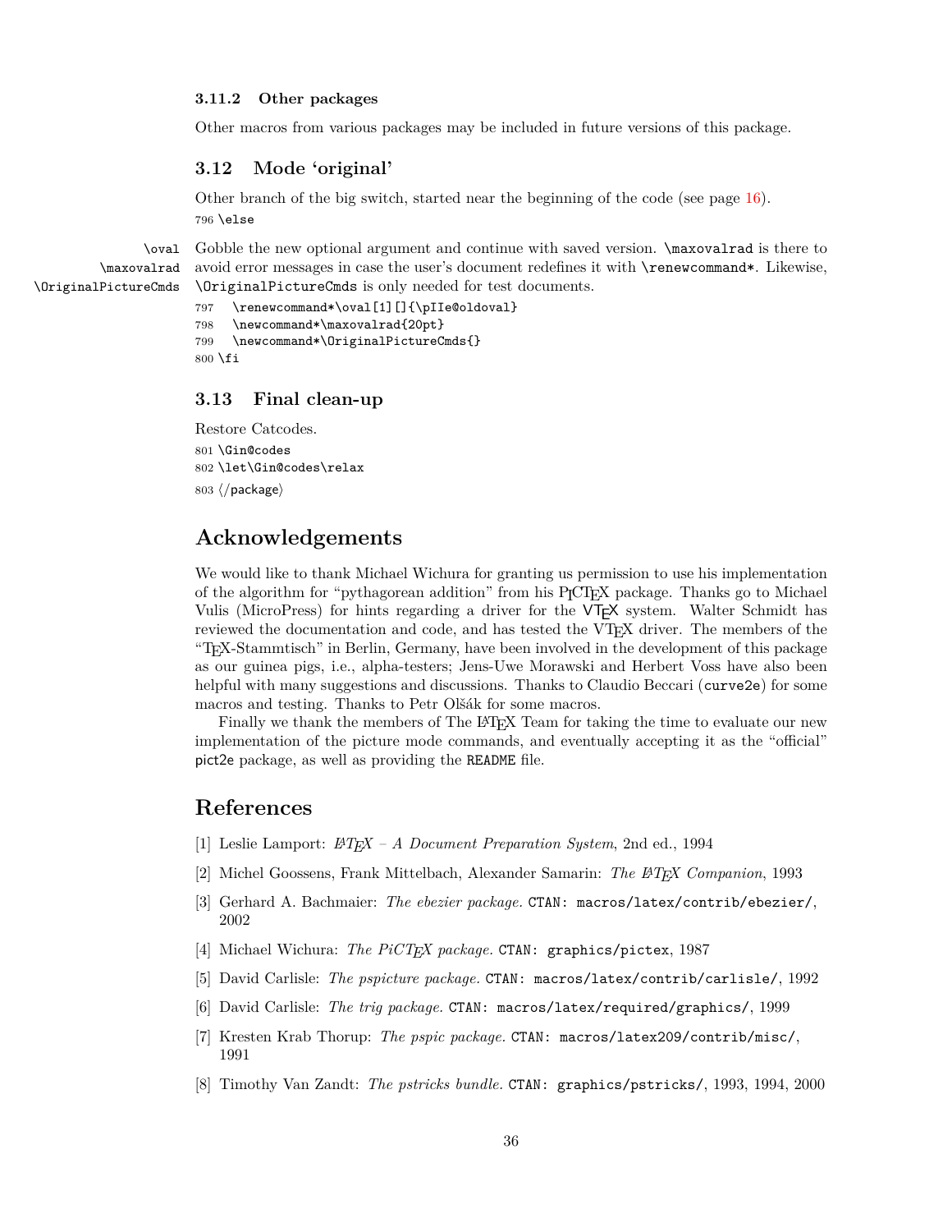### 3.11.2 Other packages

Other macros from various packages may be included in future versions of this package.

## 3.12 Mode 'original'

Other branch of the big switch, started near the beginning of the code (see page 16).

```
796 \else
```

\oval \maxovalrad \OriginalPictureCmds

Gobble the new optional argument and continue with saved version. `\maxovalrad` is there to avoid error messages in case the user's document redefines it with `\renewcommand*`. Likewise, `\OriginalPictureCmds` is only needed for test documents.

```
797   \renewcommand*\oval[1][]{\pIIe@oldoval}
798   \newcommand*\maxovalrad{20pt}
799   \newcommand*\OriginalPictureCmds{}
800 \fi
```

## 3.13 Final clean-up

Restore Catcodes.

```
801 \Gin@codes
802 \let\Gin@codes\relax
803 ⟨/package⟩
```

# Acknowledgements

We would like to thank Michael Wichura for granting us permission to use his implementation of the algorithm for "pythagorean addition" from his PICTEX package. Thanks go to Michael Vulis (MicroPress) for hints regarding a driver for the VTEX system. Walter Schmidt has reviewed the documentation and code, and has tested the VTEX driver. The members of the "TEX-Stammtisch" in Berlin, Germany, have been involved in the development of this package as our guinea pigs, i.e., alpha-testers; Jens-Uwe Morawski and Herbert Voss have also been helpful with many suggestions and discussions. Thanks to Claudio Beccari (curve2e) for some macros and testing. Thanks to Petr Olšák for some macros.

Finally we thank the members of The LATEX Team for taking the time to evaluate our new implementation of the picture mode commands, and eventually accepting it as the "official" pict2e package, as well as providing the README file.

# References

[1] Leslie Lamport: *LATEX – A Document Preparation System*, 2nd ed., 1994

[2] Michel Goossens, Frank Mittelbach, Alexander Samarin: *The LATEX Companion*, 1993

[3] Gerhard A. Bachmaier: *The ebezier package.* CTAN: macros/latex/contrib/ebezier/, 2002

[4] Michael Wichura: *The PiCTEX package.* CTAN: graphics/pictex, 1987

[5] David Carlisle: *The pspicture package.* CTAN: macros/latex/contrib/carlisle/, 1992

[6] David Carlisle: *The trig package.* CTAN: macros/latex/required/graphics/, 1999

[7] Kresten Krab Thorup: *The pspic package.* CTAN: macros/latex209/contrib/misc/, 1991

[8] Timothy Van Zandt: *The pstricks bundle.* CTAN: graphics/pstricks/, 1993, 1994, 2000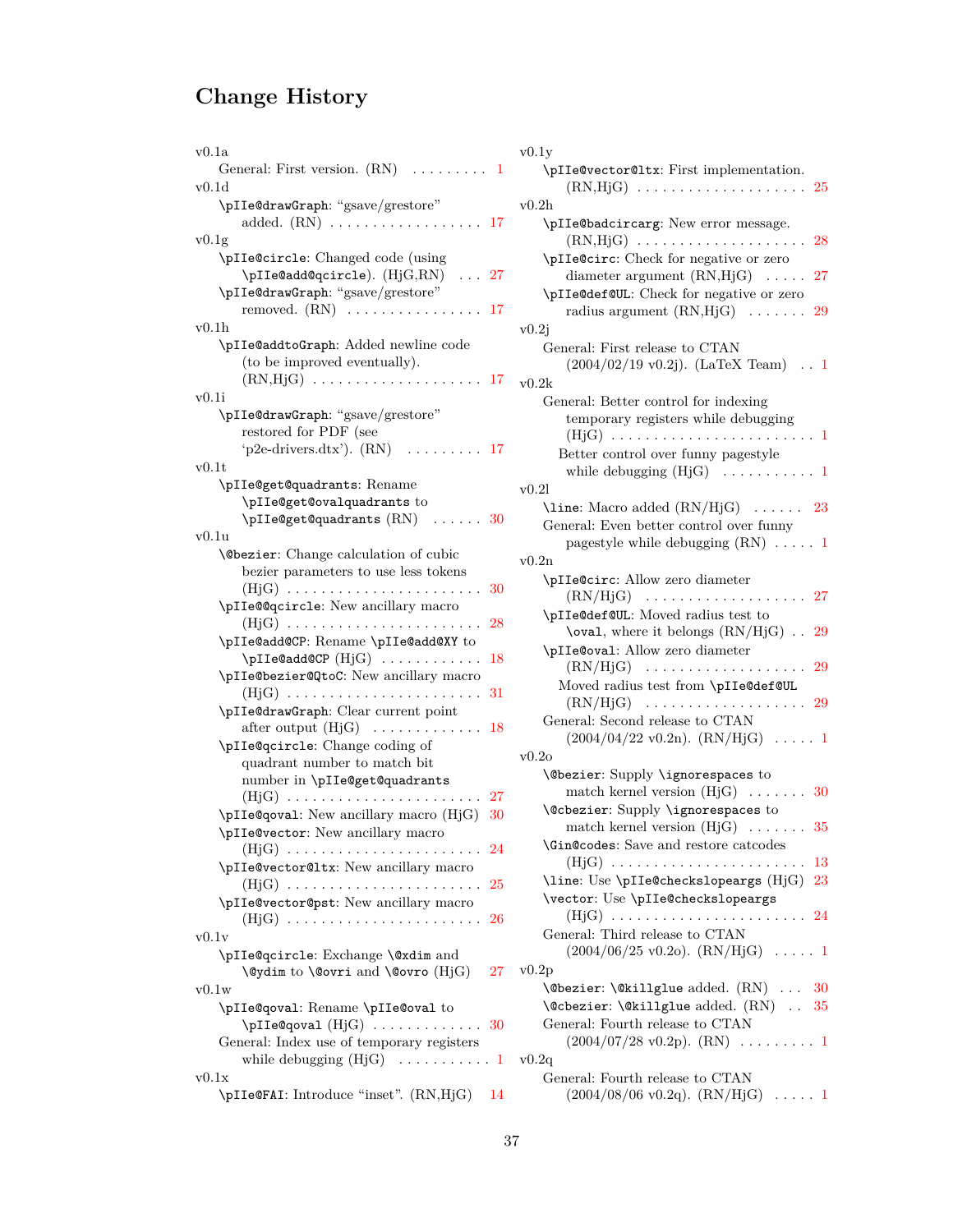# Change History

v0.1a
- General: First version. (RN) . . . . . . . . . 1

v0.1d
- `\pIIe@drawGraph`: "gsave/grestore" added. (RN) . . . . . . . . . . . . . . . . . . 17

v0.1g
- `\pIIe@circle`: Changed code (using `\pIIe@add@qcircle`). (HjG,RN) . . . 27
- `\pIIe@drawGraph`: "gsave/grestore" removed. (RN) . . . . . . . . . . . . . . . . 17

v0.1h
- `\pIIe@addtoGraph`: Added newline code (to be improved eventually). (RN,HjG) . . . . . . . . . . . . . . . . . . . . 17

v0.1i
- `\pIIe@drawGraph`: "gsave/grestore" restored for PDF (see 'p2e-drivers.dtx'). (RN) . . . . . . . . . 17

v0.1t
- `\pIIe@get@quadrants`: Rename `\pIIe@get@ovalquadrants` to `\pIIe@get@quadrants` (RN) . . . . . . 30

v0.1u
- `\@bezier`: Change calculation of cubic bezier parameters to use less tokens (HjG) . . . . . . . . . . . . . . . . . . . . . . . 30
- `\pIIe@@qcircle`: New ancillary macro (HjG) . . . . . . . . . . . . . . . . . . . . . . . 28
- `\pIIe@add@CP`: Rename `\pIIe@add@XY` to `\pIIe@add@CP` (HjG) . . . . . . . . . . . . 18
- `\pIIe@bezier@QtoC`: New ancillary macro (HjG) . . . . . . . . . . . . . . . . . . . . . . . 31
- `\pIIe@drawGraph`: Clear current point after output (HjG) . . . . . . . . . . . . . 18
- `\pIIe@qcircle`: Change coding of quadrant number to match bit number in `\pIIe@get@quadrants` (HjG) . . . . . . . . . . . . . . . . . . . . . . . 27
- `\pIIe@qoval`: New ancillary macro (HjG) 30
- `\pIIe@vector`: New ancillary macro (HjG) . . . . . . . . . . . . . . . . . . . . . . . 24
- `\pIIe@vector@ltx`: New ancillary macro (HjG) . . . . . . . . . . . . . . . . . . . . . . . 25
- `\pIIe@vector@pst`: New ancillary macro (HjG) . . . . . . . . . . . . . . . . . . . . . . . 26

v0.1v
- `\pIIe@qcircle`: Exchange `\@xdim` and `\@ydim` to `\@ovri` and `\@ovro` (HjG) 27

v0.1w
- `\pIIe@qoval`: Rename `\pIIe@oval` to `\pIIe@qoval` (HjG) . . . . . . . . . . . . . 30
- General: Index use of temporary registers while debugging (HjG) . . . . . . . . . . . 1

v0.1x
- `\pIIe@FAI`: Introduce "inset". (RN,HjG) 14

v0.1y
- `\pIIe@vector@ltx`: First implementation. (RN,HjG) . . . . . . . . . . . . . . . . . . . . 25

v0.2h
- `\pIIe@badcircarg`: New error message. (RN,HjG) . . . . . . . . . . . . . . . . . . . . 28
- `\pIIe@circ`: Check for negative or zero diameter argument (RN,HjG) . . . . . 27
- `\pIIe@def@UL`: Check for negative or zero radius argument (RN,HjG) . . . . . . . 29

v0.2j
- General: First release to CTAN (2004/02/19 v0.2j). (LaTeX Team) . . 1

v0.2k
- General: Better control for indexing temporary registers while debugging (HjG) . . . . . . . . . . . . . . . . . . . . . . . . 1
- Better control over funny pagestyle while debugging (HjG) . . . . . . . . . . . 1

v0.2l
- `\line`: Macro added (RN/HjG) . . . . . . 23
- General: Even better control over funny pagestyle while debugging (RN) . . . . . 1

v0.2n
- `\pIIe@circ`: Allow zero diameter (RN/HjG) . . . . . . . . . . . . . . . . . . . 27
- `\pIIe@def@UL`: Moved radius test to `\oval`, where it belongs (RN/HjG) . . 29
- `\pIIe@oval`: Allow zero diameter (RN/HjG) . . . . . . . . . . . . . . . . . . . 29
- Moved radius test from `\pIIe@def@UL` (RN/HjG) . . . . . . . . . . . . . . . . . . . 29
- General: Second release to CTAN (2004/04/22 v0.2n). (RN/HjG) . . . . . 1

v0.2o
- `\@bezier`: Supply `\ignorespaces` to match kernel version (HjG) . . . . . . . 30
- `\@cbezier`: Supply `\ignorespaces` to match kernel version (HjG) . . . . . . . 35
- `\Gin@codes`: Save and restore catcodes (HjG) . . . . . . . . . . . . . . . . . . . . . . . 13
- `\line`: Use `\pIIe@checkslopeargs` (HjG) 23
- `\vector`: Use `\pIIe@checkslopeargs` (HjG) . . . . . . . . . . . . . . . . . . . . . . . 24
- General: Third release to CTAN (2004/06/25 v0.2o). (RN/HjG) . . . . . 1

v0.2p
- `\@bezier`: `\@killglue` added. (RN) . . . 30
- `\@cbezier`: `\@killglue` added. (RN) . . 35
- General: Fourth release to CTAN (2004/07/28 v0.2p). (RN) . . . . . . . . . 1

v0.2q
- General: Fourth release to CTAN (2004/08/06 v0.2q). (RN/HjG) . . . . . 1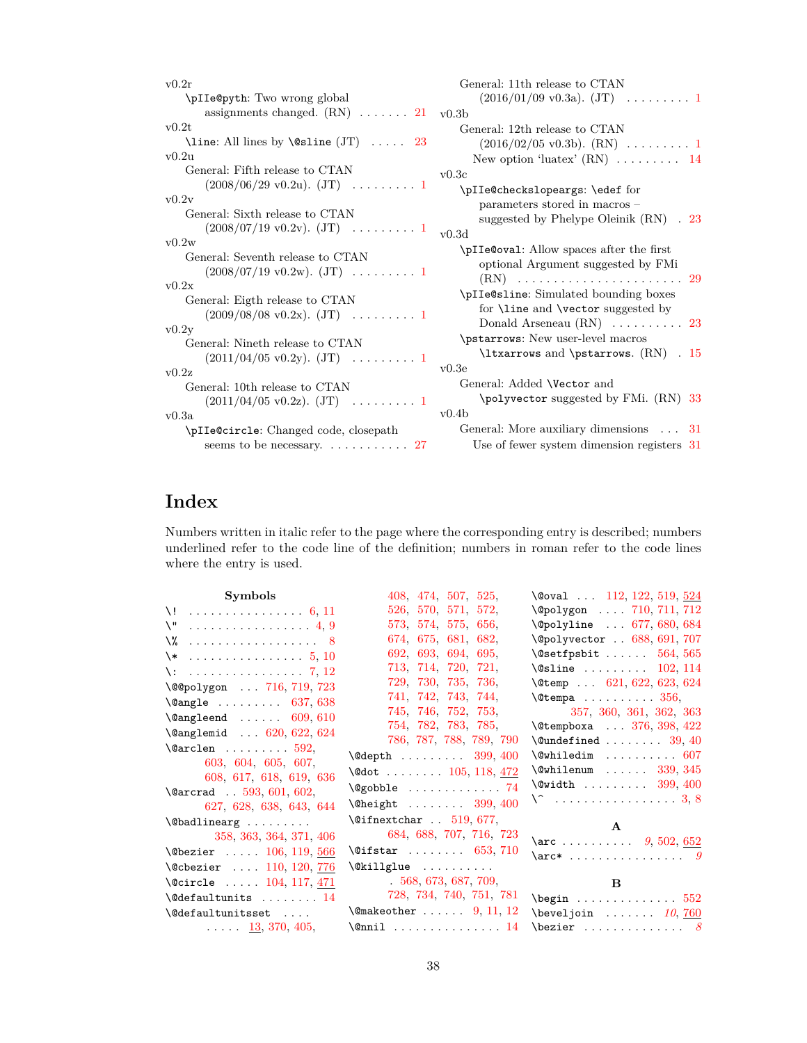v0.2r

\pIIe@pyth: Two wrong global assignments changed. (RN) . . . . . . . 21

v0.2t

\line: All lines by \@sline (JT) . . . . . 23

v0.2u

General: Fifth release to CTAN (2008/06/29 v0.2u). (JT) . . . . . . . . . 1

v0.2v

General: Sixth release to CTAN (2008/07/19 v0.2v). (JT) . . . . . . . . . 1

v0.2w

General: Seventh release to CTAN (2008/07/19 v0.2w). (JT) . . . . . . . . . 1

v0.2x

General: Eigth release to CTAN (2009/08/08 v0.2x). (JT) . . . . . . . . . 1

v0.2y

General: Nineth release to CTAN (2011/04/05 v0.2y). (JT) . . . . . . . . . 1

v0.2z

General: 10th release to CTAN (2011/04/05 v0.2z). (JT) . . . . . . . . . 1

v0.3a

\pIIe@circle: Changed code, closepath seems to be necessary. . . . . . . . . . . . 27

General: 11th release to CTAN (2016/01/09 v0.3a). (JT) . . . . . . . . . 1

v0.3b

General: 12th release to CTAN (2016/02/05 v0.3b). (RN) . . . . . . . . . 1

New option 'luatex' (RN) . . . . . . . . . 14

v0.3c

\pIIe@checkslopeargs: \edef for parameters stored in macros – suggested by Phelype Oleinik (RN) . 23

v0.3d

\pIIe@oval: Allow spaces after the first optional Argument suggested by FMi (RN) . . . . . . . . . . . . . . . . . . . . . . . 29

\pIIe@sline: Simulated bounding boxes for \line and \vector suggested by Donald Arseneau (RN) . . . . . . . . . . 23

\pstarrows: New user-level macros \ltxarrows and \pstarrows. (RN) . 15

v0.3e

General: Added \Vector and \polyvector suggested by FMi. (RN) 33

v0.4b

General: More auxiliary dimensions . . . 31

Use of fewer system dimension registers 31

# Index

Numbers written in italic refer to the page where the corresponding entry is described; numbers underlined refer to the code line of the definition; numbers in roman refer to the code lines where the entry is used.

**Symbols**

\! . . . . . . . . . . . . . . . . 6, 11
\" . . . . . . . . . . . . . . . . . 4, 9
\% . . . . . . . . . . . . . . . . . . 8
\* . . . . . . . . . . . . . . . . 5, 10
\: . . . . . . . . . . . . . . . . 7, 12
\@@polygon . . . 716, 719, 723
\@angle . . . . . . . . . 637, 638
\@angleend . . . . . . 609, 610
\@anglemid . . . 620, 622, 624
\@arclen . . . . . . . . . 592, 603, 604, 605, 607, 608, 617, 618, 619, 636
\@arcrad . . 593, 601, 602, 627, 628, 638, 643, 644
\@badlinearg . . . . . . . . . 358, 363, 364, 371, 406
\@bezier . . . . . 106, 119, 566
\@cbezier . . . . 110, 120, 776
\@circle . . . . . 104, 117, 471
\@defaultunits . . . . . . . . 14
\@defaultunitsset . . . . . . . . . 13, 370, 405, 408, 474, 507, 525, 526, 570, 571, 572, 573, 574, 575, 656, 674, 675, 681, 682, 692, 693, 694, 695, 713, 714, 720, 721, 729, 730, 735, 736, 741, 742, 743, 744, 745, 746, 752, 753, 754, 782, 783, 785, 786, 787, 788, 789, 790
\@depth . . . . . . . . . 399, 400
\@dot . . . . . . . . 105, 118, 472
\@gobble . . . . . . . . . . . . . 74
\@height . . . . . . . . 399, 400
\@ifnextchar . . 519, 677, 684, 688, 707, 716, 723
\@ifstar . . . . . . . . 653, 710
\@killglue . . . . . . . . . . . 568, 673, 687, 709, 728, 734, 740, 751, 781
\@makeother . . . . . . 9, 11, 12
\@nnil . . . . . . . . . . . . . . . 14
\@oval . . . 112, 122, 519, 524
\@polygon . . . . 710, 711, 712
\@polyline . . . 677, 680, 684
\@polyvector . . 688, 691, 707
\@setfpsbit . . . . . . 564, 565
\@sline . . . . . . . . . 102, 114
\@temp . . . 621, 622, 623, 624
\@tempa . . . . . . . . . . 356, 357, 360, 361, 362, 363
\@tempboxa . . . 376, 398, 422
\@undefined . . . . . . . . 39, 40
\@whiledim . . . . . . . . . . 607
\@whilenum . . . . . . 339, 345
\@width . . . . . . . . . 399, 400
\^ . . . . . . . . . . . . . . . . . 3, 8

**A**

\arc . . . . . . . . . . *9*, 502, 652
\arc* . . . . . . . . . . . . . . . . *9*

**B**

\begin . . . . . . . . . . . . . . 552
\beveljoin . . . . . . . *10*, 760
\bezier . . . . . . . . . . . . . . *8*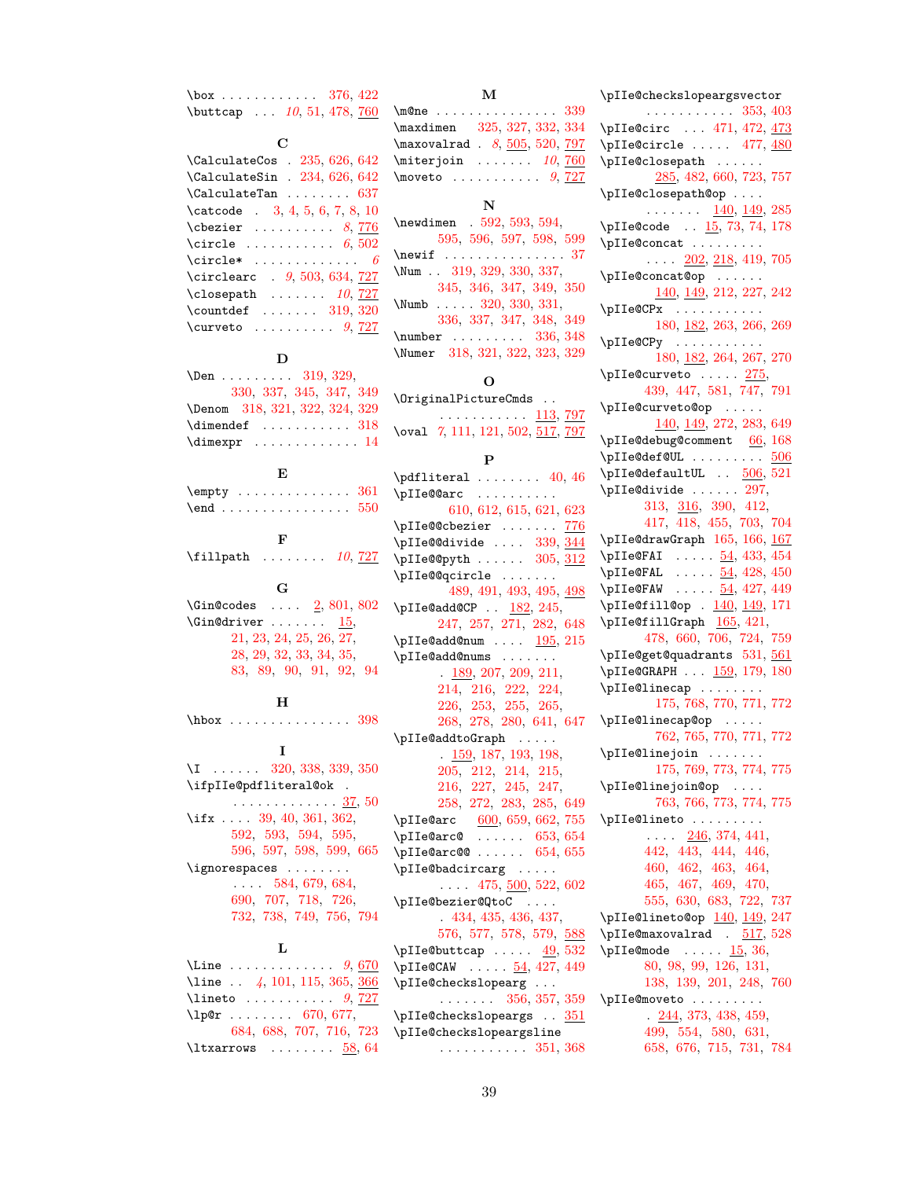\box . . . . . . . . . . . . 376, 422
\buttcap . . . *10*, 51, 478, 760

**C**

\CalculateCos . 235, 626, 642
\CalculateSin . 234, 626, 642
\CalculateTan . . . . . . . . 637
\catcode . 3, 4, 5, 6, 7, 8, 10
\cbezier . . . . . . . . . . *8*, 776
\circle . . . . . . . . . . . *6*, 502
\circle* . . . . . . . . . . . . . *6*
\circlearc . *9*, 503, 634, 727
\closepath . . . . . . . *10*, 727
\countdef . . . . . . . 319, 320
\curveto . . . . . . . . . . *9*, 727

**D**

\Den . . . . . . . . . 319, 329, 330, 337, 345, 347, 349
\Denom 318, 321, 322, 324, 329
\dimendef . . . . . . . . . . . 318
\dimexpr . . . . . . . . . . . . . 14

**E**

\empty . . . . . . . . . . . . . . 361
\end . . . . . . . . . . . . . . . . 550

**F**

\fillpath . . . . . . . . *10*, 727

**G**

\Gin@codes . . . . 2, 801, 802
\Gin@driver . . . . . . . 15, 21, 23, 24, 25, 26, 27, 28, 29, 32, 33, 34, 35, 83, 89, 90, 91, 92, 94

**H**

\hbox . . . . . . . . . . . . . . . 398

**I**

\I . . . . . . 320, 338, 339, 350
\ifpIIe@pdfliteral@ok . . . . . . . . . . . . . . . 37, 50
\ifx . . . . 39, 40, 361, 362, 592, 593, 594, 595, 596, 597, 598, 599, 665
\ignorespaces . . . . . . . . . . . . 584, 679, 684, 690, 707, 718, 726, 732, 738, 749, 756, 794

**L**

\Line . . . . . . . . . . . . . *9*, 670
\line . . *4*, 101, 115, 365, 366
\lineto . . . . . . . . . . . *9*, 727
\lp@r . . . . . . . . 670, 677, 684, 688, 707, 716, 723
\ltxarrows . . . . . . . . 58, 64

**M**

\m@ne . . . . . . . . . . . . . . . 339
\maxdimen 325, 327, 332, 334
\maxovalrad . *8*, 505, 520, 797
\miterjoin . . . . . . . *10*, 760
\moveto . . . . . . . . . . . *9*, 727

**N**

\newdimen . 592, 593, 594, 595, 596, 597, 598, 599
\newif . . . . . . . . . . . . . . . 37
\Num . . 319, 329, 330, 337, 345, 346, 347, 349, 350
\Numb . . . . . 320, 330, 331, 336, 337, 347, 348, 349
\number . . . . . . . . . 336, 348
\Numer 318, 321, 322, 323, 329

**O**

\OriginalPictureCmds . . . . . . . . . . . . . 113, 797
\oval *7*, 111, 121, 502, 517, 797

**P**

\pdfliteral . . . . . . . . 40, 46
\pIIe@@arc . . . . . . . . . . 610, 612, 615, 621, 623
\pIIe@@cbezier . . . . . . . 776
\pIIe@@divide . . . . 339, 344
\pIIe@@pyth . . . . . . 305, 312
\pIIe@@qcircle . . . . . . . 489, 491, 493, 495, 498
\pIIe@add@CP . . 182, 245, 247, 257, 271, 282, 648
\pIIe@add@num . . . . 195, 215
\pIIe@add@nums . . . . . . . . 189, 207, 209, 211, 214, 216, 222, 224, 226, 253, 255, 265, 268, 278, 280, 641, 647
\pIIe@addtoGraph . . . . . . 159, 187, 193, 198, 205, 212, 214, 215, 216, 227, 245, 247, 258, 272, 283, 285, 649
\pIIe@arc 600, 659, 662, 755
\pIIe@arc@ . . . . . . 653, 654
\pIIe@arc@@ . . . . . . 654, 655
\pIIe@badcircarg . . . . . . . . . 475, 500, 522, 602
\pIIe@bezier@QtoC . . . . . 434, 435, 436, 437, 576, 577, 578, 579, 588
\pIIe@buttcap . . . . . 49, 532
\pIIe@CAW . . . . . 54, 427, 449
\pIIe@checkslopearg . . . . . . . . . . 356, 357, 359
\pIIe@checkslopeargs . . 351
\pIIe@checkslopeargsline . . . . . . . . . . . 351, 368
\pIIe@checkslopeargsvector . . . . . . . . . . . 353, 403
\pIIe@circ . . . 471, 472, 473
\pIIe@circle . . . . . 477, 480
\pIIe@closepath . . . . . . 285, 482, 660, 723, 757
\pIIe@closepath@op . . . . . . . . . . . 140, 149, 285
\pIIe@code . . 15, 73, 74, 178
\pIIe@concat . . . . . . . . . . . . 202, 218, 419, 705
\pIIe@concat@op . . . . . . 140, 149, 212, 227, 242
\pIIe@CPx . . . . . . . . . . 180, 182, 263, 266, 269
\pIIe@CPy . . . . . . . . . . 180, 182, 264, 267, 270
\pIIe@curveto . . . . . 275, 439, 447, 581, 747, 791
\pIIe@curveto@op . . . . . 140, 149, 272, 283, 649
\pIIe@debug@comment 66, 168
\pIIe@def@UL . . . . . . . . . 506
\pIIe@defaultUL . . 506, 521
\pIIe@divide . . . . . . 297, 313, 316, 390, 412, 417, 418, 455, 703, 704
\pIIe@drawGraph 165, 166, 167
\pIIe@FAI . . . . . 54, 433, 454
\pIIe@FAL . . . . . 54, 428, 450
\pIIe@FAW . . . . . 54, 427, 449
\pIIe@fill@op . 140, 149, 171
\pIIe@fillGraph 165, 421, 478, 660, 706, 724, 759
\pIIe@get@quadrants 531, 561
\pIIe@GRAPH . . . 159, 179, 180
\pIIe@linecap . . . . . . . . 175, 768, 770, 771, 772
\pIIe@linecap@op . . . . . 762, 765, 770, 771, 772
\pIIe@linejoin . . . . . . . 175, 769, 773, 774, 775
\pIIe@linejoin@op . . . . 763, 766, 773, 774, 775
\pIIe@lineto . . . . . . . . . . . . 246, 374, 441, 442, 443, 444, 446, 460, 462, 463, 464, 465, 467, 469, 470, 555, 630, 683, 722, 737
\pIIe@lineto@op 140, 149, 247
\pIIe@maxovalrad . 517, 528
\pIIe@mode . . . . . 15, 36, 80, 98, 99, 126, 131, 138, 139, 201, 248, 760
\pIIe@moveto . . . . . . . . . 244, 373, 438, 459, 499, 554, 580, 631, 658, 676, 715, 731, 784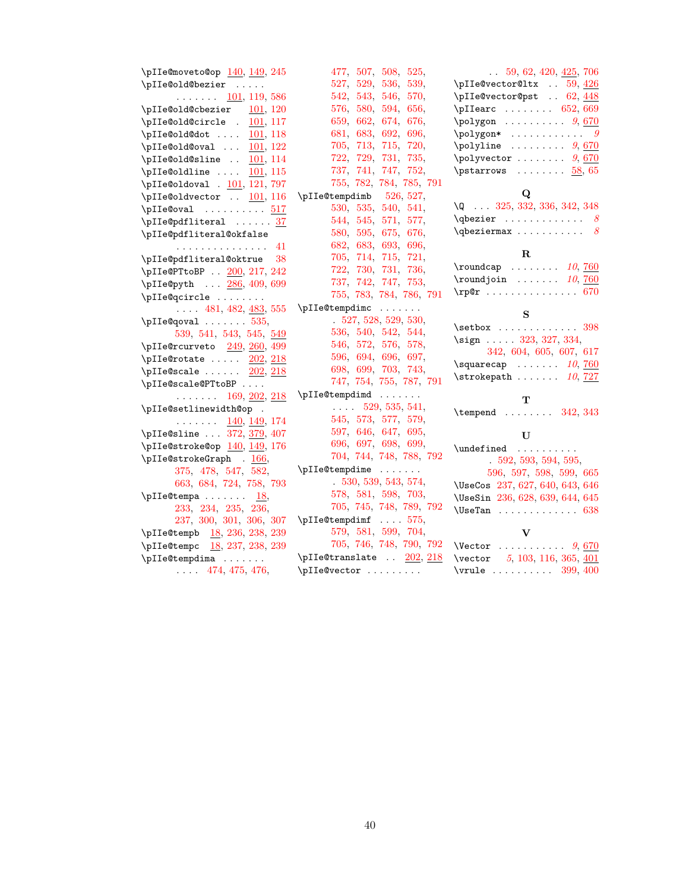\pIIe@moveto@op 140, 149, 245
\pIIe@old@bezier . . . . . . . . . . . . 101, 119, 586
\pIIe@old@cbezier 101, 120
\pIIe@old@circle . 101, 117
\pIIe@old@dot . . . . 101, 118
\pIIe@old@oval . . . 101, 122
\pIIe@old@sline . . 101, 114
\pIIe@oldline . . . . 101, 115
\pIIe@oldoval . 101, 121, 797
\pIIe@oldvector . . 101, 116
\pIIe@oval . . . . . . . . . . 517
\pIIe@pdfliteral . . . . . . 37
\pIIe@pdfliteral@okfalse . . . . . . . . . . . . . . . 41
\pIIe@pdfliteral@oktrue 38
\pIIe@PTtoBP . . 200, 217, 242
\pIIe@pyth . . . 286, 409, 699
\pIIe@qcircle . . . . . . . . . . . . 481, 482, 483, 555
\pIIe@qoval . . . . . . . 535, 539, 541, 543, 545, 549
\pIIe@rcurveto 249, 260, 499
\pIIe@rotate . . . . . 202, 218
\pIIe@scale . . . . . . 202, 218
\pIIe@scale@PTtoBP . . . . . . . . . . . 169, 202, 218
\pIIe@setlinewidth@op . . . . . . . . 140, 149, 174
\pIIe@sline . . . 372, 379, 407
\pIIe@stroke@op 140, 149, 176
\pIIe@strokeGraph . 166, 375, 478, 547, 582, 663, 684, 724, 758, 793
\pIIe@tempa . . . . . . . 18, 233, 234, 235, 236, 237, 300, 301, 306, 307
\pIIe@tempb 18, 236, 238, 239
\pIIe@tempc 18, 237, 238, 239
\pIIe@tempdima . . . . . . . . . . . 474, 475, 476, 477, 507, 508, 525, 527, 529, 536, 539, 542, 543, 546, 570, 576, 580, 594, 656, 659, 662, 674, 676, 681, 683, 692, 696, 705, 713, 715, 720, 722, 729, 731, 735, 737, 741, 747, 752, 755, 782, 784, 785, 791
\pIIe@tempdimb 526, 527, 530, 535, 540, 541, 544, 545, 571, 577, 580, 595, 675, 676, 682, 683, 693, 696, 705, 714, 715, 721, 722, 730, 731, 736, 737, 742, 747, 753, 755, 783, 784, 786, 791
\pIIe@tempdimc . . . . . . . 527, 528, 529, 530, 536, 540, 542, 544, 546, 572, 576, 578, 596, 694, 696, 697, 698, 699, 703, 743, 747, 754, 755, 787, 791
\pIIe@tempdimd . . . . . . . . . . . 529, 535, 541, 545, 573, 577, 579, 597, 646, 647, 695, 696, 697, 698, 699, 704, 744, 748, 788, 792
\pIIe@tempdime . . . . . . . . 530, 539, 543, 574, 578, 581, 598, 703, 705, 745, 748, 789, 792
\pIIe@tempdimf . . . . 575, 579, 581, 599, 704, 705, 746, 748, 790, 792
\pIIe@translate . . 202, 218
\pIIe@vector . . . . . . . . . . 59, 62, 420, 425, 706
\pIIe@vector@ltx . . 59, 426
\pIIe@vector@pst . . 62, 448
\pIIearc . . . . . . . . 652, 669
\polygon . . . . . . . . . . *9*, 670
\polygon* . . . . . . . . . . . . *9*
\polyline . . . . . . . . . *9*, 670
\polyvector . . . . . . . . *9*, 670
\pstarrows . . . . . . . . 58, 65

**Q**

\Q . . . 325, 332, 336, 342, 348
\qbezier . . . . . . . . . . . . . *8*
\qbeziermax . . . . . . . . . . . *8*

**R**

\roundcap . . . . . . . . *10*, 760
\roundjoin . . . . . . . *10*, 760
\rp@r . . . . . . . . . . . . . . . . 670

**S**

\setbox . . . . . . . . . . . . . 398
\sign . . . . . 323, 327, 334, 342, 604, 605, 607, 617
\squarecap . . . . . . . *10*, 760
\strokepath . . . . . . . *10*, 727

**T**

\tempend . . . . . . . . 342, 343

**U**

\undefined . . . . . . . . . . 592, 593, 594, 595, 596, 597, 598, 599, 665
\UseCos 237, 627, 640, 643, 646
\UseSin 236, 628, 639, 644, 645
\UseTan . . . . . . . . . . . . . 638

**V**

\Vector . . . . . . . . . . . *9*, 670
\vector *5*, 103, 116, 365, 401
\vrule . . . . . . . . . . 399, 400